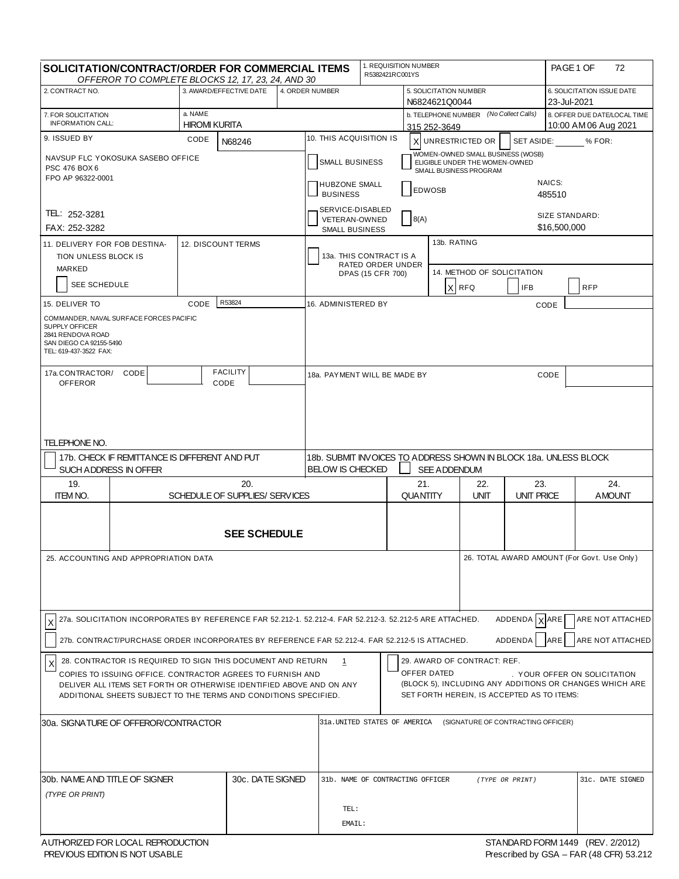# SOLICITATION/CONTRACT/ORDER FOR COMMERCIAL ITEMS

*OFFEROR TO COMPLETE BLOCKS 12, 17, 23, 24, AND 30*

| Field | Value |
|---|---|
| 1. REQUISITION NUMBER | R5382421RC001YS |
| PAGE 1 OF | 72 |
| 2. CONTRACT NO. | |
| 3. AWARD/EFFECTIVE DATE | |
| 4. ORDER NUMBER | |
| 5. SOLICITATION NUMBER | N6824621Q0044 |
| 6. SOLICITATION ISSUE DATE | 23-Jul-2021 |
| 7. FOR SOLICITATION INFORMATION CALL: a. NAME | HIROMI KURITA |
| b. TELEPHONE NUMBER (No Collect Calls) | 315 252-3649 |
| 8. OFFER DUE DATE/LOCAL TIME | 10:00 AM 06 Aug 2021 |

**9. ISSUED BY** CODE N68246

NAVSUP FLC YOKOSUKA SASEBO OFFICE
PSC 476 BOX 6
FPO AP 96322-0001

TEL: 252-3281
FAX: 252-3282

**10. THIS ACQUISITION IS** [X] UNRESTRICTED OR [ ] SET ASIDE: ____ % FOR:

- [ ] SMALL BUSINESS
- [ ] WOMEN-OWNED SMALL BUSINESS (WOSB) ELIGIBLE UNDER THE WOMEN-OWNED SMALL BUSINESS PROGRAM
- [ ] HUBZONE SMALL BUSINESS
- [ ] EDWOSB
- [ ] SERVICE-DISABLED VETERAN-OWNED SMALL BUSINESS
- [ ] 8(A)

NAICS: 485510

SIZE STANDARD: $16,500,000

**11. DELIVERY FOR FOB DESTINATION UNLESS BLOCK IS MARKED** [ ] SEE SCHEDULE

**12. DISCOUNT TERMS**

[ ] 13a. THIS CONTRACT IS A RATED ORDER UNDER DPAS (15 CFR 700)

13b. RATING

14. METHOD OF SOLICITATION [X] RFQ [ ] IFB [ ] RFP

**15. DELIVER TO** CODE R53824

COMMANDER, NAVAL SURFACE FORCES PACIFIC
SUPPLY OFFICER
2841 RENDOVA ROAD
SAN DIEGO CA 92155-5490
TEL: 619-437-3522 FAX:

**16. ADMINISTERED BY** CODE

**17a. CONTRACTOR/OFFEROR** CODE FACILITY CODE

TELEPHONE NO.

[ ] 17b. CHECK IF REMITTANCE IS DIFFERENT AND PUT SUCH ADDRESS IN OFFER

**18a. PAYMENT WILL BE MADE BY** CODE

18b. SUBMIT INVOICES TO ADDRESS SHOWN IN BLOCK 18a. UNLESS BLOCK BELOW IS CHECKED [ ] SEE ADDENDUM

| 19. ITEM NO. | 20. SCHEDULE OF SUPPLIES/ SERVICES | 21. QUANTITY | 22. UNIT | 23. UNIT PRICE | 24. AMOUNT |
|---|---|---|---|---|---|
| | **SEE SCHEDULE** | | | | |

25. ACCOUNTING AND APPROPRIATION DATA

26. TOTAL AWARD AMOUNT (For Govt. Use Only)

[X] 27a. SOLICITATION INCORPORATES BY REFERENCE FAR 52.212-1. 52.212-4. FAR 52.212-3. 52.212-5 ARE ATTACHED. ADDENDA [X] ARE [ ] ARE NOT ATTACHED

[ ] 27b. CONTRACT/PURCHASE ORDER INCORPORATES BY REFERENCE FAR 52.212-4. FAR 52.212-5 IS ATTACHED. ADDENDA [ ] ARE [ ] ARE NOT ATTACHED

[X] 28. CONTRACTOR IS REQUIRED TO SIGN THIS DOCUMENT AND RETURN 1 COPIES TO ISSUING OFFICE. CONTRACTOR AGREES TO FURNISH AND DELIVER ALL ITEMS SET FORTH OR OTHERWISE IDENTIFIED ABOVE AND ON ANY ADDITIONAL SHEETS SUBJECT TO THE TERMS AND CONDITIONS SPECIFIED.

[ ] 29. AWARD OF CONTRACT: REF. OFFER DATED ________. YOUR OFFER ON SOLICITATION (BLOCK 5), INCLUDING ANY ADDITIONS OR CHANGES WHICH ARE SET FORTH HEREIN, IS ACCEPTED AS TO ITEMS:

30a. SIGNATURE OF OFFEROR/CONTRACTOR

31a. UNITED STATES OF AMERICA (SIGNATURE OF CONTRACTING OFFICER)

| 30b. NAME AND TITLE OF SIGNER *(TYPE OR PRINT)* | 30c. DATE SIGNED | 31b. NAME OF CONTRACTING OFFICER *(TYPE OR PRINT)* | 31c. DATE SIGNED |
|---|---|---|---|
| | | TEL: <br> EMAIL: | |

AUTHORIZED FOR LOCAL REPRODUCTION
PREVIOUS EDITION IS NOT USABLE

STANDARD FORM 1449 (REV. 2/2012)
Prescribed by GSA – FAR (48 CFR) 53.212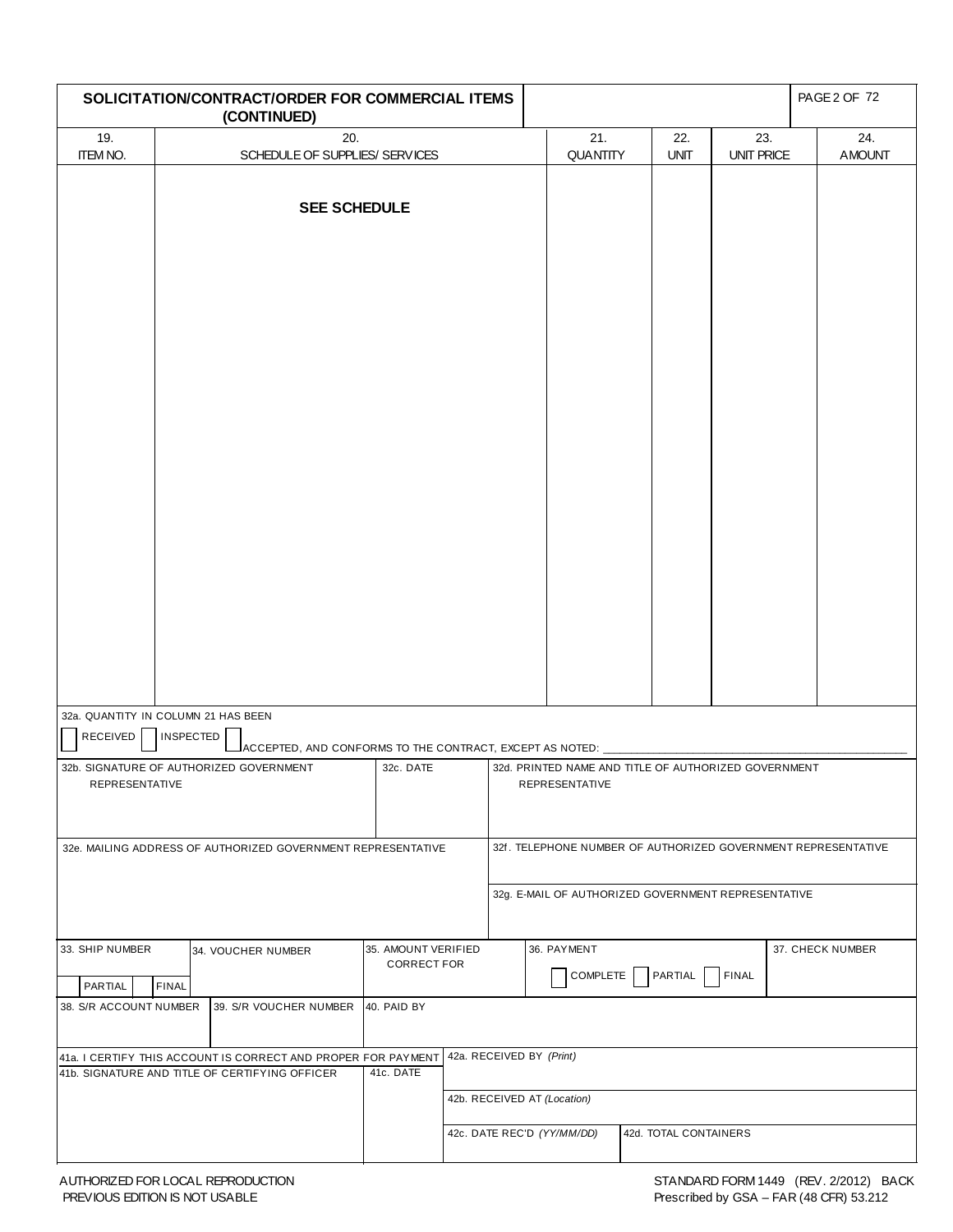## SOLICITATION/CONTRACT/ORDER FOR COMMERCIAL ITEMS (CONTINUED)

| 19. ITEM NO. | 20. SCHEDULE OF SUPPLIES/ SERVICES | 21. QUANTITY | 22. UNIT | 23. UNIT PRICE | 24. AMOUNT |
|---|---|---|---|---|---|
| | **SEE SCHEDULE** | | | | |

32a. QUANTITY IN COLUMN 21 HAS BEEN

☐ RECEIVED ☐ INSPECTED ☐ ACCEPTED, AND CONFORMS TO THE CONTRACT, EXCEPT AS NOTED: ____________________

| 32b. SIGNATURE OF AUTHORIZED GOVERNMENT REPRESENTATIVE | 32c. DATE | 32d. PRINTED NAME AND TITLE OF AUTHORIZED GOVERNMENT REPRESENTATIVE |
|---|---|---|
| | | |

| 32e. MAILING ADDRESS OF AUTHORIZED GOVERNMENT REPRESENTATIVE | 32f. TELEPHONE NUMBER OF AUTHORIZED GOVERNMENT REPRESENTATIVE |
|---|---|
| | 32g. E-MAIL OF AUTHORIZED GOVERNMENT REPRESENTATIVE |

| 33. SHIP NUMBER | 34. VOUCHER NUMBER | 35. AMOUNT VERIFIED CORRECT FOR | 36. PAYMENT | 37. CHECK NUMBER |
|---|---|---|---|---|
| ☐ PARTIAL ☐ FINAL | | | ☐ COMPLETE ☐ PARTIAL ☐ FINAL | |

| 38. S/R ACCOUNT NUMBER | 39. S/R VOUCHER NUMBER | 40. PAID BY |
|---|---|---|
| | | |

| 41a. I CERTIFY THIS ACCOUNT IS CORRECT AND PROPER FOR PAYMENT | | 42a. RECEIVED BY *(Print)* | |
|---|---|---|---|
| 41b. SIGNATURE AND TITLE OF CERTIFYING OFFICER | 41c. DATE | 42b. RECEIVED AT *(Location)* | |
| | | 42c. DATE REC'D *(YY/MM/DD)* | 42d. TOTAL CONTAINERS |

AUTHORIZED FOR LOCAL REPRODUCTION
PREVIOUS EDITION IS NOT USABLE

STANDARD FORM 1449 (REV. 2/2012) BACK
Prescribed by GSA – FAR (48 CFR) 53.212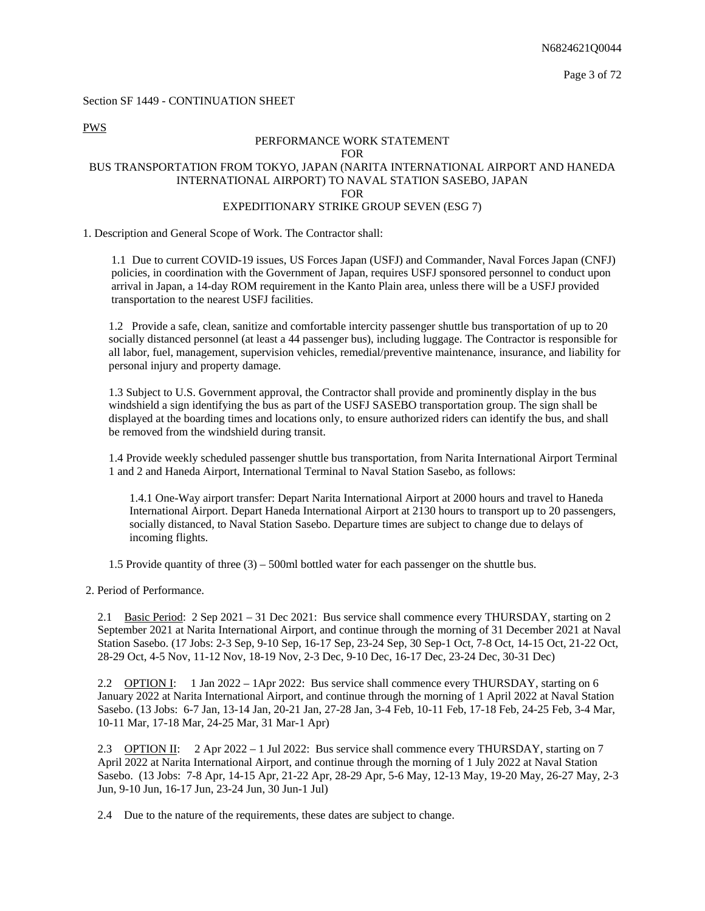Section SF 1449 - CONTINUATION SHEET

PWS

PERFORMANCE WORK STATEMENT
FOR
BUS TRANSPORTATION FROM TOKYO, JAPAN (NARITA INTERNATIONAL AIRPORT AND HANEDA INTERNATIONAL AIRPORT) TO NAVAL STATION SASEBO, JAPAN
FOR
EXPEDITIONARY STRIKE GROUP SEVEN (ESG 7)

1. Description and General Scope of Work. The Contractor shall:

1.1 Due to current COVID-19 issues, US Forces Japan (USFJ) and Commander, Naval Forces Japan (CNFJ) policies, in coordination with the Government of Japan, requires USFJ sponsored personnel to conduct upon arrival in Japan, a 14-day ROM requirement in the Kanto Plain area, unless there will be a USFJ provided transportation to the nearest USFJ facilities.

1.2 Provide a safe, clean, sanitize and comfortable intercity passenger shuttle bus transportation of up to 20 socially distanced personnel (at least a 44 passenger bus), including luggage. The Contractor is responsible for all labor, fuel, management, supervision vehicles, remedial/preventive maintenance, insurance, and liability for personal injury and property damage.

1.3 Subject to U.S. Government approval, the Contractor shall provide and prominently display in the bus windshield a sign identifying the bus as part of the USFJ SASEBO transportation group. The sign shall be displayed at the boarding times and locations only, to ensure authorized riders can identify the bus, and shall be removed from the windshield during transit.

1.4 Provide weekly scheduled passenger shuttle bus transportation, from Narita International Airport Terminal 1 and 2 and Haneda Airport, International Terminal to Naval Station Sasebo, as follows:

1.4.1 One-Way airport transfer: Depart Narita International Airport at 2000 hours and travel to Haneda International Airport. Depart Haneda International Airport at 2130 hours to transport up to 20 passengers, socially distanced, to Naval Station Sasebo. Departure times are subject to change due to delays of incoming flights.

1.5 Provide quantity of three (3) – 500ml bottled water for each passenger on the shuttle bus.

2. Period of Performance.

2.1 Basic Period: 2 Sep 2021 – 31 Dec 2021: Bus service shall commence every THURSDAY, starting on 2 September 2021 at Narita International Airport, and continue through the morning of 31 December 2021 at Naval Station Sasebo. (17 Jobs: 2-3 Sep, 9-10 Sep, 16-17 Sep, 23-24 Sep, 30 Sep-1 Oct, 7-8 Oct, 14-15 Oct, 21-22 Oct, 28-29 Oct, 4-5 Nov, 11-12 Nov, 18-19 Nov, 2-3 Dec, 9-10 Dec, 16-17 Dec, 23-24 Dec, 30-31 Dec)

2.2 OPTION I: 1 Jan 2022 – 1Apr 2022: Bus service shall commence every THURSDAY, starting on 6 January 2022 at Narita International Airport, and continue through the morning of 1 April 2022 at Naval Station Sasebo. (13 Jobs: 6-7 Jan, 13-14 Jan, 20-21 Jan, 27-28 Jan, 3-4 Feb, 10-11 Feb, 17-18 Feb, 24-25 Feb, 3-4 Mar, 10-11 Mar, 17-18 Mar, 24-25 Mar, 31 Mar-1 Apr)

2.3 OPTION II: 2 Apr 2022 – 1 Jul 2022: Bus service shall commence every THURSDAY, starting on 7 April 2022 at Narita International Airport, and continue through the morning of 1 July 2022 at Naval Station Sasebo. (13 Jobs: 7-8 Apr, 14-15 Apr, 21-22 Apr, 28-29 Apr, 5-6 May, 12-13 May, 19-20 May, 26-27 May, 2-3 Jun, 9-10 Jun, 16-17 Jun, 23-24 Jun, 30 Jun-1 Jul)

2.4 Due to the nature of the requirements, these dates are subject to change.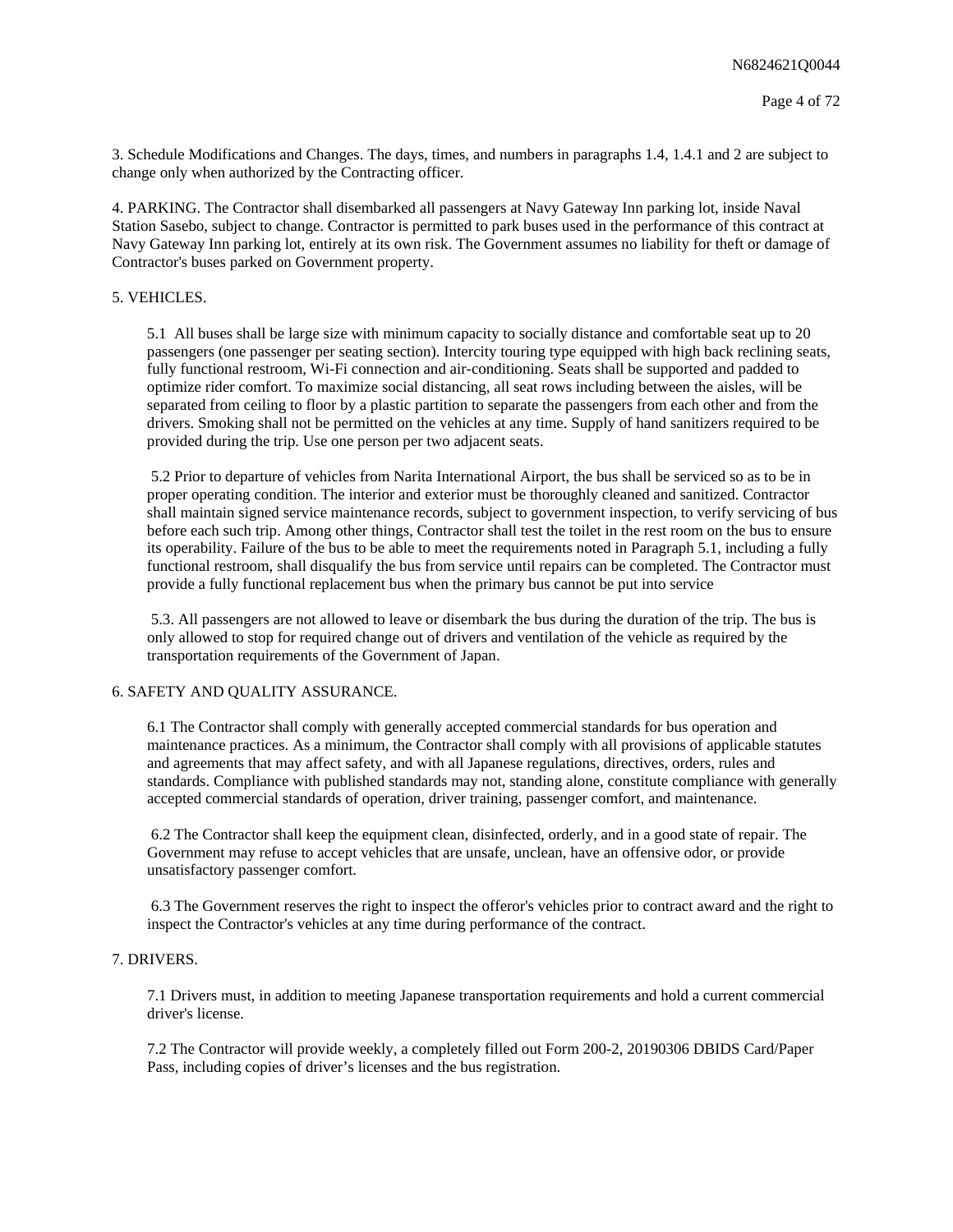3. Schedule Modifications and Changes. The days, times, and numbers in paragraphs 1.4, 1.4.1 and 2 are subject to change only when authorized by the Contracting officer.

4. PARKING. The Contractor shall disembarked all passengers at Navy Gateway Inn parking lot, inside Naval Station Sasebo, subject to change. Contractor is permitted to park buses used in the performance of this contract at Navy Gateway Inn parking lot, entirely at its own risk. The Government assumes no liability for theft or damage of Contractor's buses parked on Government property.

5. VEHICLES.

5.1 All buses shall be large size with minimum capacity to socially distance and comfortable seat up to 20 passengers (one passenger per seating section). Intercity touring type equipped with high back reclining seats, fully functional restroom, Wi-Fi connection and air-conditioning. Seats shall be supported and padded to optimize rider comfort. To maximize social distancing, all seat rows including between the aisles, will be separated from ceiling to floor by a plastic partition to separate the passengers from each other and from the drivers. Smoking shall not be permitted on the vehicles at any time. Supply of hand sanitizers required to be provided during the trip. Use one person per two adjacent seats.

5.2 Prior to departure of vehicles from Narita International Airport, the bus shall be serviced so as to be in proper operating condition. The interior and exterior must be thoroughly cleaned and sanitized. Contractor shall maintain signed service maintenance records, subject to government inspection, to verify servicing of bus before each such trip. Among other things, Contractor shall test the toilet in the rest room on the bus to ensure its operability. Failure of the bus to be able to meet the requirements noted in Paragraph 5.1, including a fully functional restroom, shall disqualify the bus from service until repairs can be completed. The Contractor must provide a fully functional replacement bus when the primary bus cannot be put into service

5.3. All passengers are not allowed to leave or disembark the bus during the duration of the trip. The bus is only allowed to stop for required change out of drivers and ventilation of the vehicle as required by the transportation requirements of the Government of Japan.

6. SAFETY AND QUALITY ASSURANCE.

6.1 The Contractor shall comply with generally accepted commercial standards for bus operation and maintenance practices. As a minimum, the Contractor shall comply with all provisions of applicable statutes and agreements that may affect safety, and with all Japanese regulations, directives, orders, rules and standards. Compliance with published standards may not, standing alone, constitute compliance with generally accepted commercial standards of operation, driver training, passenger comfort, and maintenance.

6.2 The Contractor shall keep the equipment clean, disinfected, orderly, and in a good state of repair. The Government may refuse to accept vehicles that are unsafe, unclean, have an offensive odor, or provide unsatisfactory passenger comfort.

6.3 The Government reserves the right to inspect the offeror's vehicles prior to contract award and the right to inspect the Contractor's vehicles at any time during performance of the contract.

7. DRIVERS.

7.1 Drivers must, in addition to meeting Japanese transportation requirements and hold a current commercial driver's license.

7.2 The Contractor will provide weekly, a completely filled out Form 200-2, 20190306 DBIDS Card/Paper Pass, including copies of driver's licenses and the bus registration.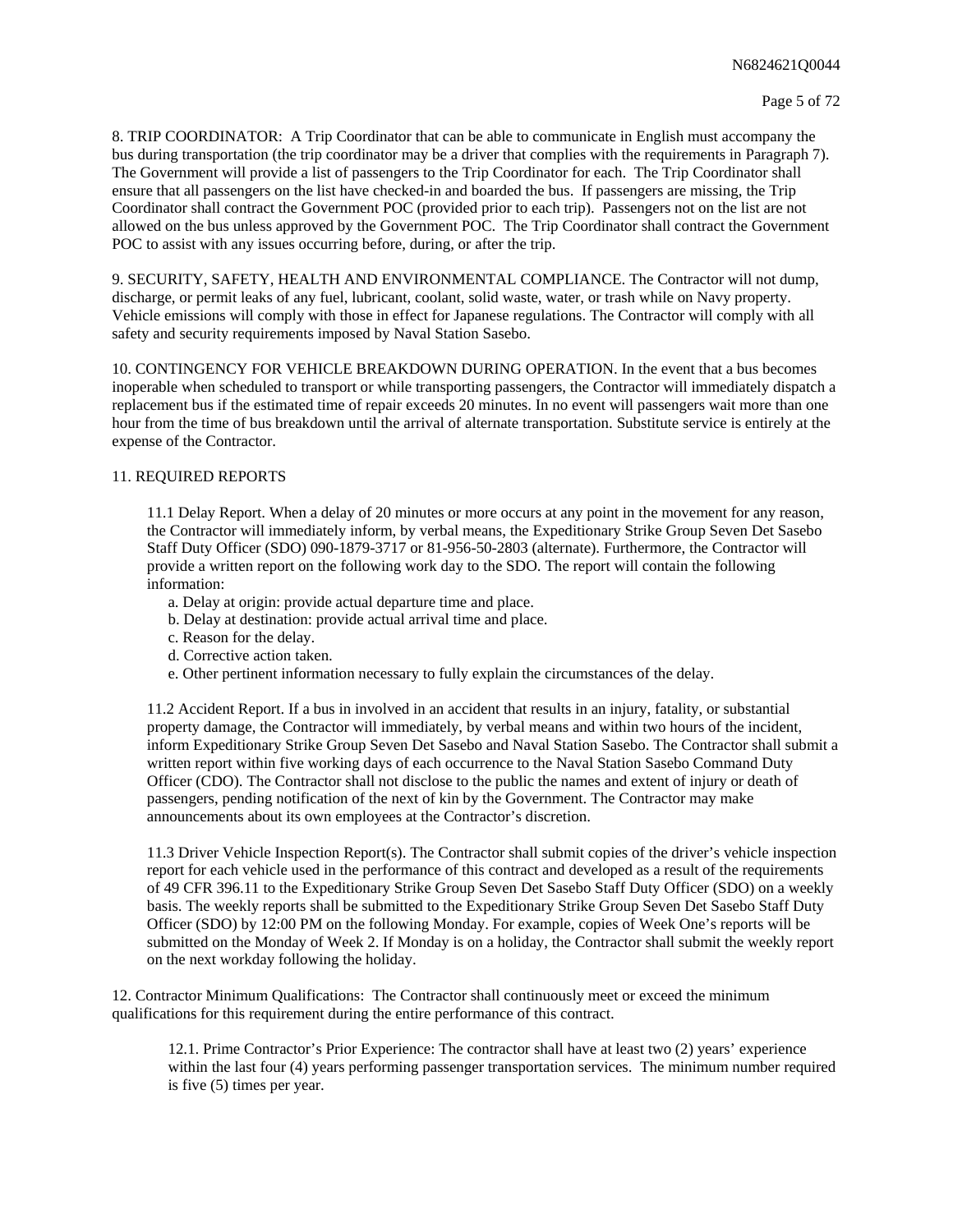8. TRIP COORDINATOR: A Trip Coordinator that can be able to communicate in English must accompany the bus during transportation (the trip coordinator may be a driver that complies with the requirements in Paragraph 7). The Government will provide a list of passengers to the Trip Coordinator for each. The Trip Coordinator shall ensure that all passengers on the list have checked-in and boarded the bus. If passengers are missing, the Trip Coordinator shall contract the Government POC (provided prior to each trip). Passengers not on the list are not allowed on the bus unless approved by the Government POC. The Trip Coordinator shall contract the Government POC to assist with any issues occurring before, during, or after the trip.

9. SECURITY, SAFETY, HEALTH AND ENVIRONMENTAL COMPLIANCE. The Contractor will not dump, discharge, or permit leaks of any fuel, lubricant, coolant, solid waste, water, or trash while on Navy property. Vehicle emissions will comply with those in effect for Japanese regulations. The Contractor will comply with all safety and security requirements imposed by Naval Station Sasebo.

10. CONTINGENCY FOR VEHICLE BREAKDOWN DURING OPERATION. In the event that a bus becomes inoperable when scheduled to transport or while transporting passengers, the Contractor will immediately dispatch a replacement bus if the estimated time of repair exceeds 20 minutes. In no event will passengers wait more than one hour from the time of bus breakdown until the arrival of alternate transportation. Substitute service is entirely at the expense of the Contractor.

11. REQUIRED REPORTS

11.1 Delay Report. When a delay of 20 minutes or more occurs at any point in the movement for any reason, the Contractor will immediately inform, by verbal means, the Expeditionary Strike Group Seven Det Sasebo Staff Duty Officer (SDO) 090-1879-3717 or 81-956-50-2803 (alternate). Furthermore, the Contractor will provide a written report on the following work day to the SDO. The report will contain the following information:

a. Delay at origin: provide actual departure time and place.
b. Delay at destination: provide actual arrival time and place.
c. Reason for the delay.
d. Corrective action taken.
e. Other pertinent information necessary to fully explain the circumstances of the delay.

11.2 Accident Report. If a bus in involved in an accident that results in an injury, fatality, or substantial property damage, the Contractor will immediately, by verbal means and within two hours of the incident, inform Expeditionary Strike Group Seven Det Sasebo and Naval Station Sasebo. The Contractor shall submit a written report within five working days of each occurrence to the Naval Station Sasebo Command Duty Officer (CDO). The Contractor shall not disclose to the public the names and extent of injury or death of passengers, pending notification of the next of kin by the Government. The Contractor may make announcements about its own employees at the Contractor's discretion.

11.3 Driver Vehicle Inspection Report(s). The Contractor shall submit copies of the driver's vehicle inspection report for each vehicle used in the performance of this contract and developed as a result of the requirements of 49 CFR 396.11 to the Expeditionary Strike Group Seven Det Sasebo Staff Duty Officer (SDO) on a weekly basis. The weekly reports shall be submitted to the Expeditionary Strike Group Seven Det Sasebo Staff Duty Officer (SDO) by 12:00 PM on the following Monday. For example, copies of Week One's reports will be submitted on the Monday of Week 2. If Monday is on a holiday, the Contractor shall submit the weekly report on the next workday following the holiday.

12. Contractor Minimum Qualifications: The Contractor shall continuously meet or exceed the minimum qualifications for this requirement during the entire performance of this contract.

12.1. Prime Contractor's Prior Experience: The contractor shall have at least two (2) years' experience within the last four (4) years performing passenger transportation services. The minimum number required is five (5) times per year.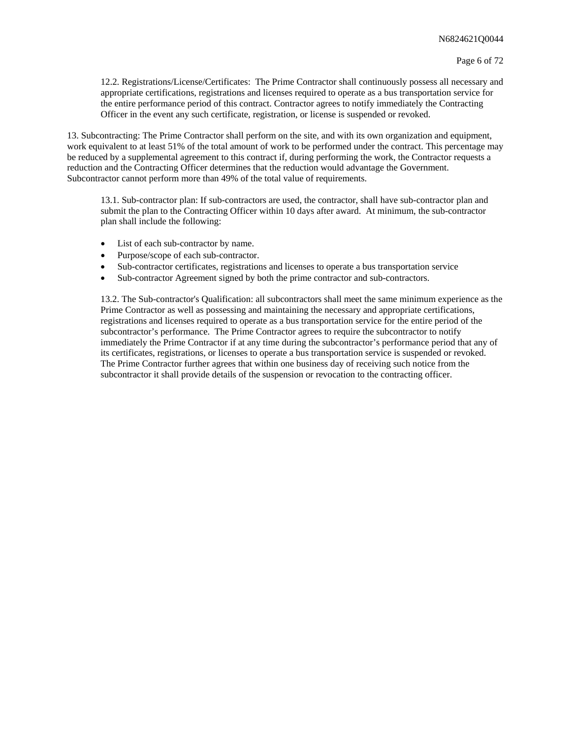12.2. Registrations/License/Certificates: The Prime Contractor shall continuously possess all necessary and appropriate certifications, registrations and licenses required to operate as a bus transportation service for the entire performance period of this contract. Contractor agrees to notify immediately the Contracting Officer in the event any such certificate, registration, or license is suspended or revoked.

13. Subcontracting: The Prime Contractor shall perform on the site, and with its own organization and equipment, work equivalent to at least 51% of the total amount of work to be performed under the contract. This percentage may be reduced by a supplemental agreement to this contract if, during performing the work, the Contractor requests a reduction and the Contracting Officer determines that the reduction would advantage the Government. Subcontractor cannot perform more than 49% of the total value of requirements.

13.1. Sub-contractor plan: If sub-contractors are used, the contractor, shall have sub-contractor plan and submit the plan to the Contracting Officer within 10 days after award. At minimum, the sub-contractor plan shall include the following:

- List of each sub-contractor by name.
- Purpose/scope of each sub-contractor.
- Sub-contractor certificates, registrations and licenses to operate a bus transportation service
- Sub-contractor Agreement signed by both the prime contractor and sub-contractors.

13.2. The Sub-contractor's Qualification: all subcontractors shall meet the same minimum experience as the Prime Contractor as well as possessing and maintaining the necessary and appropriate certifications, registrations and licenses required to operate as a bus transportation service for the entire period of the subcontractor's performance. The Prime Contractor agrees to require the subcontractor to notify immediately the Prime Contractor if at any time during the subcontractor's performance period that any of its certificates, registrations, or licenses to operate a bus transportation service is suspended or revoked. The Prime Contractor further agrees that within one business day of receiving such notice from the subcontractor it shall provide details of the suspension or revocation to the contracting officer.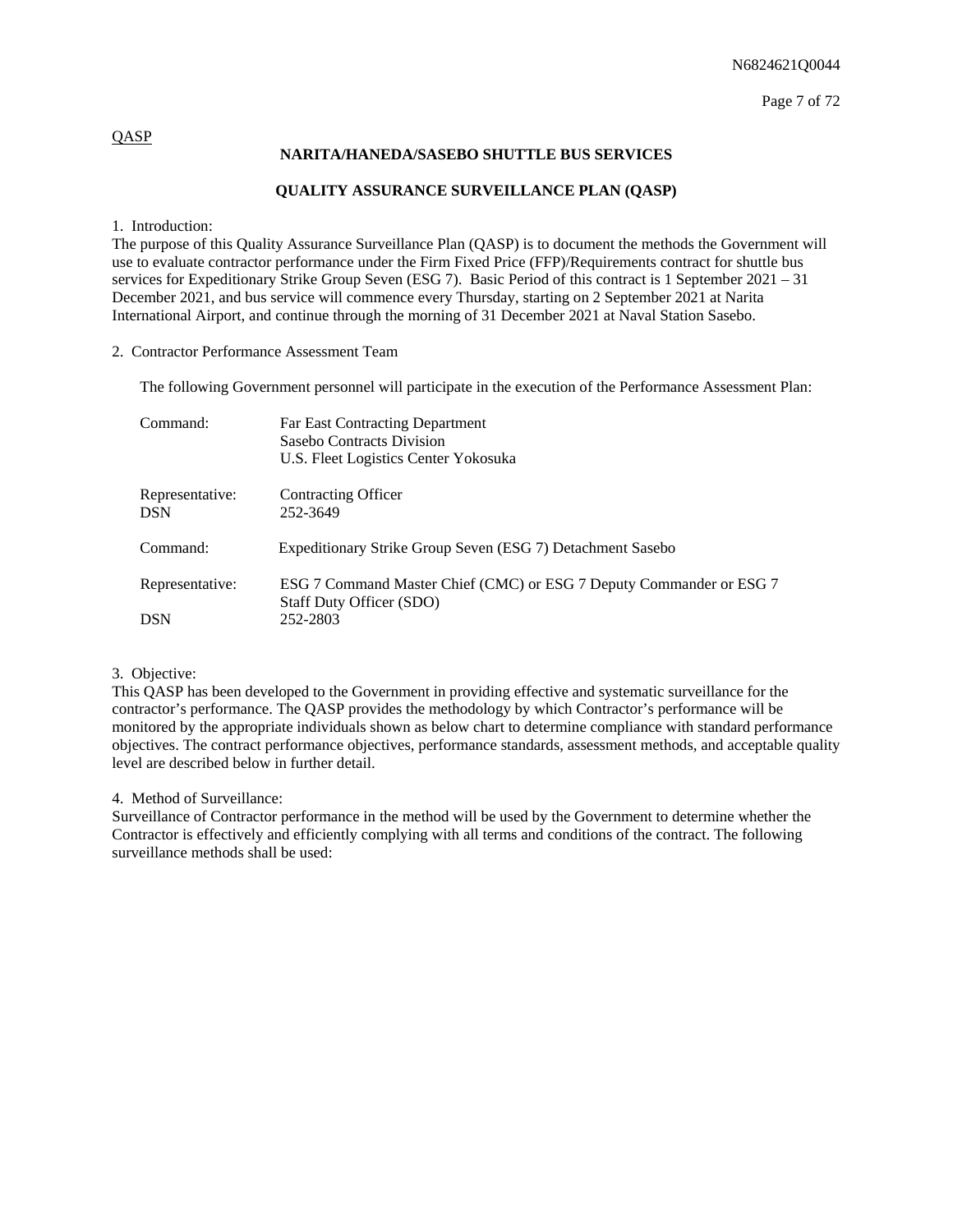QASP

## NARITA/HANEDA/SASEBO SHUTTLE BUS SERVICES

## QUALITY ASSURANCE SURVEILLANCE PLAN (QASP)

1. Introduction:
The purpose of this Quality Assurance Surveillance Plan (QASP) is to document the methods the Government will use to evaluate contractor performance under the Firm Fixed Price (FFP)/Requirements contract for shuttle bus services for Expeditionary Strike Group Seven (ESG 7). Basic Period of this contract is 1 September 2021 – 31 December 2021, and bus service will commence every Thursday, starting on 2 September 2021 at Narita International Airport, and continue through the morning of 31 December 2021 at Naval Station Sasebo.

2. Contractor Performance Assessment Team

The following Government personnel will participate in the execution of the Performance Assessment Plan:

| | |
|---|---|
| Command: | Far East Contracting Department<br>Sasebo Contracts Division<br>U.S. Fleet Logistics Center Yokosuka |
| Representative: | Contracting Officer |
| DSN | 252-3649 |
| Command: | Expeditionary Strike Group Seven (ESG 7) Detachment Sasebo |
| Representative: | ESG 7 Command Master Chief (CMC) or ESG 7 Deputy Commander or ESG 7 Staff Duty Officer (SDO) |
| DSN | 252-2803 |

3. Objective:
This QASP has been developed to the Government in providing effective and systematic surveillance for the contractor's performance. The QASP provides the methodology by which Contractor's performance will be monitored by the appropriate individuals shown as below chart to determine compliance with standard performance objectives. The contract performance objectives, performance standards, assessment methods, and acceptable quality level are described below in further detail.

4. Method of Surveillance:
Surveillance of Contractor performance in the method will be used by the Government to determine whether the Contractor is effectively and efficiently complying with all terms and conditions of the contract. The following surveillance methods shall be used: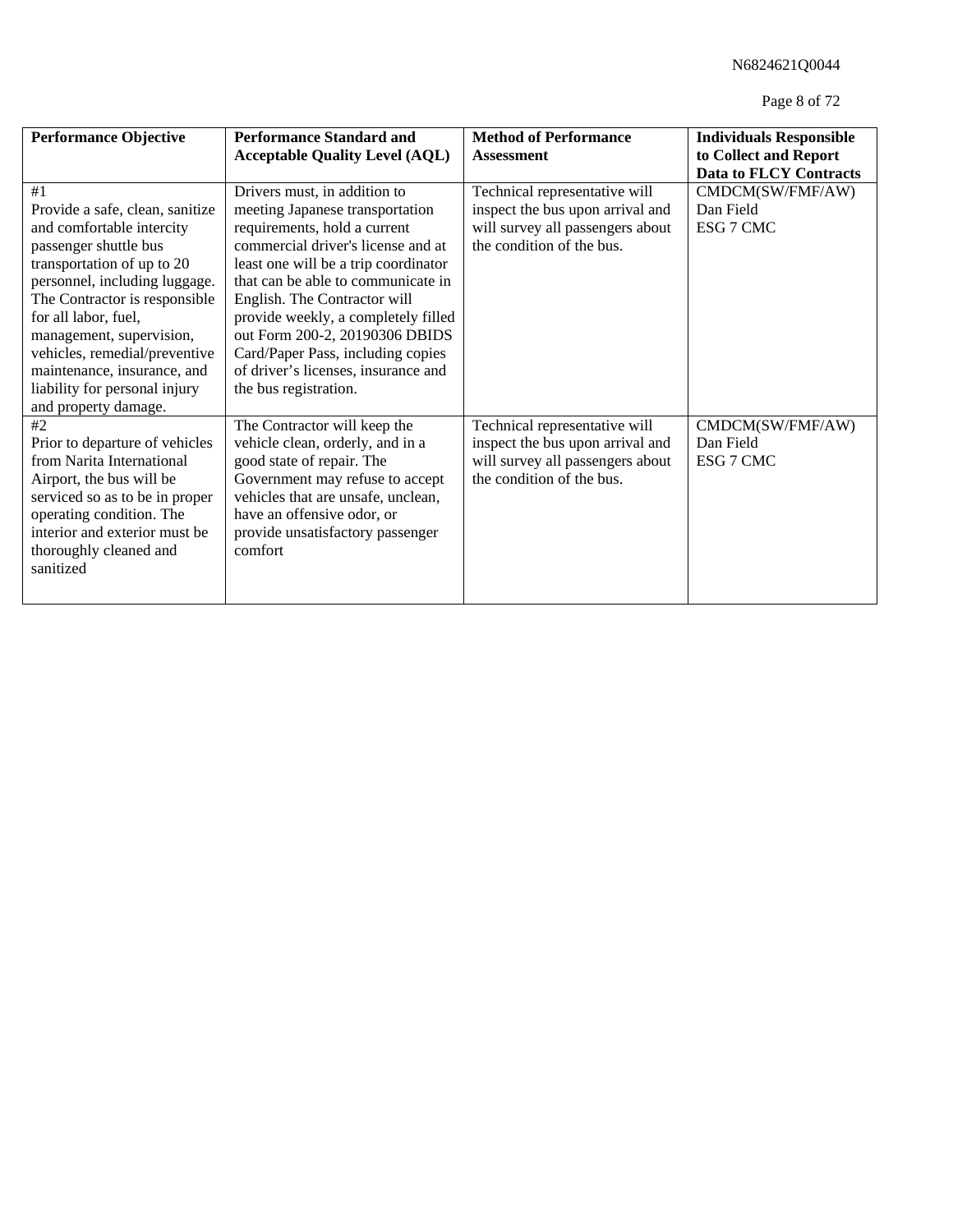| Performance Objective | Performance Standard and Acceptable Quality Level (AQL) | Method of Performance Assessment | Individuals Responsible to Collect and Report Data to FLCY Contracts |
|---|---|---|---|
| #1<br>Provide a safe, clean, sanitize and comfortable intercity passenger shuttle bus transportation of up to 20 personnel, including luggage. The Contractor is responsible for all labor, fuel, management, supervision, vehicles, remedial/preventive maintenance, insurance, and liability for personal injury and property damage. | Drivers must, in addition to meeting Japanese transportation requirements, hold a current commercial driver's license and at least one will be a trip coordinator that can be able to communicate in English. The Contractor will provide weekly, a completely filled out Form 200-2, 20190306 DBIDS Card/Paper Pass, including copies of driver's licenses, insurance and the bus registration. | Technical representative will inspect the bus upon arrival and will survey all passengers about the condition of the bus. | CMDCM(SW/FMF/AW)<br>Dan Field<br>ESG 7 CMC |
| #2<br>Prior to departure of vehicles from Narita International Airport, the bus will be serviced so as to be in proper operating condition. The interior and exterior must be thoroughly cleaned and sanitized | The Contractor will keep the vehicle clean, orderly, and in a good state of repair. The Government may refuse to accept vehicles that are unsafe, unclean, have an offensive odor, or provide unsatisfactory passenger comfort | Technical representative will inspect the bus upon arrival and will survey all passengers about the condition of the bus. | CMDCM(SW/FMF/AW)<br>Dan Field<br>ESG 7 CMC |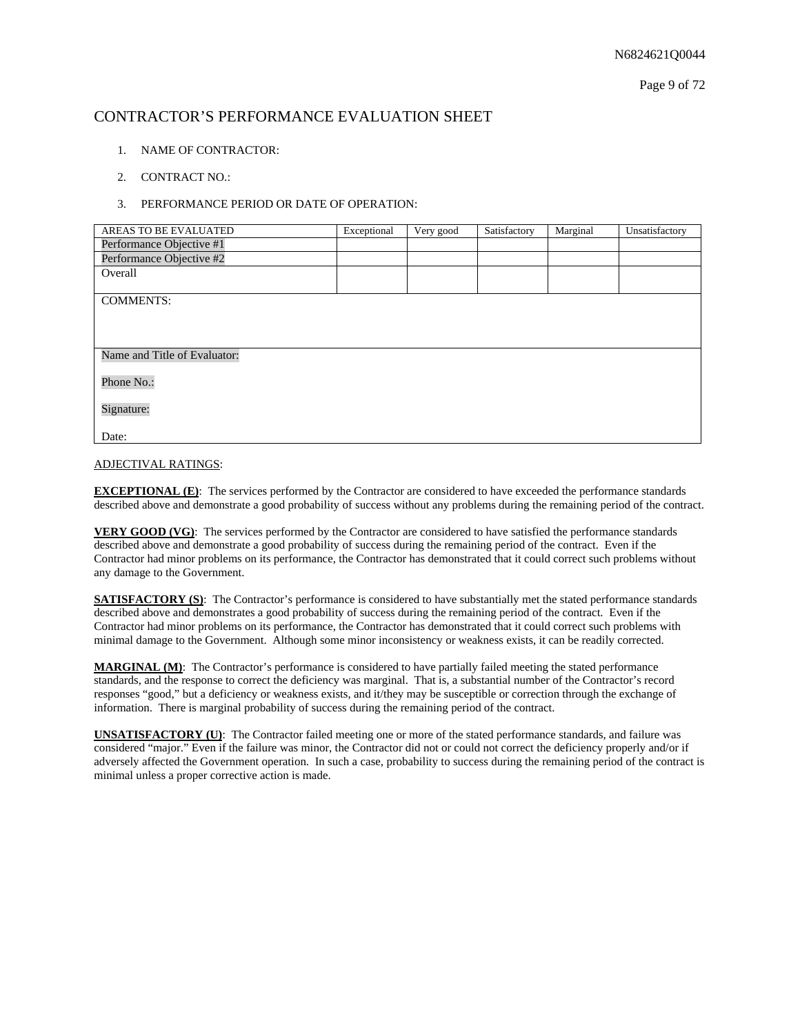# CONTRACTOR'S PERFORMANCE EVALUATION SHEET

1. NAME OF CONTRACTOR:
2. CONTRACT NO.:
3. PERFORMANCE PERIOD OR DATE OF OPERATION:

| AREAS TO BE EVALUATED | Exceptional | Very good | Satisfactory | Marginal | Unsatisfactory |
|---|---|---|---|---|---|
| Performance Objective #1 | | | | | |
| Performance Objective #2 | | | | | |
| Overall | | | | | |
| COMMENTS: | | | | | |
| Name and Title of Evaluator:<br><br>Phone No.:<br><br>Signature:<br><br>Date: | | | | | |

ADJECTIVAL RATINGS:

**EXCEPTIONAL (E)**: The services performed by the Contractor are considered to have exceeded the performance standards described above and demonstrate a good probability of success without any problems during the remaining period of the contract.

**VERY GOOD (VG)**: The services performed by the Contractor are considered to have satisfied the performance standards described above and demonstrate a good probability of success during the remaining period of the contract. Even if the Contractor had minor problems on its performance, the Contractor has demonstrated that it could correct such problems without any damage to the Government.

**SATISFACTORY (S)**: The Contractor's performance is considered to have substantially met the stated performance standards described above and demonstrates a good probability of success during the remaining period of the contract. Even if the Contractor had minor problems on its performance, the Contractor has demonstrated that it could correct such problems with minimal damage to the Government. Although some minor inconsistency or weakness exists, it can be readily corrected.

**MARGINAL (M)**: The Contractor's performance is considered to have partially failed meeting the stated performance standards, and the response to correct the deficiency was marginal. That is, a substantial number of the Contractor's record responses "good," but a deficiency or weakness exists, and it/they may be susceptible or correction through the exchange of information. There is marginal probability of success during the remaining period of the contract.

**UNSATISFACTORY (U)**: The Contractor failed meeting one or more of the stated performance standards, and failure was considered "major." Even if the failure was minor, the Contractor did not or could not correct the deficiency properly and/or if adversely affected the Government operation. In such a case, probability to success during the remaining period of the contract is minimal unless a proper corrective action is made.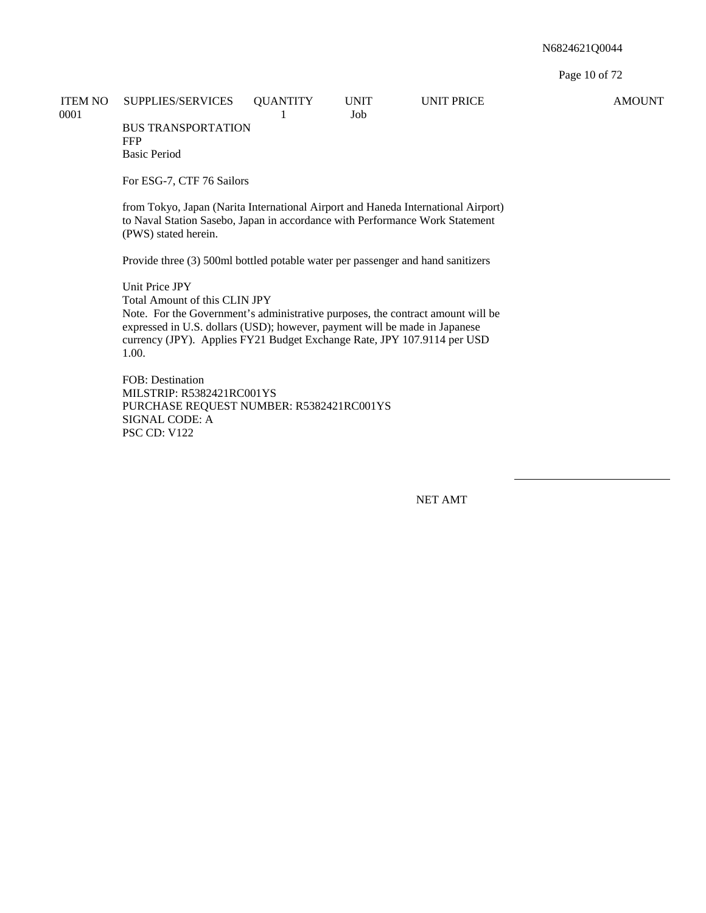| ITEM NO | SUPPLIES/SERVICES | QUANTITY | UNIT | UNIT PRICE | AMOUNT |
|---|---|---|---|---|---|
| 0001 | | 1 | Job | | |

BUS TRANSPORTATION
FFP
Basic Period

For ESG-7, CTF 76 Sailors

from Tokyo, Japan (Narita International Airport and Haneda International Airport) to Naval Station Sasebo, Japan in accordance with Performance Work Statement (PWS) stated herein.

Provide three (3) 500ml bottled potable water per passenger and hand sanitizers

Unit Price JPY
Total Amount of this CLIN JPY
Note. For the Government's administrative purposes, the contract amount will be expressed in U.S. dollars (USD); however, payment will be made in Japanese currency (JPY). Applies FY21 Budget Exchange Rate, JPY 107.9114 per USD 1.00.

FOB: Destination
MILSTRIP: R5382421RC001YS
PURCHASE REQUEST NUMBER: R5382421RC001YS
SIGNAL CODE: A
PSC CD: V122

NET AMT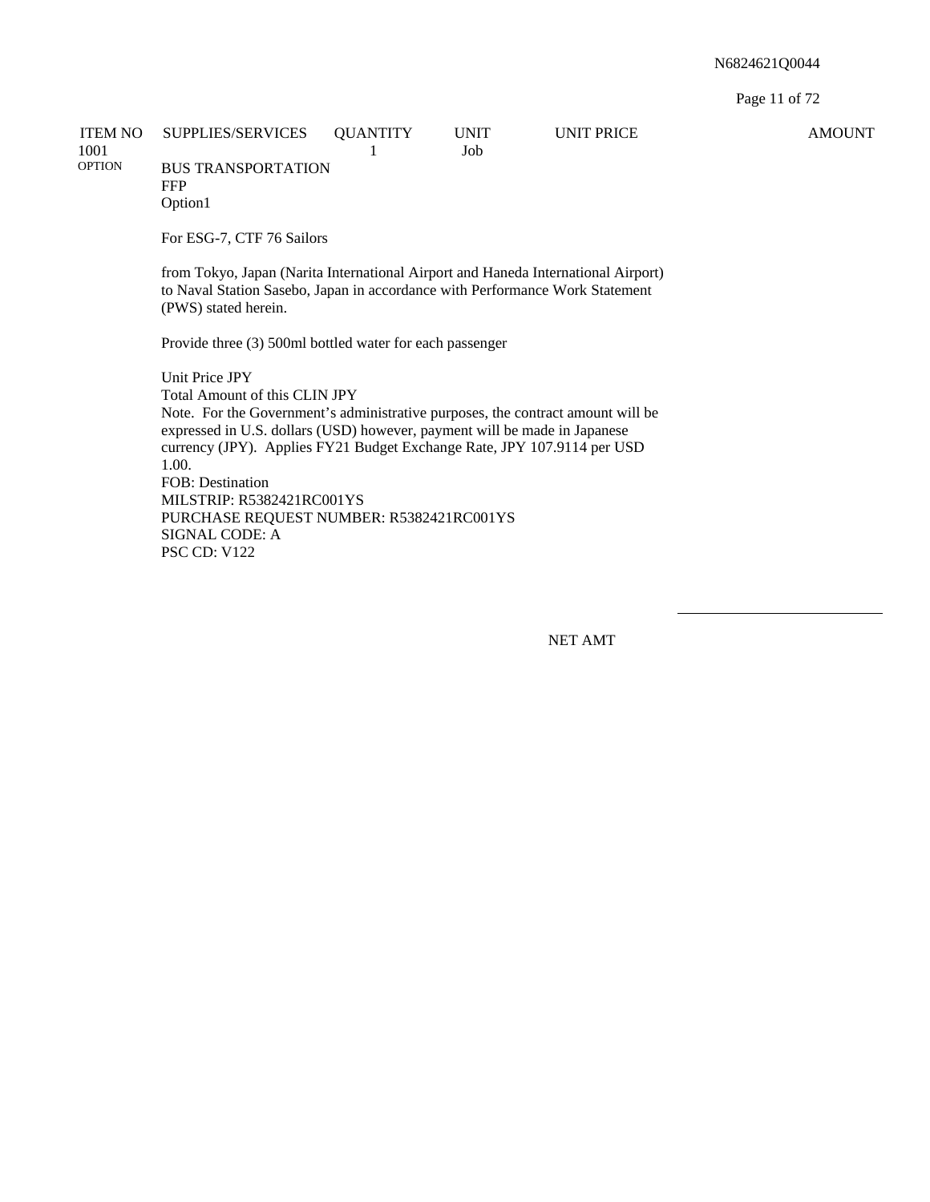N6824621Q0044

| ITEM NO | SUPPLIES/SERVICES | QUANTITY | UNIT | UNIT PRICE | AMOUNT |
|---|---|---|---|---|---|
| 1001 OPTION | BUS TRANSPORTATION FFP Option1 | 1 | Job | | |

For ESG-7, CTF 76 Sailors

from Tokyo, Japan (Narita International Airport and Haneda International Airport) to Naval Station Sasebo, Japan in accordance with Performance Work Statement (PWS) stated herein.

Provide three (3) 500ml bottled water for each passenger

Unit Price JPY
Total Amount of this CLIN JPY
Note. For the Government's administrative purposes, the contract amount will be expressed in U.S. dollars (USD) however, payment will be made in Japanese currency (JPY). Applies FY21 Budget Exchange Rate, JPY 107.9114 per USD 1.00.
FOB: Destination
MILSTRIP: R5382421RC001YS
PURCHASE REQUEST NUMBER: R5382421RC001YS
SIGNAL CODE: A
PSC CD: V122

NET AMT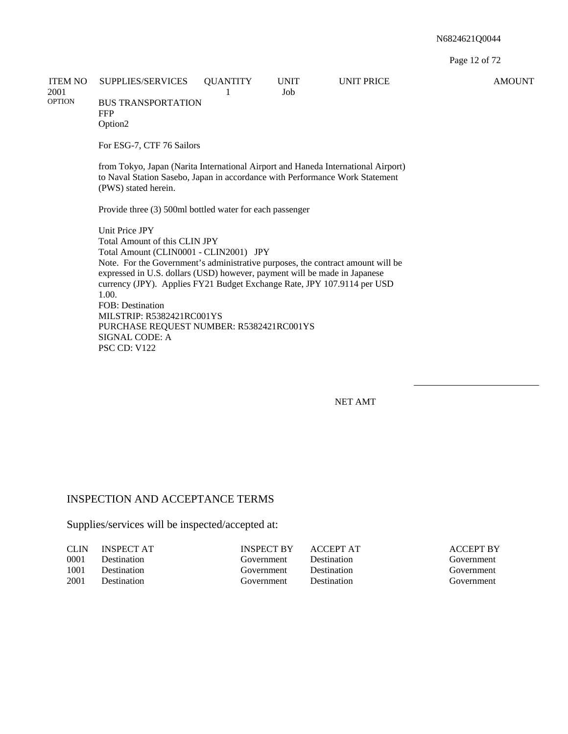| ITEM NO | SUPPLIES/SERVICES | QUANTITY | UNIT | UNIT PRICE | AMOUNT |
|---|---|---|---|---|---|
| 2001 OPTION | BUS TRANSPORTATION FFP Option2 | 1 | Job | | |

For ESG-7, CTF 76 Sailors

from Tokyo, Japan (Narita International Airport and Haneda International Airport) to Naval Station Sasebo, Japan in accordance with Performance Work Statement (PWS) stated herein.

Provide three (3) 500ml bottled water for each passenger

Unit Price JPY
Total Amount of this CLIN JPY
Total Amount (CLIN0001 - CLIN2001) JPY
Note. For the Government's administrative purposes, the contract amount will be expressed in U.S. dollars (USD) however, payment will be made in Japanese currency (JPY). Applies FY21 Budget Exchange Rate, JPY 107.9114 per USD 1.00.
FOB: Destination
MILSTRIP: R5382421RC001YS
PURCHASE REQUEST NUMBER: R5382421RC001YS
SIGNAL CODE: A
PSC CD: V122

NET AMT

## INSPECTION AND ACCEPTANCE TERMS

Supplies/services will be inspected/accepted at:

| CLIN | INSPECT AT | INSPECT BY | ACCEPT AT | ACCEPT BY |
|---|---|---|---|---|
| 0001 | Destination | Government | Destination | Government |
| 1001 | Destination | Government | Destination | Government |
| 2001 | Destination | Government | Destination | Government |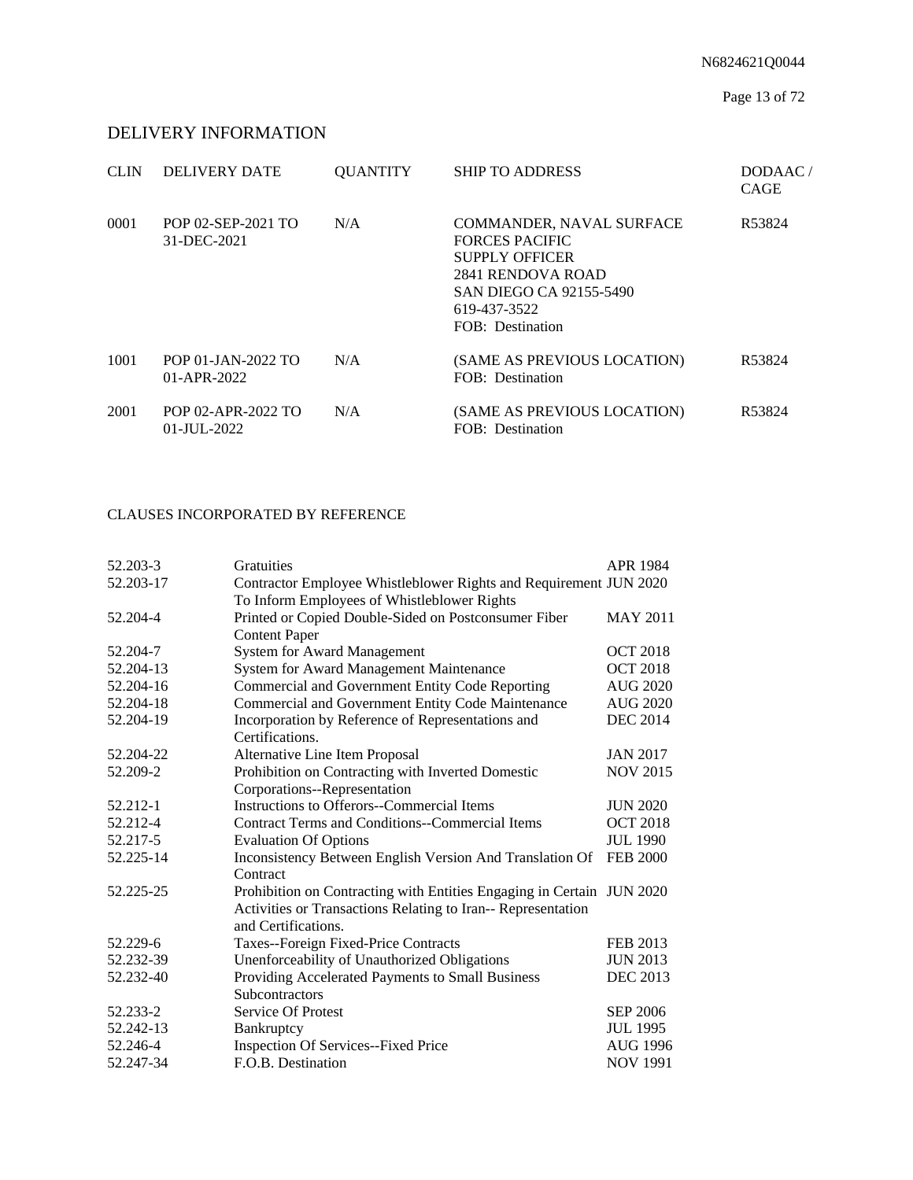## DELIVERY INFORMATION

| CLIN | DELIVERY DATE | QUANTITY | SHIP TO ADDRESS | DODAAC / CAGE |
|---|---|---|---|---|
| 0001 | POP 02-SEP-2021 TO 31-DEC-2021 | N/A | COMMANDER, NAVAL SURFACE FORCES PACIFIC<br>SUPPLY OFFICER<br>2841 RENDOVA ROAD<br>SAN DIEGO CA 92155-5490<br>619-437-3522<br>FOB: Destination | R53824 |
| 1001 | POP 01-JAN-2022 TO 01-APR-2022 | N/A | (SAME AS PREVIOUS LOCATION)<br>FOB: Destination | R53824 |
| 2001 | POP 02-APR-2022 TO 01-JUL-2022 | N/A | (SAME AS PREVIOUS LOCATION)<br>FOB: Destination | R53824 |

## CLAUSES INCORPORATED BY REFERENCE

| | | |
|---|---|---|
| 52.203-3 | Gratuities | APR 1984 |
| 52.203-17 | Contractor Employee Whistleblower Rights and Requirement To Inform Employees of Whistleblower Rights | JUN 2020 |
| 52.204-4 | Printed or Copied Double-Sided on Postconsumer Fiber Content Paper | MAY 2011 |
| 52.204-7 | System for Award Management | OCT 2018 |
| 52.204-13 | System for Award Management Maintenance | OCT 2018 |
| 52.204-16 | Commercial and Government Entity Code Reporting | AUG 2020 |
| 52.204-18 | Commercial and Government Entity Code Maintenance | AUG 2020 |
| 52.204-19 | Incorporation by Reference of Representations and Certifications. | DEC 2014 |
| 52.204-22 | Alternative Line Item Proposal | JAN 2017 |
| 52.209-2 | Prohibition on Contracting with Inverted Domestic Corporations--Representation | NOV 2015 |
| 52.212-1 | Instructions to Offerors--Commercial Items | JUN 2020 |
| 52.212-4 | Contract Terms and Conditions--Commercial Items | OCT 2018 |
| 52.217-5 | Evaluation Of Options | JUL 1990 |
| 52.225-14 | Inconsistency Between English Version And Translation Of Contract | FEB 2000 |
| 52.225-25 | Prohibition on Contracting with Entities Engaging in Certain Activities or Transactions Relating to Iran-- Representation and Certifications. | JUN 2020 |
| 52.229-6 | Taxes--Foreign Fixed-Price Contracts | FEB 2013 |
| 52.232-39 | Unenforceability of Unauthorized Obligations | JUN 2013 |
| 52.232-40 | Providing Accelerated Payments to Small Business Subcontractors | DEC 2013 |
| 52.233-2 | Service Of Protest | SEP 2006 |
| 52.242-13 | Bankruptcy | JUL 1995 |
| 52.246-4 | Inspection Of Services--Fixed Price | AUG 1996 |
| 52.247-34 | F.O.B. Destination | NOV 1991 |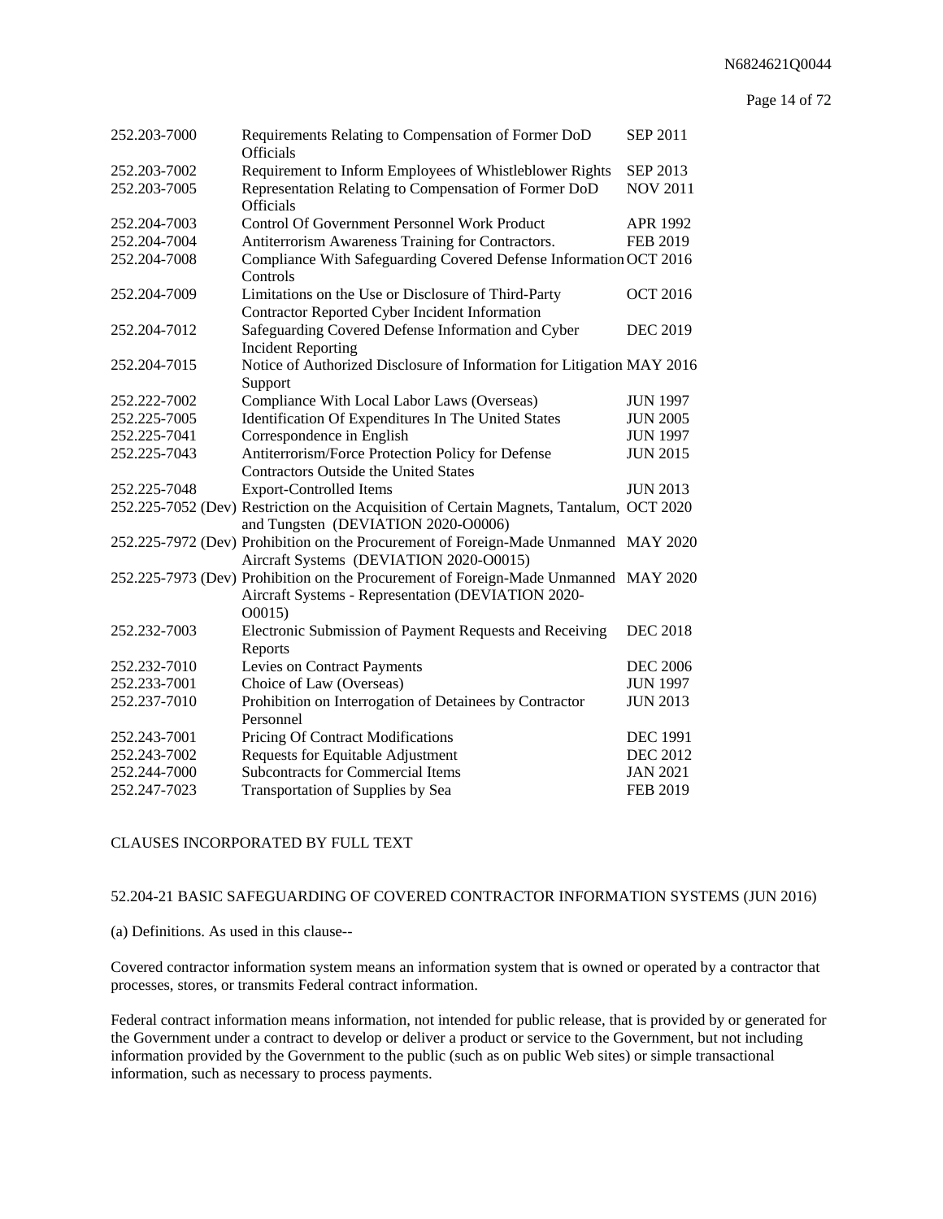| | | |
|---|---|---|
| 252.203-7000 | Requirements Relating to Compensation of Former DoD Officials | SEP 2011 |
| 252.203-7002 | Requirement to Inform Employees of Whistleblower Rights | SEP 2013 |
| 252.203-7005 | Representation Relating to Compensation of Former DoD Officials | NOV 2011 |
| 252.204-7003 | Control Of Government Personnel Work Product | APR 1992 |
| 252.204-7004 | Antiterrorism Awareness Training for Contractors. | FEB 2019 |
| 252.204-7008 | Compliance With Safeguarding Covered Defense Information Controls | OCT 2016 |
| 252.204-7009 | Limitations on the Use or Disclosure of Third-Party Contractor Reported Cyber Incident Information | OCT 2016 |
| 252.204-7012 | Safeguarding Covered Defense Information and Cyber Incident Reporting | DEC 2019 |
| 252.204-7015 | Notice of Authorized Disclosure of Information for Litigation Support | MAY 2016 |
| 252.222-7002 | Compliance With Local Labor Laws (Overseas) | JUN 1997 |
| 252.225-7005 | Identification Of Expenditures In The United States | JUN 2005 |
| 252.225-7041 | Correspondence in English | JUN 1997 |
| 252.225-7043 | Antiterrorism/Force Protection Policy for Defense Contractors Outside the United States | JUN 2015 |
| 252.225-7048 | Export-Controlled Items | JUN 2013 |
| 252.225-7052 (Dev) | Restriction on the Acquisition of Certain Magnets, Tantalum, and Tungsten (DEVIATION 2020-O0006) | OCT 2020 |
| 252.225-7972 (Dev) | Prohibition on the Procurement of Foreign-Made Unmanned Aircraft Systems (DEVIATION 2020-O0015) | MAY 2020 |
| 252.225-7973 (Dev) | Prohibition on the Procurement of Foreign-Made Unmanned Aircraft Systems - Representation (DEVIATION 2020-O0015) | MAY 2020 |
| 252.232-7003 | Electronic Submission of Payment Requests and Receiving Reports | DEC 2018 |
| 252.232-7010 | Levies on Contract Payments | DEC 2006 |
| 252.233-7001 | Choice of Law (Overseas) | JUN 1997 |
| 252.237-7010 | Prohibition on Interrogation of Detainees by Contractor Personnel | JUN 2013 |
| 252.243-7001 | Pricing Of Contract Modifications | DEC 1991 |
| 252.243-7002 | Requests for Equitable Adjustment | DEC 2012 |
| 252.244-7000 | Subcontracts for Commercial Items | JAN 2021 |
| 252.247-7023 | Transportation of Supplies by Sea | FEB 2019 |

CLAUSES INCORPORATED BY FULL TEXT

52.204-21 BASIC SAFEGUARDING OF COVERED CONTRACTOR INFORMATION SYSTEMS (JUN 2016)

(a) Definitions. As used in this clause--

Covered contractor information system means an information system that is owned or operated by a contractor that processes, stores, or transmits Federal contract information.

Federal contract information means information, not intended for public release, that is provided by or generated for the Government under a contract to develop or deliver a product or service to the Government, but not including information provided by the Government to the public (such as on public Web sites) or simple transactional information, such as necessary to process payments.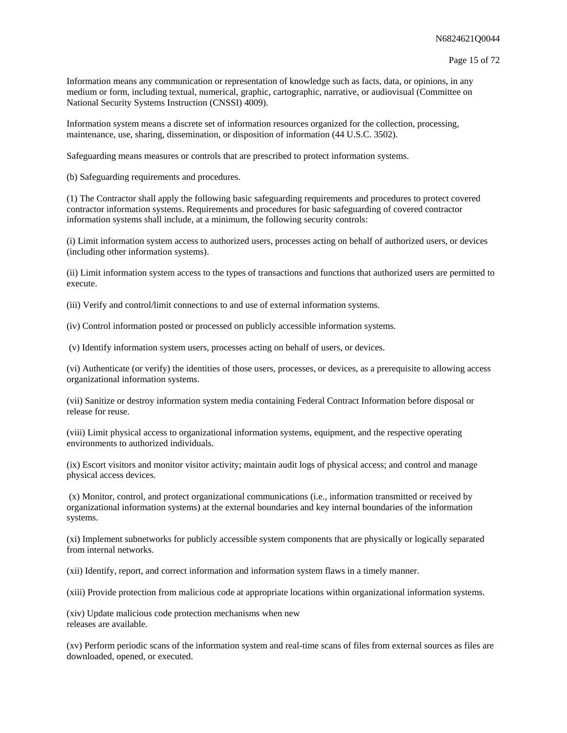Information means any communication or representation of knowledge such as facts, data, or opinions, in any medium or form, including textual, numerical, graphic, cartographic, narrative, or audiovisual (Committee on National Security Systems Instruction (CNSSI) 4009).

Information system means a discrete set of information resources organized for the collection, processing, maintenance, use, sharing, dissemination, or disposition of information (44 U.S.C. 3502).

Safeguarding means measures or controls that are prescribed to protect information systems.

(b) Safeguarding requirements and procedures.

(1) The Contractor shall apply the following basic safeguarding requirements and procedures to protect covered contractor information systems. Requirements and procedures for basic safeguarding of covered contractor information systems shall include, at a minimum, the following security controls:

(i) Limit information system access to authorized users, processes acting on behalf of authorized users, or devices (including other information systems).

(ii) Limit information system access to the types of transactions and functions that authorized users are permitted to execute.

(iii) Verify and control/limit connections to and use of external information systems.

(iv) Control information posted or processed on publicly accessible information systems.

(v) Identify information system users, processes acting on behalf of users, or devices.

(vi) Authenticate (or verify) the identities of those users, processes, or devices, as a prerequisite to allowing access organizational information systems.

(vii) Sanitize or destroy information system media containing Federal Contract Information before disposal or release for reuse.

(viii) Limit physical access to organizational information systems, equipment, and the respective operating environments to authorized individuals.

(ix) Escort visitors and monitor visitor activity; maintain audit logs of physical access; and control and manage physical access devices.

(x) Monitor, control, and protect organizational communications (i.e., information transmitted or received by organizational information systems) at the external boundaries and key internal boundaries of the information systems.

(xi) Implement subnetworks for publicly accessible system components that are physically or logically separated from internal networks.

(xii) Identify, report, and correct information and information system flaws in a timely manner.

(xiii) Provide protection from malicious code at appropriate locations within organizational information systems.

(xiv) Update malicious code protection mechanisms when new releases are available.

(xv) Perform periodic scans of the information system and real-time scans of files from external sources as files are downloaded, opened, or executed.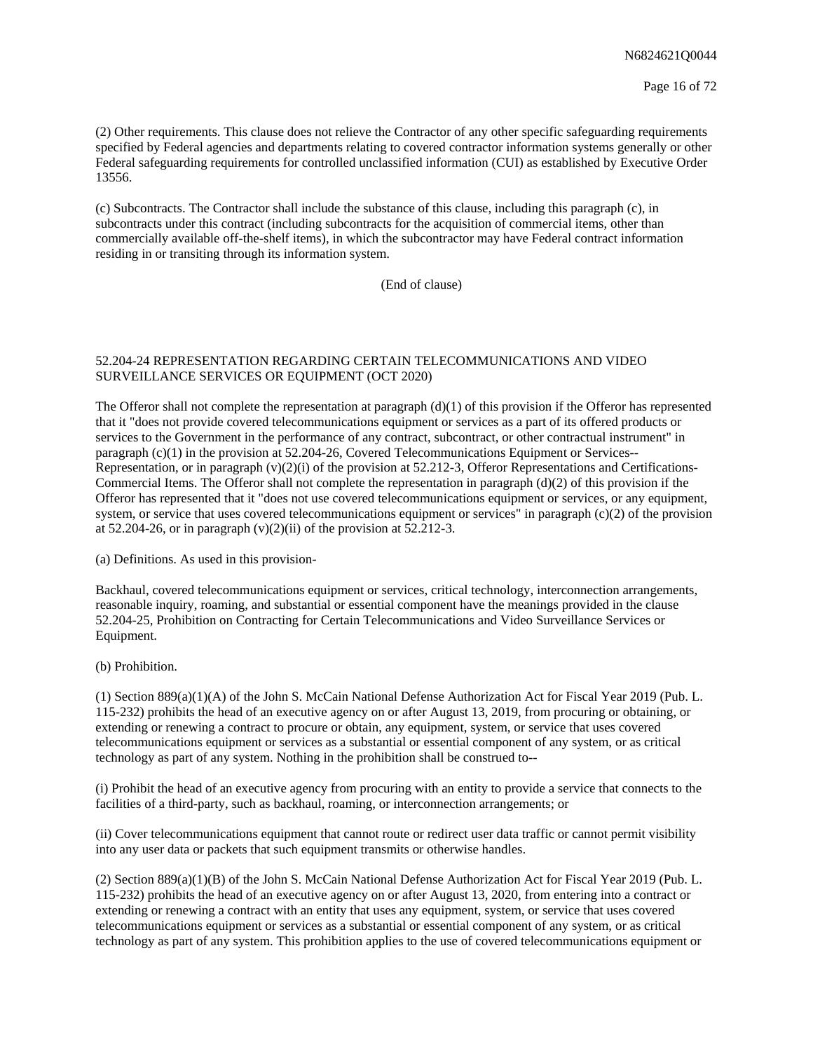(2) Other requirements. This clause does not relieve the Contractor of any other specific safeguarding requirements specified by Federal agencies and departments relating to covered contractor information systems generally or other Federal safeguarding requirements for controlled unclassified information (CUI) as established by Executive Order 13556.

(c) Subcontracts. The Contractor shall include the substance of this clause, including this paragraph (c), in subcontracts under this contract (including subcontracts for the acquisition of commercial items, other than commercially available off-the-shelf items), in which the subcontractor may have Federal contract information residing in or transiting through its information system.

(End of clause)

## 52.204-24 REPRESENTATION REGARDING CERTAIN TELECOMMUNICATIONS AND VIDEO SURVEILLANCE SERVICES OR EQUIPMENT (OCT 2020)

The Offeror shall not complete the representation at paragraph (d)(1) of this provision if the Offeror has represented that it "does not provide covered telecommunications equipment or services as a part of its offered products or services to the Government in the performance of any contract, subcontract, or other contractual instrument" in paragraph (c)(1) in the provision at 52.204-26, Covered Telecommunications Equipment or Services--Representation, or in paragraph (v)(2)(i) of the provision at 52.212-3, Offeror Representations and Certifications-Commercial Items. The Offeror shall not complete the representation in paragraph (d)(2) of this provision if the Offeror has represented that it "does not use covered telecommunications equipment or services, or any equipment, system, or service that uses covered telecommunications equipment or services" in paragraph (c)(2) of the provision at 52.204-26, or in paragraph (v)(2)(ii) of the provision at 52.212-3.

(a) Definitions. As used in this provision-

Backhaul, covered telecommunications equipment or services, critical technology, interconnection arrangements, reasonable inquiry, roaming, and substantial or essential component have the meanings provided in the clause 52.204-25, Prohibition on Contracting for Certain Telecommunications and Video Surveillance Services or Equipment.

(b) Prohibition.

(1) Section 889(a)(1)(A) of the John S. McCain National Defense Authorization Act for Fiscal Year 2019 (Pub. L. 115-232) prohibits the head of an executive agency on or after August 13, 2019, from procuring or obtaining, or extending or renewing a contract to procure or obtain, any equipment, system, or service that uses covered telecommunications equipment or services as a substantial or essential component of any system, or as critical technology as part of any system. Nothing in the prohibition shall be construed to--

(i) Prohibit the head of an executive agency from procuring with an entity to provide a service that connects to the facilities of a third-party, such as backhaul, roaming, or interconnection arrangements; or

(ii) Cover telecommunications equipment that cannot route or redirect user data traffic or cannot permit visibility into any user data or packets that such equipment transmits or otherwise handles.

(2) Section 889(a)(1)(B) of the John S. McCain National Defense Authorization Act for Fiscal Year 2019 (Pub. L. 115-232) prohibits the head of an executive agency on or after August 13, 2020, from entering into a contract or extending or renewing a contract with an entity that uses any equipment, system, or service that uses covered telecommunications equipment or services as a substantial or essential component of any system, or as critical technology as part of any system. This prohibition applies to the use of covered telecommunications equipment or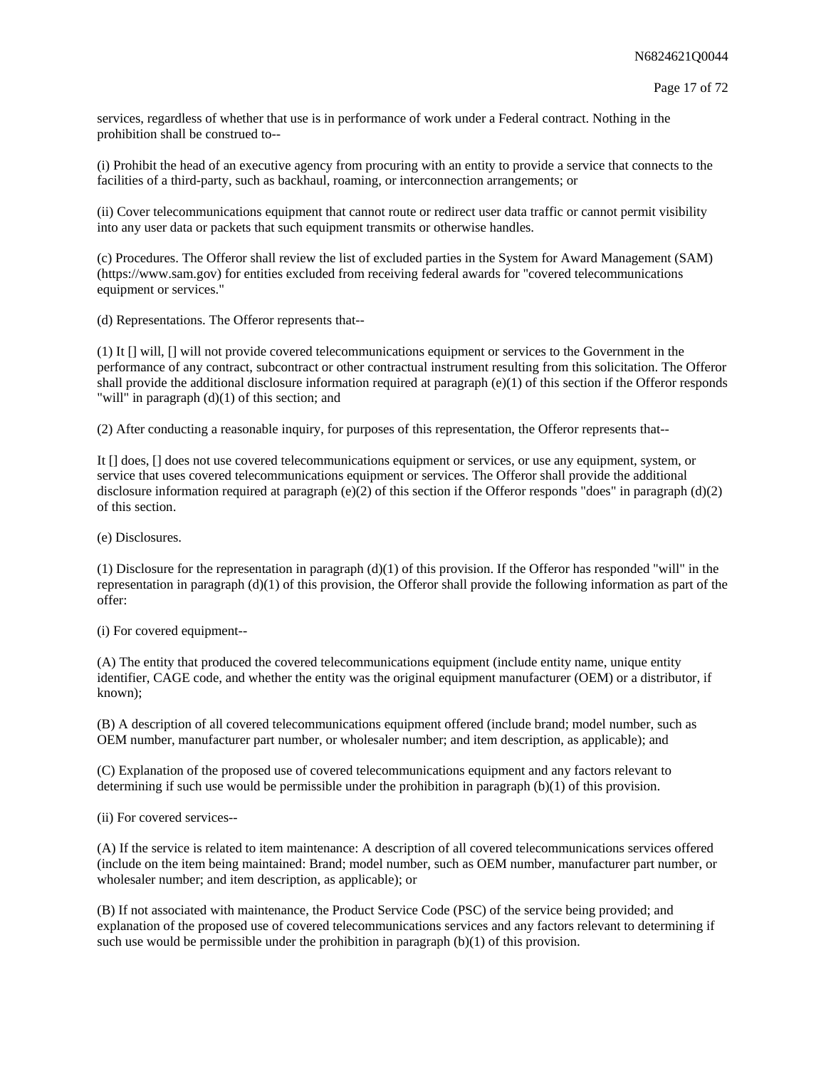services, regardless of whether that use is in performance of work under a Federal contract. Nothing in the prohibition shall be construed to--

(i) Prohibit the head of an executive agency from procuring with an entity to provide a service that connects to the facilities of a third-party, such as backhaul, roaming, or interconnection arrangements; or

(ii) Cover telecommunications equipment that cannot route or redirect user data traffic or cannot permit visibility into any user data or packets that such equipment transmits or otherwise handles.

(c) Procedures. The Offeror shall review the list of excluded parties in the System for Award Management (SAM) (https://www.sam.gov) for entities excluded from receiving federal awards for "covered telecommunications equipment or services."

(d) Representations. The Offeror represents that--

(1) It [] will, [] will not provide covered telecommunications equipment or services to the Government in the performance of any contract, subcontract or other contractual instrument resulting from this solicitation. The Offeror shall provide the additional disclosure information required at paragraph (e)(1) of this section if the Offeror responds "will" in paragraph (d)(1) of this section; and

(2) After conducting a reasonable inquiry, for purposes of this representation, the Offeror represents that--

It [] does, [] does not use covered telecommunications equipment or services, or use any equipment, system, or service that uses covered telecommunications equipment or services. The Offeror shall provide the additional disclosure information required at paragraph (e)(2) of this section if the Offeror responds "does" in paragraph (d)(2) of this section.

(e) Disclosures.

(1) Disclosure for the representation in paragraph (d)(1) of this provision. If the Offeror has responded "will" in the representation in paragraph (d)(1) of this provision, the Offeror shall provide the following information as part of the offer:

(i) For covered equipment--

(A) The entity that produced the covered telecommunications equipment (include entity name, unique entity identifier, CAGE code, and whether the entity was the original equipment manufacturer (OEM) or a distributor, if known);

(B) A description of all covered telecommunications equipment offered (include brand; model number, such as OEM number, manufacturer part number, or wholesaler number; and item description, as applicable); and

(C) Explanation of the proposed use of covered telecommunications equipment and any factors relevant to determining if such use would be permissible under the prohibition in paragraph (b)(1) of this provision.

(ii) For covered services--

(A) If the service is related to item maintenance: A description of all covered telecommunications services offered (include on the item being maintained: Brand; model number, such as OEM number, manufacturer part number, or wholesaler number; and item description, as applicable); or

(B) If not associated with maintenance, the Product Service Code (PSC) of the service being provided; and explanation of the proposed use of covered telecommunications services and any factors relevant to determining if such use would be permissible under the prohibition in paragraph (b)(1) of this provision.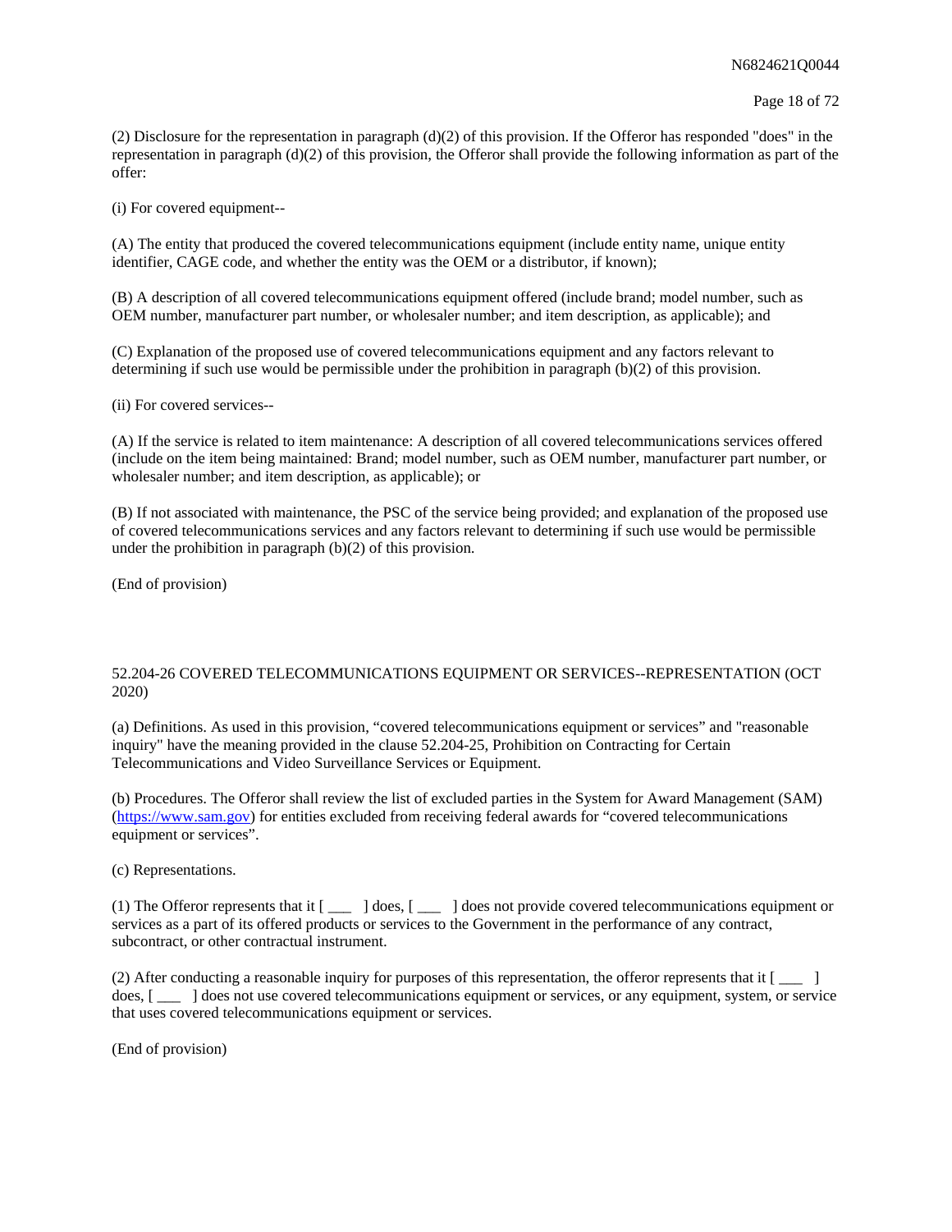(2) Disclosure for the representation in paragraph (d)(2) of this provision. If the Offeror has responded "does" in the representation in paragraph (d)(2) of this provision, the Offeror shall provide the following information as part of the offer:

(i) For covered equipment--

(A) The entity that produced the covered telecommunications equipment (include entity name, unique entity identifier, CAGE code, and whether the entity was the OEM or a distributor, if known);

(B) A description of all covered telecommunications equipment offered (include brand; model number, such as OEM number, manufacturer part number, or wholesaler number; and item description, as applicable); and

(C) Explanation of the proposed use of covered telecommunications equipment and any factors relevant to determining if such use would be permissible under the prohibition in paragraph (b)(2) of this provision.

(ii) For covered services--

(A) If the service is related to item maintenance: A description of all covered telecommunications services offered (include on the item being maintained: Brand; model number, such as OEM number, manufacturer part number, or wholesaler number; and item description, as applicable); or

(B) If not associated with maintenance, the PSC of the service being provided; and explanation of the proposed use of covered telecommunications services and any factors relevant to determining if such use would be permissible under the prohibition in paragraph (b)(2) of this provision.

(End of provision)

52.204-26 COVERED TELECOMMUNICATIONS EQUIPMENT OR SERVICES--REPRESENTATION (OCT 2020)

(a) Definitions. As used in this provision, “covered telecommunications equipment or services” and "reasonable inquiry" have the meaning provided in the clause 52.204-25, Prohibition on Contracting for Certain Telecommunications and Video Surveillance Services or Equipment.

(b) Procedures. The Offeror shall review the list of excluded parties in the System for Award Management (SAM) (https://www.sam.gov) for entities excluded from receiving federal awards for “covered telecommunications equipment or services”.

(c) Representations.

(1) The Offeror represents that it [ ___ ] does, [ ___ ] does not provide covered telecommunications equipment or services as a part of its offered products or services to the Government in the performance of any contract, subcontract, or other contractual instrument.

(2) After conducting a reasonable inquiry for purposes of this representation, the offeror represents that it [ ___ ] does, [ ___ ] does not use covered telecommunications equipment or services, or any equipment, system, or service that uses covered telecommunications equipment or services.

(End of provision)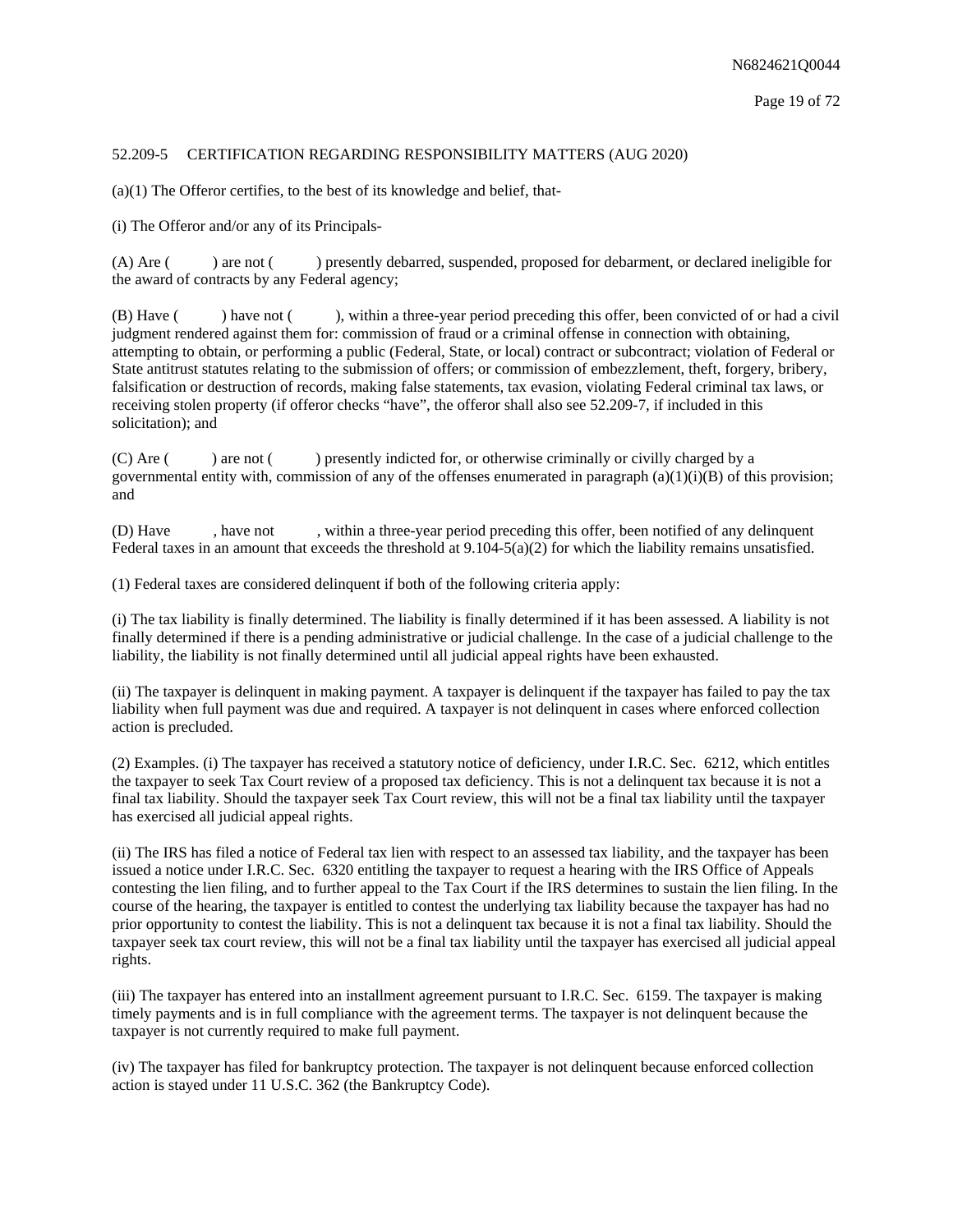52.209-5 CERTIFICATION REGARDING RESPONSIBILITY MATTERS (AUG 2020)

(a)(1) The Offeror certifies, to the best of its knowledge and belief, that-

(i) The Offeror and/or any of its Principals-

(A) Are ( ) are not ( ) presently debarred, suspended, proposed for debarment, or declared ineligible for the award of contracts by any Federal agency;

(B) Have ( ) have not ( ), within a three-year period preceding this offer, been convicted of or had a civil judgment rendered against them for: commission of fraud or a criminal offense in connection with obtaining, attempting to obtain, or performing a public (Federal, State, or local) contract or subcontract; violation of Federal or State antitrust statutes relating to the submission of offers; or commission of embezzlement, theft, forgery, bribery, falsification or destruction of records, making false statements, tax evasion, violating Federal criminal tax laws, or receiving stolen property (if offeror checks "have", the offeror shall also see 52.209-7, if included in this solicitation); and

(C) Are ( ) are not ( ) presently indicted for, or otherwise criminally or civilly charged by a governmental entity with, commission of any of the offenses enumerated in paragraph (a)(1)(i)(B) of this provision; and

(D) Have , have not , within a three-year period preceding this offer, been notified of any delinquent Federal taxes in an amount that exceeds the threshold at 9.104-5(a)(2) for which the liability remains unsatisfied.

(1) Federal taxes are considered delinquent if both of the following criteria apply:

(i) The tax liability is finally determined. The liability is finally determined if it has been assessed. A liability is not finally determined if there is a pending administrative or judicial challenge. In the case of a judicial challenge to the liability, the liability is not finally determined until all judicial appeal rights have been exhausted.

(ii) The taxpayer is delinquent in making payment. A taxpayer is delinquent if the taxpayer has failed to pay the tax liability when full payment was due and required. A taxpayer is not delinquent in cases where enforced collection action is precluded.

(2) Examples. (i) The taxpayer has received a statutory notice of deficiency, under I.R.C. Sec. 6212, which entitles the taxpayer to seek Tax Court review of a proposed tax deficiency. This is not a delinquent tax because it is not a final tax liability. Should the taxpayer seek Tax Court review, this will not be a final tax liability until the taxpayer has exercised all judicial appeal rights.

(ii) The IRS has filed a notice of Federal tax lien with respect to an assessed tax liability, and the taxpayer has been issued a notice under I.R.C. Sec. 6320 entitling the taxpayer to request a hearing with the IRS Office of Appeals contesting the lien filing, and to further appeal to the Tax Court if the IRS determines to sustain the lien filing. In the course of the hearing, the taxpayer is entitled to contest the underlying tax liability because the taxpayer has had no prior opportunity to contest the liability. This is not a delinquent tax because it is not a final tax liability. Should the taxpayer seek tax court review, this will not be a final tax liability until the taxpayer has exercised all judicial appeal rights.

(iii) The taxpayer has entered into an installment agreement pursuant to I.R.C. Sec. 6159. The taxpayer is making timely payments and is in full compliance with the agreement terms. The taxpayer is not delinquent because the taxpayer is not currently required to make full payment.

(iv) The taxpayer has filed for bankruptcy protection. The taxpayer is not delinquent because enforced collection action is stayed under 11 U.S.C. 362 (the Bankruptcy Code).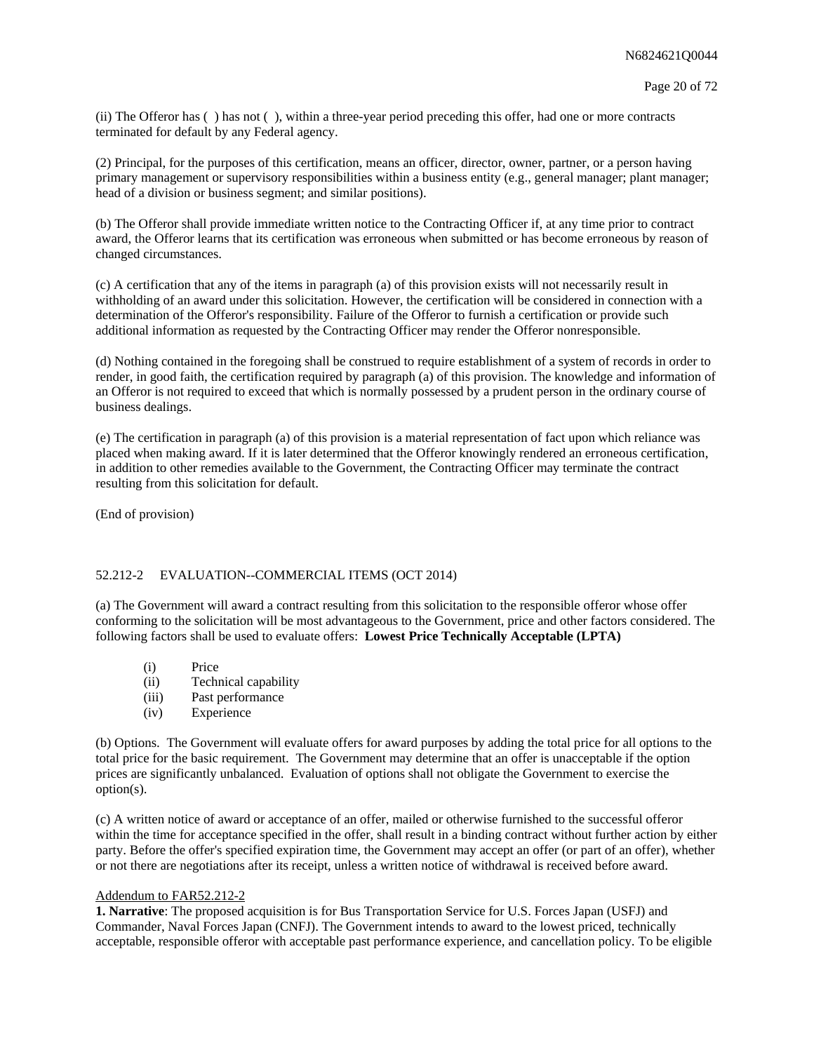(ii) The Offeror has ( ) has not ( ), within a three-year period preceding this offer, had one or more contracts terminated for default by any Federal agency.

(2) Principal, for the purposes of this certification, means an officer, director, owner, partner, or a person having primary management or supervisory responsibilities within a business entity (e.g., general manager; plant manager; head of a division or business segment; and similar positions).

(b) The Offeror shall provide immediate written notice to the Contracting Officer if, at any time prior to contract award, the Offeror learns that its certification was erroneous when submitted or has become erroneous by reason of changed circumstances.

(c) A certification that any of the items in paragraph (a) of this provision exists will not necessarily result in withholding of an award under this solicitation. However, the certification will be considered in connection with a determination of the Offeror's responsibility. Failure of the Offeror to furnish a certification or provide such additional information as requested by the Contracting Officer may render the Offeror nonresponsible.

(d) Nothing contained in the foregoing shall be construed to require establishment of a system of records in order to render, in good faith, the certification required by paragraph (a) of this provision. The knowledge and information of an Offeror is not required to exceed that which is normally possessed by a prudent person in the ordinary course of business dealings.

(e) The certification in paragraph (a) of this provision is a material representation of fact upon which reliance was placed when making award. If it is later determined that the Offeror knowingly rendered an erroneous certification, in addition to other remedies available to the Government, the Contracting Officer may terminate the contract resulting from this solicitation for default.

(End of provision)

52.212-2 EVALUATION--COMMERCIAL ITEMS (OCT 2014)

(a) The Government will award a contract resulting from this solicitation to the responsible offeror whose offer conforming to the solicitation will be most advantageous to the Government, price and other factors considered. The following factors shall be used to evaluate offers: **Lowest Price Technically Acceptable (LPTA)**

- (i) Price
- (ii) Technical capability
- (iii) Past performance
- (iv) Experience

(b) Options. The Government will evaluate offers for award purposes by adding the total price for all options to the total price for the basic requirement. The Government may determine that an offer is unacceptable if the option prices are significantly unbalanced. Evaluation of options shall not obligate the Government to exercise the option(s).

(c) A written notice of award or acceptance of an offer, mailed or otherwise furnished to the successful offeror within the time for acceptance specified in the offer, shall result in a binding contract without further action by either party. Before the offer's specified expiration time, the Government may accept an offer (or part of an offer), whether or not there are negotiations after its receipt, unless a written notice of withdrawal is received before award.

Addendum to FAR52.212-2

**1. Narrative**: The proposed acquisition is for Bus Transportation Service for U.S. Forces Japan (USFJ) and Commander, Naval Forces Japan (CNFJ). The Government intends to award to the lowest priced, technically acceptable, responsible offeror with acceptable past performance experience, and cancellation policy. To be eligible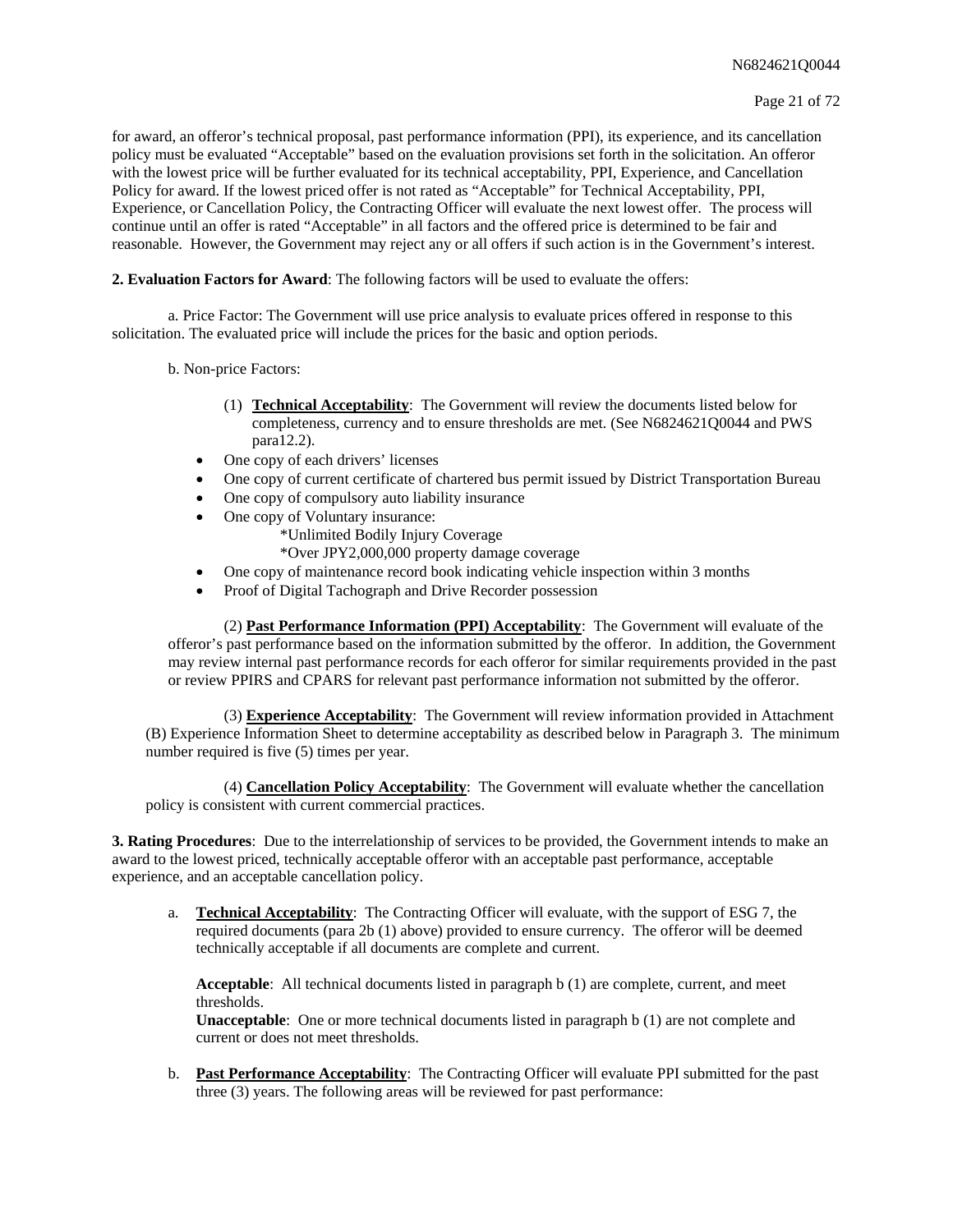for award, an offeror's technical proposal, past performance information (PPI), its experience, and its cancellation policy must be evaluated "Acceptable" based on the evaluation provisions set forth in the solicitation. An offeror with the lowest price will be further evaluated for its technical acceptability, PPI, Experience, and Cancellation Policy for award. If the lowest priced offer is not rated as "Acceptable" for Technical Acceptability, PPI, Experience, or Cancellation Policy, the Contracting Officer will evaluate the next lowest offer. The process will continue until an offer is rated "Acceptable" in all factors and the offered price is determined to be fair and reasonable. However, the Government may reject any or all offers if such action is in the Government's interest.

**2. Evaluation Factors for Award**: The following factors will be used to evaluate the offers:

a. Price Factor: The Government will use price analysis to evaluate prices offered in response to this solicitation. The evaluated price will include the prices for the basic and option periods.

b. Non-price Factors:

(1) **Technical Acceptability**: The Government will review the documents listed below for completeness, currency and to ensure thresholds are met. (See N6824621Q0044 and PWS para12.2).

- One copy of each drivers' licenses
- One copy of current certificate of chartered bus permit issued by District Transportation Bureau
- One copy of compulsory auto liability insurance
- One copy of Voluntary insurance:
  - *Unlimited Bodily Injury Coverage
  - *Over JPY2,000,000 property damage coverage
- One copy of maintenance record book indicating vehicle inspection within 3 months
- Proof of Digital Tachograph and Drive Recorder possession

(2) **Past Performance Information (PPI) Acceptability**: The Government will evaluate of the offeror's past performance based on the information submitted by the offeror. In addition, the Government may review internal past performance records for each offeror for similar requirements provided in the past or review PPIRS and CPARS for relevant past performance information not submitted by the offeror.

(3) **Experience Acceptability**: The Government will review information provided in Attachment (B) Experience Information Sheet to determine acceptability as described below in Paragraph 3. The minimum number required is five (5) times per year.

(4) **Cancellation Policy Acceptability**: The Government will evaluate whether the cancellation policy is consistent with current commercial practices.

**3. Rating Procedures**: Due to the interrelationship of services to be provided, the Government intends to make an award to the lowest priced, technically acceptable offeror with an acceptable past performance, acceptable experience, and an acceptable cancellation policy.

a. **Technical Acceptability**: The Contracting Officer will evaluate, with the support of ESG 7, the required documents (para 2b (1) above) provided to ensure currency. The offeror will be deemed technically acceptable if all documents are complete and current.

**Acceptable**: All technical documents listed in paragraph b (1) are complete, current, and meet thresholds.
**Unacceptable**: One or more technical documents listed in paragraph b (1) are not complete and current or does not meet thresholds.

b. **Past Performance Acceptability**: The Contracting Officer will evaluate PPI submitted for the past three (3) years. The following areas will be reviewed for past performance: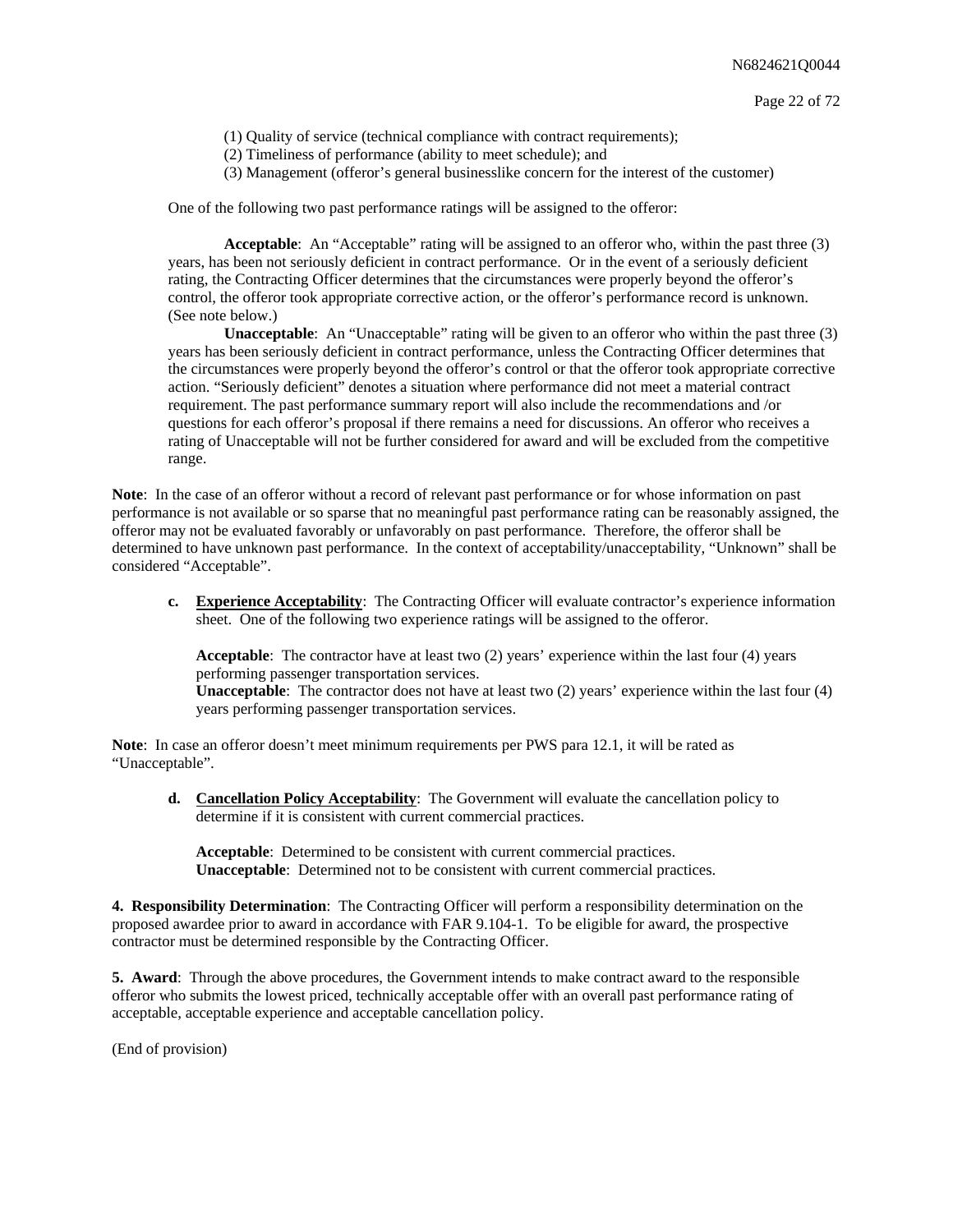(1) Quality of service (technical compliance with contract requirements);
(2) Timeliness of performance (ability to meet schedule); and
(3) Management (offeror's general businesslike concern for the interest of the customer)

One of the following two past performance ratings will be assigned to the offeror:

**Acceptable**: An "Acceptable" rating will be assigned to an offeror who, within the past three (3) years, has been not seriously deficient in contract performance. Or in the event of a seriously deficient rating, the Contracting Officer determines that the circumstances were properly beyond the offeror's control, the offeror took appropriate corrective action, or the offeror's performance record is unknown. (See note below.)

**Unacceptable**: An "Unacceptable" rating will be given to an offeror who within the past three (3) years has been seriously deficient in contract performance, unless the Contracting Officer determines that the circumstances were properly beyond the offeror's control or that the offeror took appropriate corrective action. "Seriously deficient" denotes a situation where performance did not meet a material contract requirement. The past performance summary report will also include the recommendations and /or questions for each offeror's proposal if there remains a need for discussions. An offeror who receives a rating of Unacceptable will not be further considered for award and will be excluded from the competitive range.

**Note**: In the case of an offeror without a record of relevant past performance or for whose information on past performance is not available or so sparse that no meaningful past performance rating can be reasonably assigned, the offeror may not be evaluated favorably or unfavorably on past performance. Therefore, the offeror shall be determined to have unknown past performance. In the context of acceptability/unacceptability, "Unknown" shall be considered "Acceptable".

**c. <u>Experience Acceptability</u>**: The Contracting Officer will evaluate contractor's experience information sheet. One of the following two experience ratings will be assigned to the offeror.

**Acceptable**: The contractor have at least two (2) years' experience within the last four (4) years performing passenger transportation services.
**Unacceptable**: The contractor does not have at least two (2) years' experience within the last four (4) years performing passenger transportation services.

**Note**: In case an offeror doesn't meet minimum requirements per PWS para 12.1, it will be rated as "Unacceptable".

**d. <u>Cancellation Policy Acceptability</u>**: The Government will evaluate the cancellation policy to determine if it is consistent with current commercial practices.

**Acceptable**: Determined to be consistent with current commercial practices.
**Unacceptable**: Determined not to be consistent with current commercial practices.

**4. Responsibility Determination**: The Contracting Officer will perform a responsibility determination on the proposed awardee prior to award in accordance with FAR 9.104-1. To be eligible for award, the prospective contractor must be determined responsible by the Contracting Officer.

**5. Award**: Through the above procedures, the Government intends to make contract award to the responsible offeror who submits the lowest priced, technically acceptable offer with an overall past performance rating of acceptable, acceptable experience and acceptable cancellation policy.

(End of provision)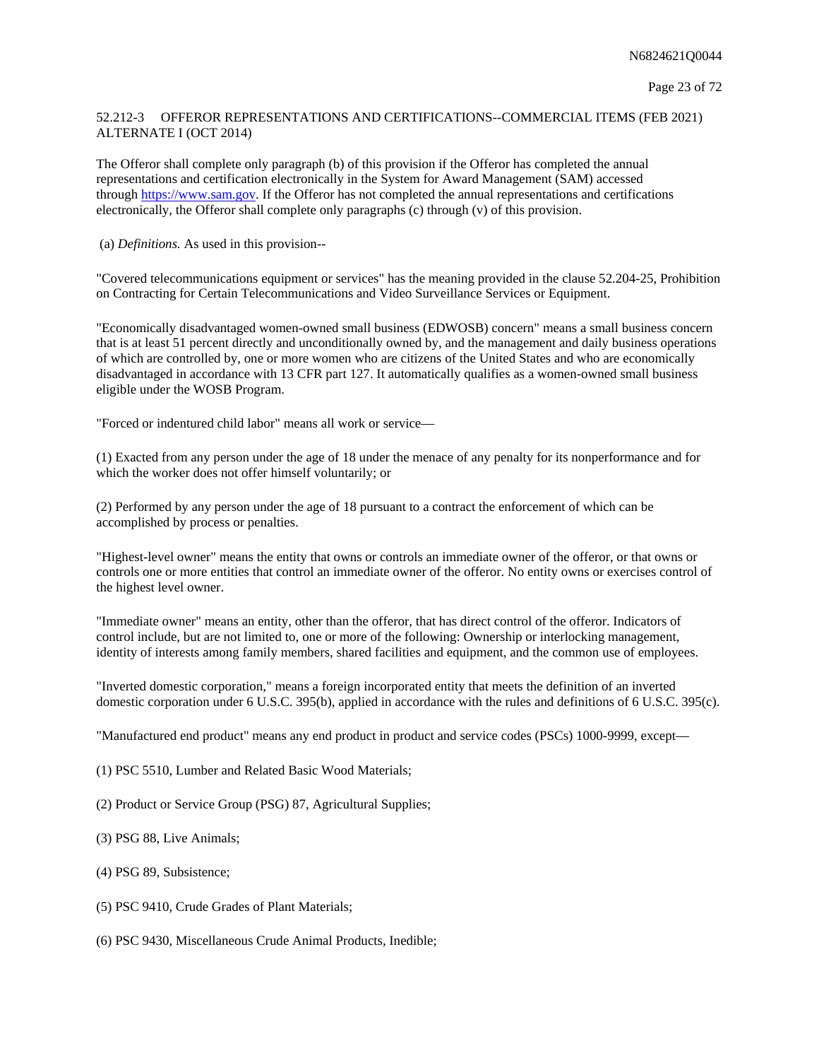52.212-3 OFFEROR REPRESENTATIONS AND CERTIFICATIONS--COMMERCIAL ITEMS (FEB 2021) ALTERNATE I (OCT 2014)

The Offeror shall complete only paragraph (b) of this provision if the Offeror has completed the annual representations and certification electronically in the System for Award Management (SAM) accessed through https://www.sam.gov. If the Offeror has not completed the annual representations and certifications electronically, the Offeror shall complete only paragraphs (c) through (v) of this provision.

(a) *Definitions.* As used in this provision--

"Covered telecommunications equipment or services" has the meaning provided in the clause 52.204-25, Prohibition on Contracting for Certain Telecommunications and Video Surveillance Services or Equipment.

"Economically disadvantaged women-owned small business (EDWOSB) concern" means a small business concern that is at least 51 percent directly and unconditionally owned by, and the management and daily business operations of which are controlled by, one or more women who are citizens of the United States and who are economically disadvantaged in accordance with 13 CFR part 127. It automatically qualifies as a women-owned small business eligible under the WOSB Program.

"Forced or indentured child labor" means all work or service—

(1) Exacted from any person under the age of 18 under the menace of any penalty for its nonperformance and for which the worker does not offer himself voluntarily; or

(2) Performed by any person under the age of 18 pursuant to a contract the enforcement of which can be accomplished by process or penalties.

"Highest-level owner" means the entity that owns or controls an immediate owner of the offeror, or that owns or controls one or more entities that control an immediate owner of the offeror. No entity owns or exercises control of the highest level owner.

"Immediate owner" means an entity, other than the offeror, that has direct control of the offeror. Indicators of control include, but are not limited to, one or more of the following: Ownership or interlocking management, identity of interests among family members, shared facilities and equipment, and the common use of employees.

"Inverted domestic corporation," means a foreign incorporated entity that meets the definition of an inverted domestic corporation under 6 U.S.C. 395(b), applied in accordance with the rules and definitions of 6 U.S.C. 395(c).

"Manufactured end product" means any end product in product and service codes (PSCs) 1000-9999, except—

(1) PSC 5510, Lumber and Related Basic Wood Materials;

(2) Product or Service Group (PSG) 87, Agricultural Supplies;

(3) PSG 88, Live Animals;

(4) PSG 89, Subsistence;

(5) PSC 9410, Crude Grades of Plant Materials;

(6) PSC 9430, Miscellaneous Crude Animal Products, Inedible;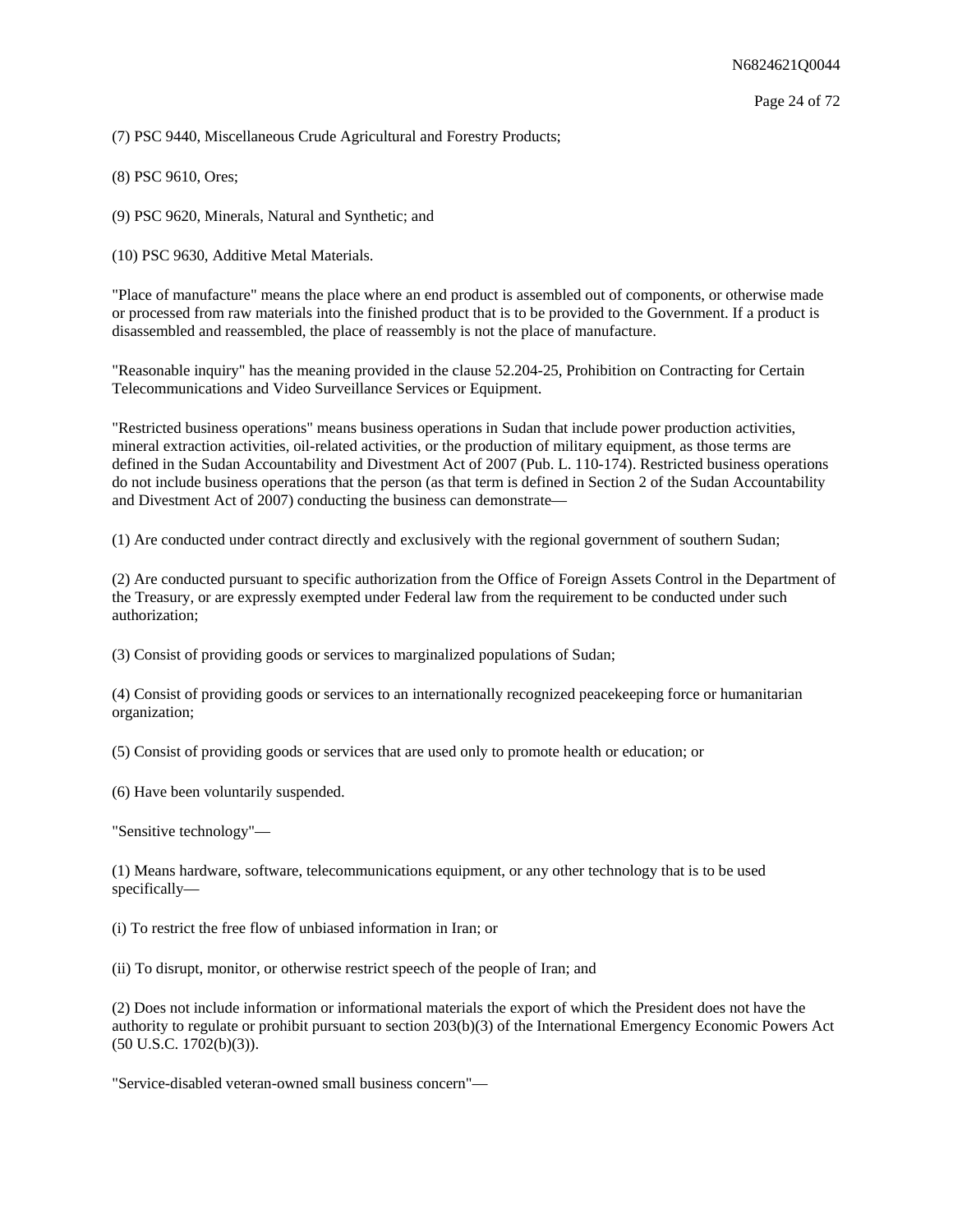(7) PSC 9440, Miscellaneous Crude Agricultural and Forestry Products;

(8) PSC 9610, Ores;

(9) PSC 9620, Minerals, Natural and Synthetic; and

(10) PSC 9630, Additive Metal Materials.

"Place of manufacture" means the place where an end product is assembled out of components, or otherwise made or processed from raw materials into the finished product that is to be provided to the Government. If a product is disassembled and reassembled, the place of reassembly is not the place of manufacture.

"Reasonable inquiry" has the meaning provided in the clause 52.204-25, Prohibition on Contracting for Certain Telecommunications and Video Surveillance Services or Equipment.

"Restricted business operations" means business operations in Sudan that include power production activities, mineral extraction activities, oil-related activities, or the production of military equipment, as those terms are defined in the Sudan Accountability and Divestment Act of 2007 (Pub. L. 110-174). Restricted business operations do not include business operations that the person (as that term is defined in Section 2 of the Sudan Accountability and Divestment Act of 2007) conducting the business can demonstrate—

(1) Are conducted under contract directly and exclusively with the regional government of southern Sudan;

(2) Are conducted pursuant to specific authorization from the Office of Foreign Assets Control in the Department of the Treasury, or are expressly exempted under Federal law from the requirement to be conducted under such authorization;

(3) Consist of providing goods or services to marginalized populations of Sudan;

(4) Consist of providing goods or services to an internationally recognized peacekeeping force or humanitarian organization;

(5) Consist of providing goods or services that are used only to promote health or education; or

(6) Have been voluntarily suspended.

"Sensitive technology"—

(1) Means hardware, software, telecommunications equipment, or any other technology that is to be used specifically—

(i) To restrict the free flow of unbiased information in Iran; or

(ii) To disrupt, monitor, or otherwise restrict speech of the people of Iran; and

(2) Does not include information or informational materials the export of which the President does not have the authority to regulate or prohibit pursuant to section 203(b)(3) of the International Emergency Economic Powers Act (50 U.S.C. 1702(b)(3)).

"Service-disabled veteran-owned small business concern"—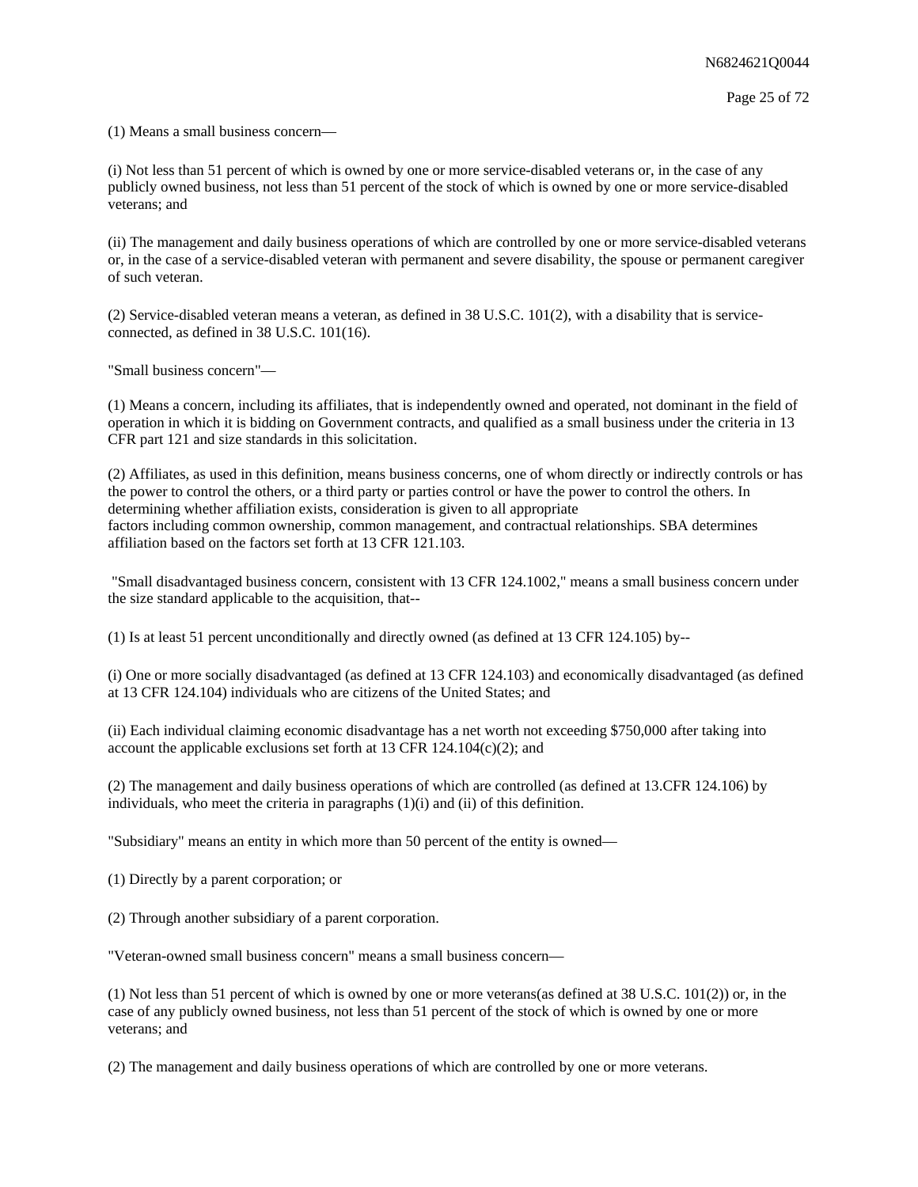(1) Means a small business concern—

(i) Not less than 51 percent of which is owned by one or more service-disabled veterans or, in the case of any publicly owned business, not less than 51 percent of the stock of which is owned by one or more service-disabled veterans; and

(ii) The management and daily business operations of which are controlled by one or more service-disabled veterans or, in the case of a service-disabled veteran with permanent and severe disability, the spouse or permanent caregiver of such veteran.

(2) Service-disabled veteran means a veteran, as defined in 38 U.S.C. 101(2), with a disability that is service-connected, as defined in 38 U.S.C. 101(16).

"Small business concern"—

(1) Means a concern, including its affiliates, that is independently owned and operated, not dominant in the field of operation in which it is bidding on Government contracts, and qualified as a small business under the criteria in 13 CFR part 121 and size standards in this solicitation.

(2) Affiliates, as used in this definition, means business concerns, one of whom directly or indirectly controls or has the power to control the others, or a third party or parties control or have the power to control the others. In determining whether affiliation exists, consideration is given to all appropriate factors including common ownership, common management, and contractual relationships. SBA determines affiliation based on the factors set forth at 13 CFR 121.103.

"Small disadvantaged business concern, consistent with 13 CFR 124.1002," means a small business concern under the size standard applicable to the acquisition, that--

(1) Is at least 51 percent unconditionally and directly owned (as defined at 13 CFR 124.105) by--

(i) One or more socially disadvantaged (as defined at 13 CFR 124.103) and economically disadvantaged (as defined at 13 CFR 124.104) individuals who are citizens of the United States; and

(ii) Each individual claiming economic disadvantage has a net worth not exceeding $750,000 after taking into account the applicable exclusions set forth at 13 CFR 124.104(c)(2); and

(2) The management and daily business operations of which are controlled (as defined at 13.CFR 124.106) by individuals, who meet the criteria in paragraphs (1)(i) and (ii) of this definition.

"Subsidiary" means an entity in which more than 50 percent of the entity is owned—

(1) Directly by a parent corporation; or

(2) Through another subsidiary of a parent corporation.

"Veteran-owned small business concern" means a small business concern—

(1) Not less than 51 percent of which is owned by one or more veterans(as defined at 38 U.S.C. 101(2)) or, in the case of any publicly owned business, not less than 51 percent of the stock of which is owned by one or more veterans; and

(2) The management and daily business operations of which are controlled by one or more veterans.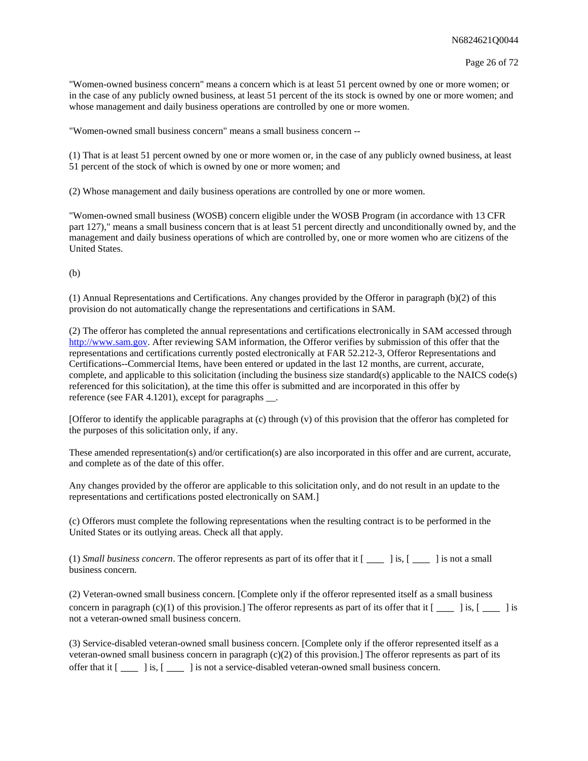"Women-owned business concern" means a concern which is at least 51 percent owned by one or more women; or in the case of any publicly owned business, at least 51 percent of the its stock is owned by one or more women; and whose management and daily business operations are controlled by one or more women.

"Women-owned small business concern" means a small business concern --

(1) That is at least 51 percent owned by one or more women or, in the case of any publicly owned business, at least 51 percent of the stock of which is owned by one or more women; and

(2) Whose management and daily business operations are controlled by one or more women.

"Women-owned small business (WOSB) concern eligible under the WOSB Program (in accordance with 13 CFR part 127)," means a small business concern that is at least 51 percent directly and unconditionally owned by, and the management and daily business operations of which are controlled by, one or more women who are citizens of the United States.

(b)

(1) Annual Representations and Certifications. Any changes provided by the Offeror in paragraph (b)(2) of this provision do not automatically change the representations and certifications in SAM.

(2) The offeror has completed the annual representations and certifications electronically in SAM accessed through [http://www.sam.gov](http://www.sam.gov). After reviewing SAM information, the Offeror verifies by submission of this offer that the representations and certifications currently posted electronically at FAR 52.212-3, Offeror Representations and Certifications--Commercial Items, have been entered or updated in the last 12 months, are current, accurate, complete, and applicable to this solicitation (including the business size standard(s) applicable to the NAICS code(s) referenced for this solicitation), at the time this offer is submitted and are incorporated in this offer by reference (see FAR 4.1201), except for paragraphs __.

[Offeror to identify the applicable paragraphs at (c) through (v) of this provision that the offeror has completed for the purposes of this solicitation only, if any.

These amended representation(s) and/or certification(s) are also incorporated in this offer and are current, accurate, and complete as of the date of this offer.

Any changes provided by the offeror are applicable to this solicitation only, and do not result in an update to the representations and certifications posted electronically on SAM.]

(c) Offerors must complete the following representations when the resulting contract is to be performed in the United States or its outlying areas. Check all that apply.

(1) *Small business concern*. The offeror represents as part of its offer that it [ ____ ] is, [ ____ ] is not a small business concern.

(2) Veteran-owned small business concern. [Complete only if the offeror represented itself as a small business concern in paragraph (c)(1) of this provision.] The offeror represents as part of its offer that it [ ____ ] is, [ ____ ] is not a veteran-owned small business concern.

(3) Service-disabled veteran-owned small business concern. [Complete only if the offeror represented itself as a veteran-owned small business concern in paragraph (c)(2) of this provision.] The offeror represents as part of its offer that it [ ____ ] is, [ ____ ] is not a service-disabled veteran-owned small business concern.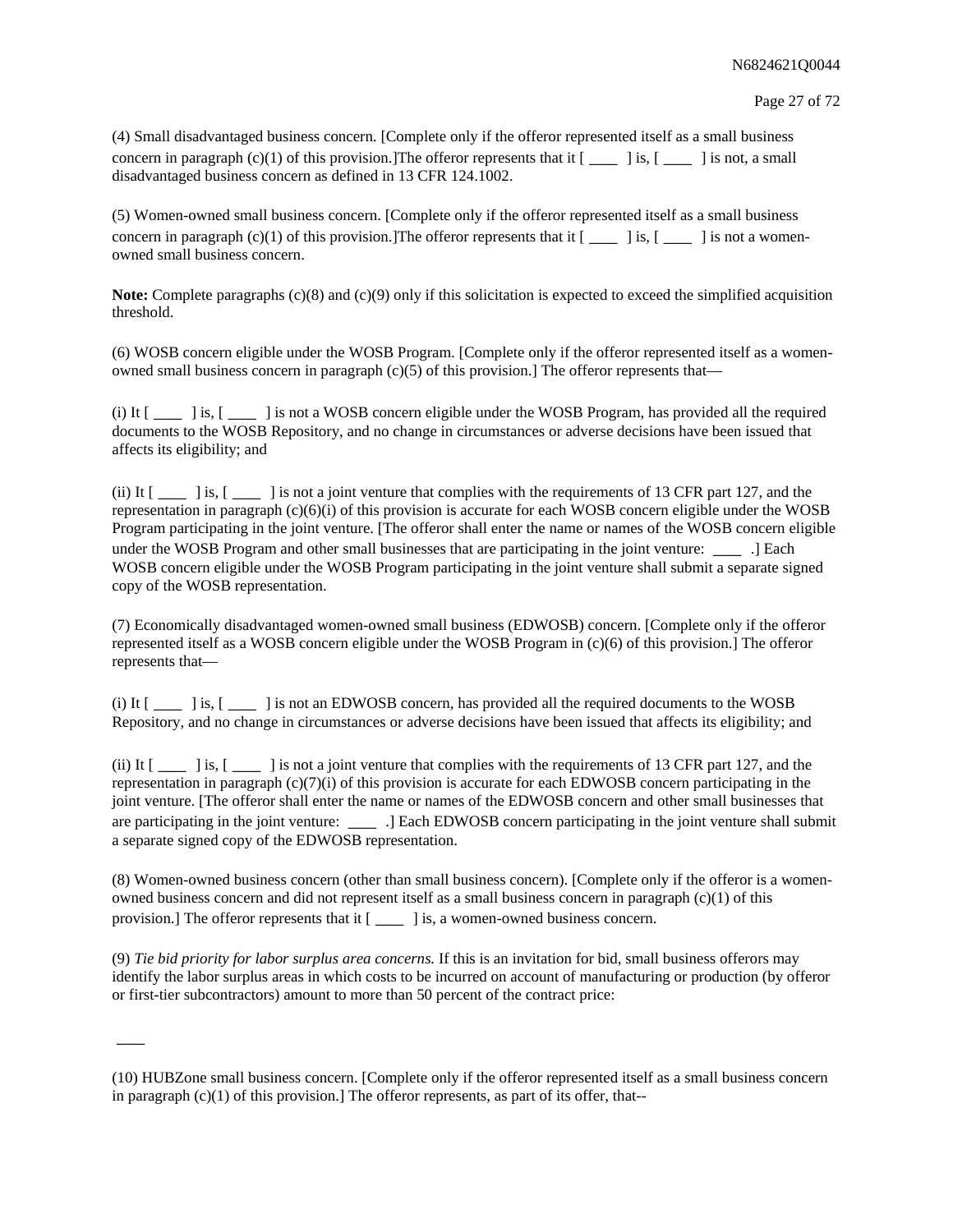(4) Small disadvantaged business concern. [Complete only if the offeror represented itself as a small business concern in paragraph (c)(1) of this provision.]The offeror represents that it [ ____ ] is, [ ____ ] is not, a small disadvantaged business concern as defined in 13 CFR 124.1002.

(5) Women-owned small business concern. [Complete only if the offeror represented itself as a small business concern in paragraph (c)(1) of this provision.]The offeror represents that it [ ____ ] is, [ ____ ] is not a women-owned small business concern.

**Note:** Complete paragraphs (c)(8) and (c)(9) only if this solicitation is expected to exceed the simplified acquisition threshold.

(6) WOSB concern eligible under the WOSB Program. [Complete only if the offeror represented itself as a women-owned small business concern in paragraph (c)(5) of this provision.] The offeror represents that—

(i) It [ ____ ] is, [ ____ ] is not a WOSB concern eligible under the WOSB Program, has provided all the required documents to the WOSB Repository, and no change in circumstances or adverse decisions have been issued that affects its eligibility; and

(ii) It [ ____ ] is, [ ____ ] is not a joint venture that complies with the requirements of 13 CFR part 127, and the representation in paragraph (c)(6)(i) of this provision is accurate for each WOSB concern eligible under the WOSB Program participating in the joint venture. [The offeror shall enter the name or names of the WOSB concern eligible under the WOSB Program and other small businesses that are participating in the joint venture: ____ .] Each WOSB concern eligible under the WOSB Program participating in the joint venture shall submit a separate signed copy of the WOSB representation.

(7) Economically disadvantaged women-owned small business (EDWOSB) concern. [Complete only if the offeror represented itself as a WOSB concern eligible under the WOSB Program in (c)(6) of this provision.] The offeror represents that—

(i) It [ ____ ] is, [ ____ ] is not an EDWOSB concern, has provided all the required documents to the WOSB Repository, and no change in circumstances or adverse decisions have been issued that affects its eligibility; and

(ii) It [ ____ ] is, [ ____ ] is not a joint venture that complies with the requirements of 13 CFR part 127, and the representation in paragraph (c)(7)(i) of this provision is accurate for each EDWOSB concern participating in the joint venture. [The offeror shall enter the name or names of the EDWOSB concern and other small businesses that are participating in the joint venture: ____ .] Each EDWOSB concern participating in the joint venture shall submit a separate signed copy of the EDWOSB representation.

(8) Women-owned business concern (other than small business concern). [Complete only if the offeror is a women-owned business concern and did not represent itself as a small business concern in paragraph (c)(1) of this provision.] The offeror represents that it [ ____ ] is, a women-owned business concern.

(9) *Tie bid priority for labor surplus area concerns.* If this is an invitation for bid, small business offerors may identify the labor surplus areas in which costs to be incurred on account of manufacturing or production (by offeror or first-tier subcontractors) amount to more than 50 percent of the contract price:

____

(10) HUBZone small business concern. [Complete only if the offeror represented itself as a small business concern in paragraph (c)(1) of this provision.] The offeror represents, as part of its offer, that--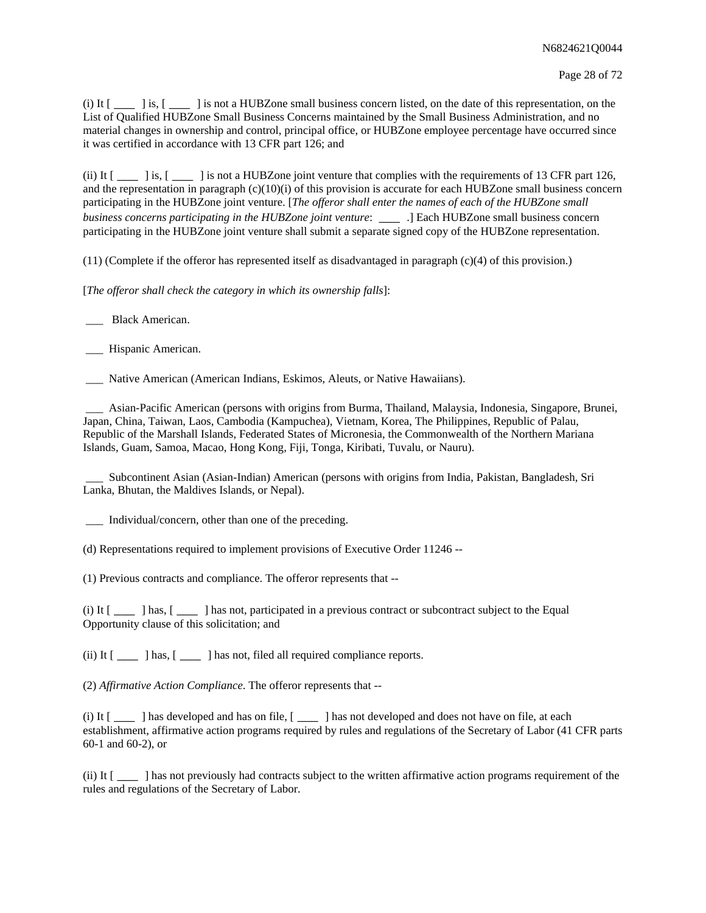(i) It [ ____ ] is, [ ____ ] is not a HUBZone small business concern listed, on the date of this representation, on the List of Qualified HUBZone Small Business Concerns maintained by the Small Business Administration, and no material changes in ownership and control, principal office, or HUBZone employee percentage have occurred since it was certified in accordance with 13 CFR part 126; and

(ii) It [ ____ ] is, [ ____ ] is not a HUBZone joint venture that complies with the requirements of 13 CFR part 126, and the representation in paragraph (c)(10)(i) of this provision is accurate for each HUBZone small business concern participating in the HUBZone joint venture. [*The offeror shall enter the names of each of the HUBZone small business concerns participating in the HUBZone joint venture*: ____ .] Each HUBZone small business concern participating in the HUBZone joint venture shall submit a separate signed copy of the HUBZone representation.

(11) (Complete if the offeror has represented itself as disadvantaged in paragraph (c)(4) of this provision.)

[*The offeror shall check the category in which its ownership falls*]:

___ Black American.

___ Hispanic American.

___ Native American (American Indians, Eskimos, Aleuts, or Native Hawaiians).

___ Asian-Pacific American (persons with origins from Burma, Thailand, Malaysia, Indonesia, Singapore, Brunei, Japan, China, Taiwan, Laos, Cambodia (Kampuchea), Vietnam, Korea, The Philippines, Republic of Palau, Republic of the Marshall Islands, Federated States of Micronesia, the Commonwealth of the Northern Mariana Islands, Guam, Samoa, Macao, Hong Kong, Fiji, Tonga, Kiribati, Tuvalu, or Nauru).

___ Subcontinent Asian (Asian-Indian) American (persons with origins from India, Pakistan, Bangladesh, Sri Lanka, Bhutan, the Maldives Islands, or Nepal).

___ Individual/concern, other than one of the preceding.

(d) Representations required to implement provisions of Executive Order 11246 --

(1) Previous contracts and compliance. The offeror represents that --

(i) It [ ____ ] has, [ ____ ] has not, participated in a previous contract or subcontract subject to the Equal Opportunity clause of this solicitation; and

(ii) It [ ____ ] has, [ ____ ] has not, filed all required compliance reports.

(2) *Affirmative Action Compliance*. The offeror represents that --

(i) It [ ____ ] has developed and has on file, [ ____ ] has not developed and does not have on file, at each establishment, affirmative action programs required by rules and regulations of the Secretary of Labor (41 CFR parts 60-1 and 60-2), or

(ii) It [ ____ ] has not previously had contracts subject to the written affirmative action programs requirement of the rules and regulations of the Secretary of Labor.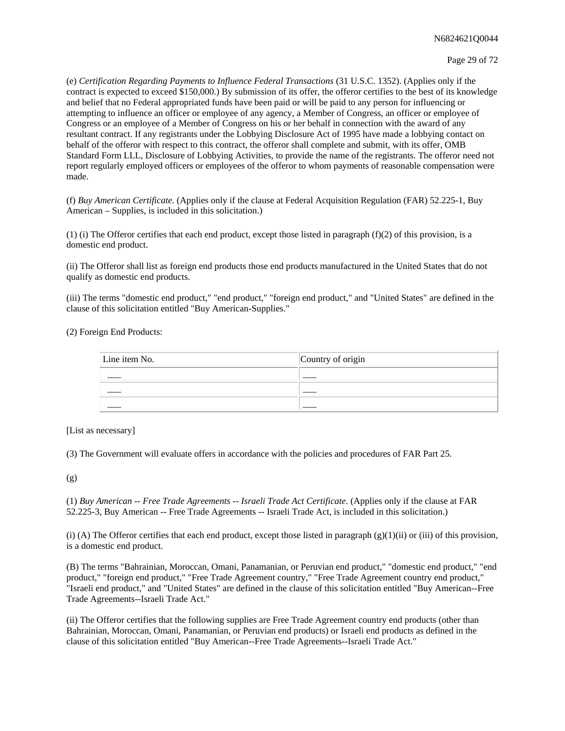(e) *Certification Regarding Payments to Influence Federal Transactions* (31 U.S.C. 1352). (Applies only if the contract is expected to exceed $150,000.) By submission of its offer, the offeror certifies to the best of its knowledge and belief that no Federal appropriated funds have been paid or will be paid to any person for influencing or attempting to influence an officer or employee of any agency, a Member of Congress, an officer or employee of Congress or an employee of a Member of Congress on his or her behalf in connection with the award of any resultant contract. If any registrants under the Lobbying Disclosure Act of 1995 have made a lobbying contact on behalf of the offeror with respect to this contract, the offeror shall complete and submit, with its offer, OMB Standard Form LLL, Disclosure of Lobbying Activities, to provide the name of the registrants. The offeror need not report regularly employed officers or employees of the offeror to whom payments of reasonable compensation were made.

(f) *Buy American Certificate.* (Applies only if the clause at Federal Acquisition Regulation (FAR) 52.225-1, Buy American – Supplies, is included in this solicitation.)

(1) (i) The Offeror certifies that each end product, except those listed in paragraph (f)(2) of this provision, is a domestic end product.

(ii) The Offeror shall list as foreign end products those end products manufactured in the United States that do not qualify as domestic end products.

(iii) The terms "domestic end product," "end product," "foreign end product," and "United States" are defined in the clause of this solicitation entitled "Buy American-Supplies."

(2) Foreign End Products:

| Line item No. | Country of origin |
| --- | --- |
| ___ | ___ |
| ___ | ___ |
| ___ | ___ |

[List as necessary]

(3) The Government will evaluate offers in accordance with the policies and procedures of FAR Part 25.

(g)

(1) *Buy American -- Free Trade Agreements -- Israeli Trade Act Certificate*. (Applies only if the clause at FAR 52.225-3, Buy American -- Free Trade Agreements -- Israeli Trade Act, is included in this solicitation.)

(i) (A) The Offeror certifies that each end product, except those listed in paragraph (g)(1)(ii) or (iii) of this provision, is a domestic end product.

(B) The terms "Bahrainian, Moroccan, Omani, Panamanian, or Peruvian end product," "domestic end product," "end product," "foreign end product," "Free Trade Agreement country," "Free Trade Agreement country end product," "Israeli end product," and "United States" are defined in the clause of this solicitation entitled "Buy American--Free Trade Agreements--Israeli Trade Act."

(ii) The Offeror certifies that the following supplies are Free Trade Agreement country end products (other than Bahrainian, Moroccan, Omani, Panamanian, or Peruvian end products) or Israeli end products as defined in the clause of this solicitation entitled "Buy American--Free Trade Agreements--Israeli Trade Act."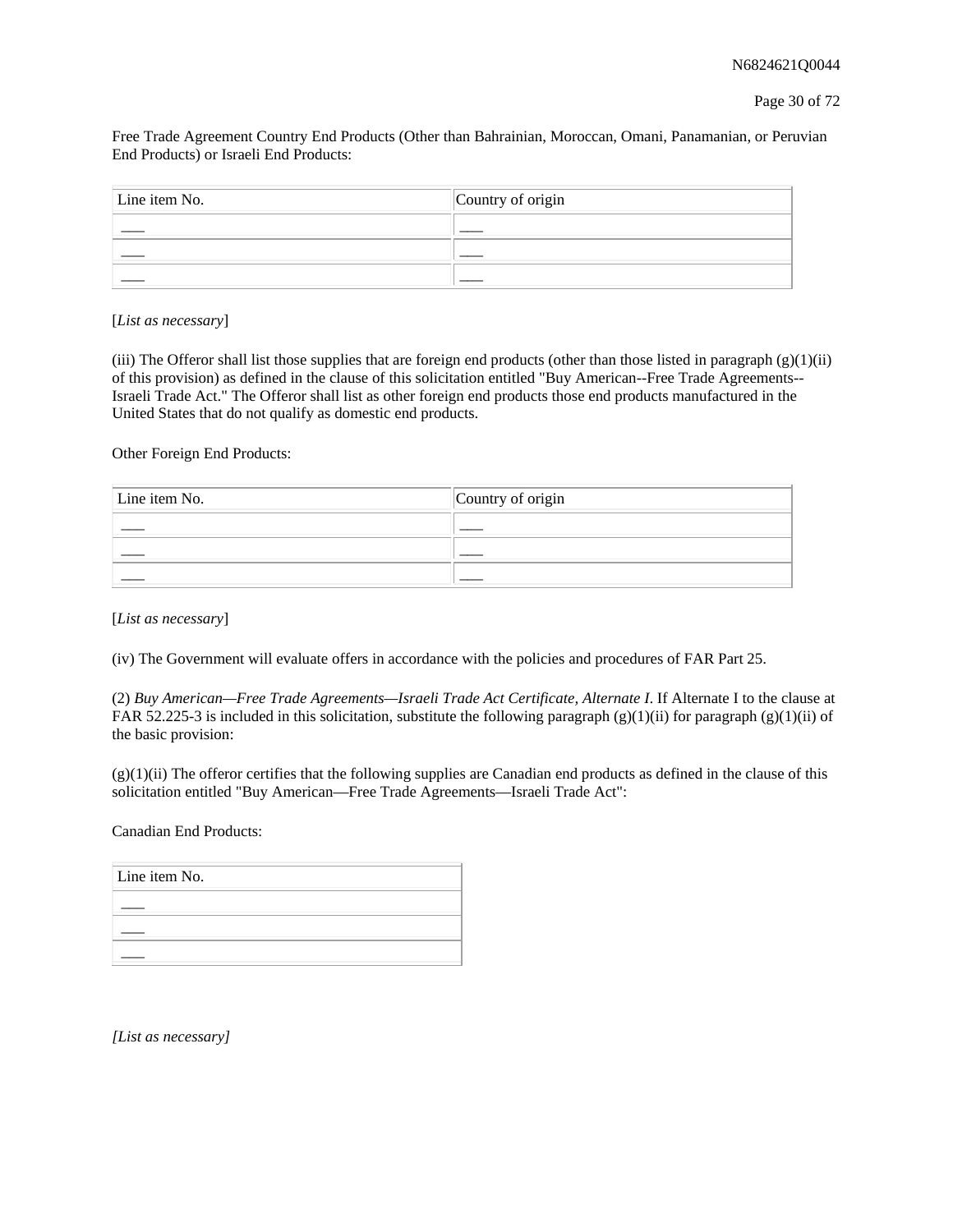Free Trade Agreement Country End Products (Other than Bahrainian, Moroccan, Omani, Panamanian, or Peruvian End Products) or Israeli End Products:

| Line item No. | Country of origin |
| --- | --- |
| ___ | ___ |
| ___ | ___ |
| ___ | ___ |

[*List as necessary*]

(iii) The Offeror shall list those supplies that are foreign end products (other than those listed in paragraph (g)(1)(ii) of this provision) as defined in the clause of this solicitation entitled "Buy American--Free Trade Agreements--Israeli Trade Act." The Offeror shall list as other foreign end products those end products manufactured in the United States that do not qualify as domestic end products.

Other Foreign End Products:

| Line item No. | Country of origin |
| --- | --- |
| ___ | ___ |
| ___ | ___ |
| ___ | ___ |

[*List as necessary*]

(iv) The Government will evaluate offers in accordance with the policies and procedures of FAR Part 25.

(2) *Buy American—Free Trade Agreements—Israeli Trade Act Certificate, Alternate I.* If Alternate I to the clause at FAR 52.225-3 is included in this solicitation, substitute the following paragraph (g)(1)(ii) for paragraph (g)(1)(ii) of the basic provision:

(g)(1)(ii) The offeror certifies that the following supplies are Canadian end products as defined in the clause of this solicitation entitled "Buy American—Free Trade Agreements—Israeli Trade Act":

Canadian End Products:

| Line item No. |
| --- |
| ___ |
| ___ |
| ___ |

*[List as necessary]*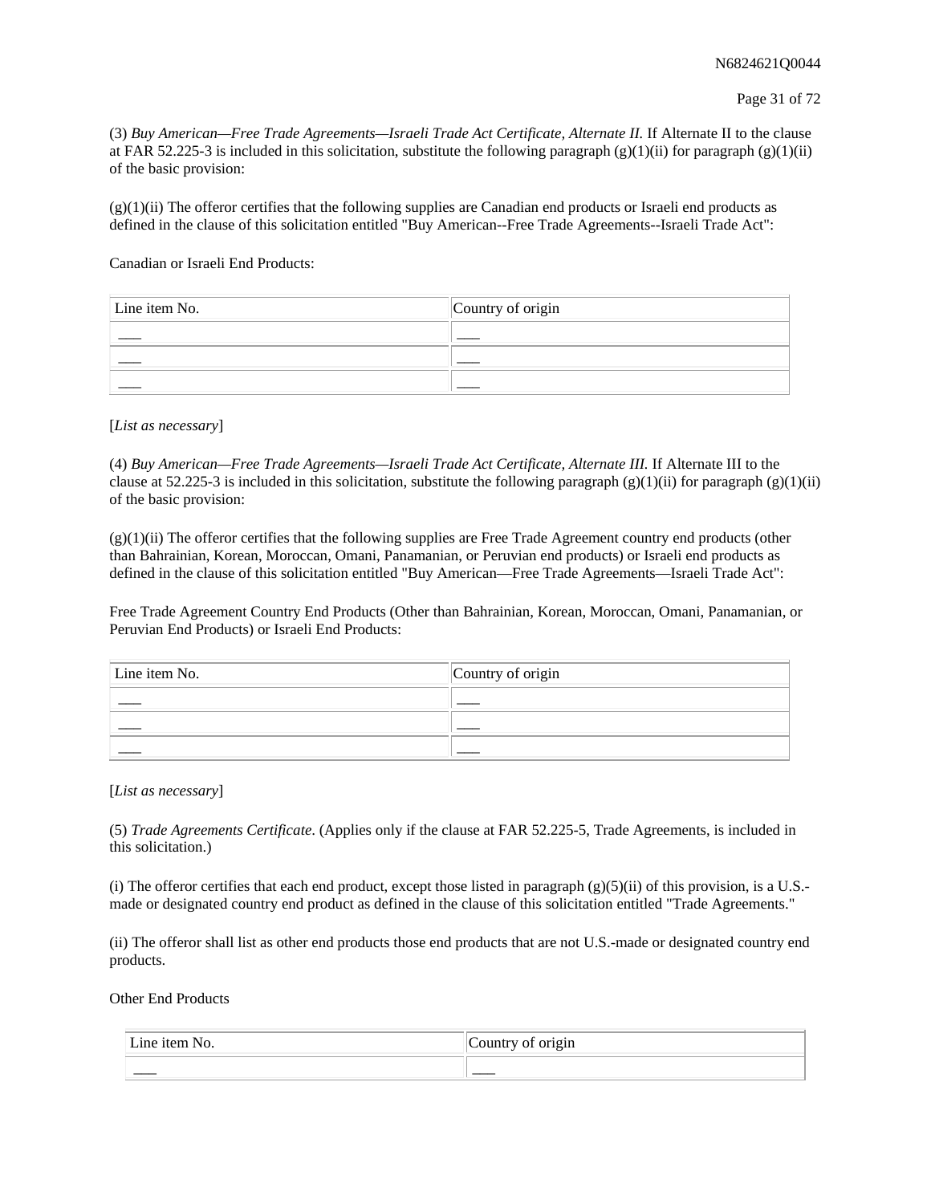(3) *Buy American—Free Trade Agreements—Israeli Trade Act Certificate, Alternate II.* If Alternate II to the clause at FAR 52.225-3 is included in this solicitation, substitute the following paragraph (g)(1)(ii) for paragraph (g)(1)(ii) of the basic provision:

(g)(1)(ii) The offeror certifies that the following supplies are Canadian end products or Israeli end products as defined in the clause of this solicitation entitled "Buy American--Free Trade Agreements--Israeli Trade Act":

Canadian or Israeli End Products:

| Line item No. | Country of origin |
| --- | --- |
| ___ | ___ |
| ___ | ___ |
| ___ | ___ |

[*List as necessary*]

(4) *Buy American—Free Trade Agreements—Israeli Trade Act Certificate, Alternate III.* If Alternate III to the clause at 52.225-3 is included in this solicitation, substitute the following paragraph (g)(1)(ii) for paragraph (g)(1)(ii) of the basic provision:

(g)(1)(ii) The offeror certifies that the following supplies are Free Trade Agreement country end products (other than Bahrainian, Korean, Moroccan, Omani, Panamanian, or Peruvian end products) or Israeli end products as defined in the clause of this solicitation entitled "Buy American—Free Trade Agreements—Israeli Trade Act":

Free Trade Agreement Country End Products (Other than Bahrainian, Korean, Moroccan, Omani, Panamanian, or Peruvian End Products) or Israeli End Products:

| Line item No. | Country of origin |
| --- | --- |
| ___ | ___ |
| ___ | ___ |
| ___ | ___ |

[*List as necessary*]

(5) *Trade Agreements Certificate*. (Applies only if the clause at FAR 52.225-5, Trade Agreements, is included in this solicitation.)

(i) The offeror certifies that each end product, except those listed in paragraph (g)(5)(ii) of this provision, is a U.S.-made or designated country end product as defined in the clause of this solicitation entitled "Trade Agreements."

(ii) The offeror shall list as other end products those end products that are not U.S.-made or designated country end products.

Other End Products

| Line item No. | Country of origin |
| --- | --- |
| ___ | ___ |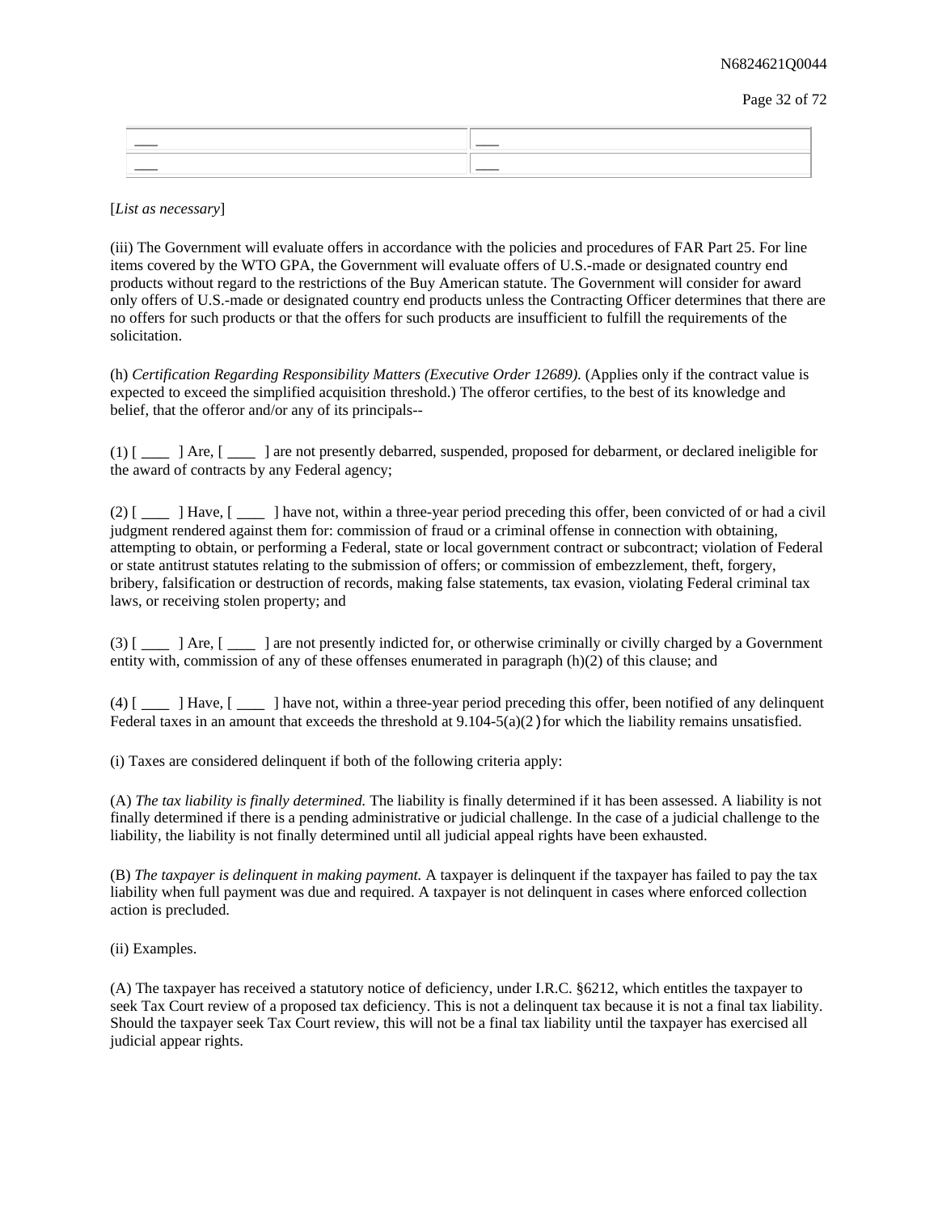| | |
|---|---|
| ___ | ___ |
| ___ | ___ |

[*List as necessary*]

(iii) The Government will evaluate offers in accordance with the policies and procedures of FAR Part 25. For line items covered by the WTO GPA, the Government will evaluate offers of U.S.-made or designated country end products without regard to the restrictions of the Buy American statute. The Government will consider for award only offers of U.S.-made or designated country end products unless the Contracting Officer determines that there are no offers for such products or that the offers for such products are insufficient to fulfill the requirements of the solicitation.

(h) *Certification Regarding Responsibility Matters (Executive Order 12689).* (Applies only if the contract value is expected to exceed the simplified acquisition threshold.) The offeror certifies, to the best of its knowledge and belief, that the offeror and/or any of its principals--

(1) [ ___ ] Are, [ ___ ] are not presently debarred, suspended, proposed for debarment, or declared ineligible for the award of contracts by any Federal agency;

(2) [ ___ ] Have, [ ___ ] have not, within a three-year period preceding this offer, been convicted of or had a civil judgment rendered against them for: commission of fraud or a criminal offense in connection with obtaining, attempting to obtain, or performing a Federal, state or local government contract or subcontract; violation of Federal or state antitrust statutes relating to the submission of offers; or commission of embezzlement, theft, forgery, bribery, falsification or destruction of records, making false statements, tax evasion, violating Federal criminal tax laws, or receiving stolen property; and

(3) [ ___ ] Are, [ ___ ] are not presently indicted for, or otherwise criminally or civilly charged by a Government entity with, commission of any of these offenses enumerated in paragraph (h)(2) of this clause; and

(4) [ ___ ] Have, [ ___ ] have not, within a three-year period preceding this offer, been notified of any delinquent Federal taxes in an amount that exceeds the threshold at 9.104-5(a)(2) for which the liability remains unsatisfied.

(i) Taxes are considered delinquent if both of the following criteria apply:

(A) *The tax liability is finally determined.* The liability is finally determined if it has been assessed. A liability is not finally determined if there is a pending administrative or judicial challenge. In the case of a judicial challenge to the liability, the liability is not finally determined until all judicial appeal rights have been exhausted.

(B) *The taxpayer is delinquent in making payment.* A taxpayer is delinquent if the taxpayer has failed to pay the tax liability when full payment was due and required. A taxpayer is not delinquent in cases where enforced collection action is precluded.

(ii) Examples.

(A) The taxpayer has received a statutory notice of deficiency, under I.R.C. §6212, which entitles the taxpayer to seek Tax Court review of a proposed tax deficiency. This is not a delinquent tax because it is not a final tax liability. Should the taxpayer seek Tax Court review, this will not be a final tax liability until the taxpayer has exercised all judicial appear rights.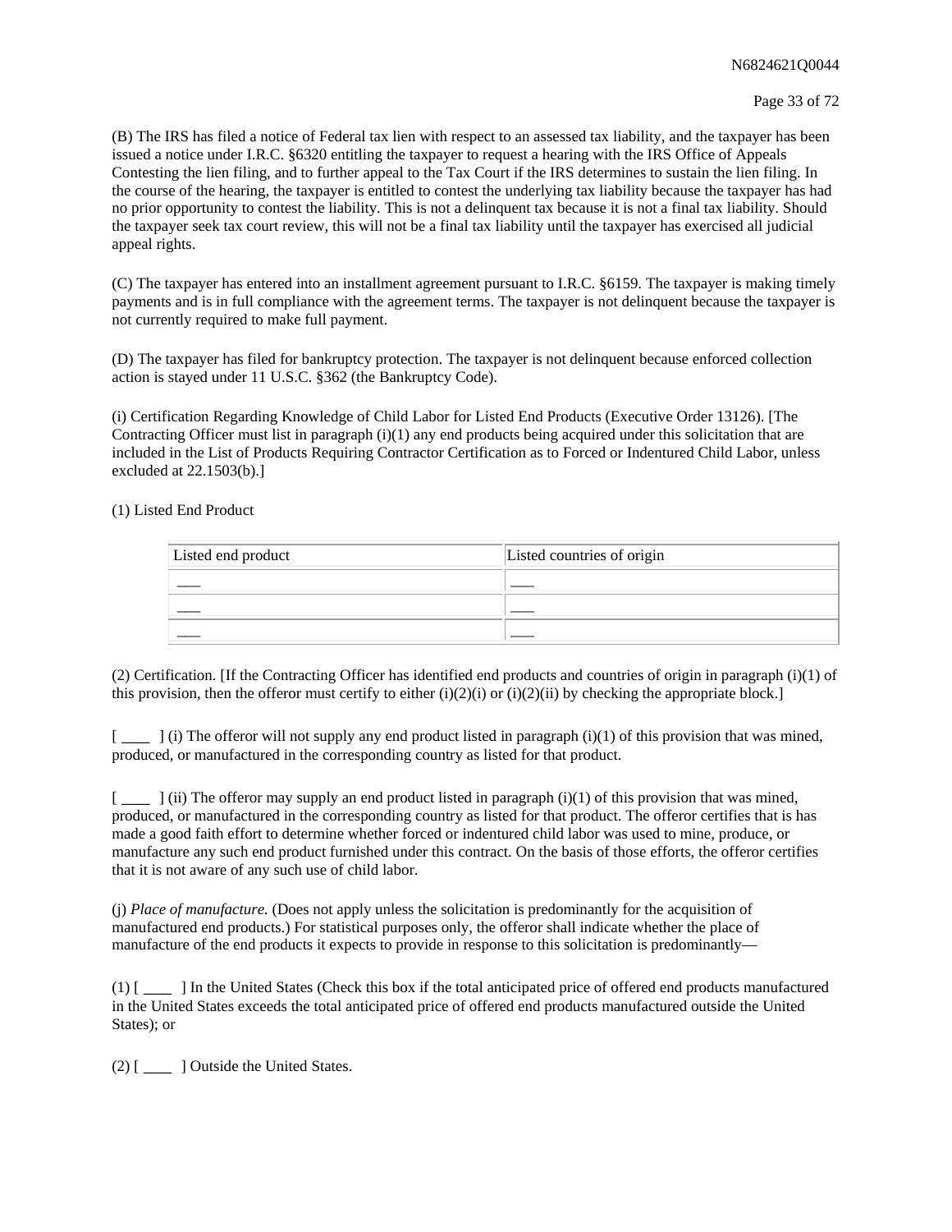(B) The IRS has filed a notice of Federal tax lien with respect to an assessed tax liability, and the taxpayer has been issued a notice under I.R.C. §6320 entitling the taxpayer to request a hearing with the IRS Office of Appeals Contesting the lien filing, and to further appeal to the Tax Court if the IRS determines to sustain the lien filing. In the course of the hearing, the taxpayer is entitled to contest the underlying tax liability because the taxpayer has had no prior opportunity to contest the liability. This is not a delinquent tax because it is not a final tax liability. Should the taxpayer seek tax court review, this will not be a final tax liability until the taxpayer has exercised all judicial appeal rights.

(C) The taxpayer has entered into an installment agreement pursuant to I.R.C. §6159. The taxpayer is making timely payments and is in full compliance with the agreement terms. The taxpayer is not delinquent because the taxpayer is not currently required to make full payment.

(D) The taxpayer has filed for bankruptcy protection. The taxpayer is not delinquent because enforced collection action is stayed under 11 U.S.C. §362 (the Bankruptcy Code).

(i) Certification Regarding Knowledge of Child Labor for Listed End Products (Executive Order 13126). [The Contracting Officer must list in paragraph (i)(1) any end products being acquired under this solicitation that are included in the List of Products Requiring Contractor Certification as to Forced or Indentured Child Labor, unless excluded at 22.1503(b).]

(1) Listed End Product

| Listed end product | Listed countries of origin |
| --- | --- |
| ___ | ___ |
| ___ | ___ |
| ___ | ___ |

(2) Certification. [If the Contracting Officer has identified end products and countries of origin in paragraph (i)(1) of this provision, then the offeror must certify to either (i)(2)(i) or (i)(2)(ii) by checking the appropriate block.]

[ ____ ] (i) The offeror will not supply any end product listed in paragraph (i)(1) of this provision that was mined, produced, or manufactured in the corresponding country as listed for that product.

[ ____ ] (ii) The offeror may supply an end product listed in paragraph (i)(1) of this provision that was mined, produced, or manufactured in the corresponding country as listed for that product. The offeror certifies that is has made a good faith effort to determine whether forced or indentured child labor was used to mine, produce, or manufacture any such end product furnished under this contract. On the basis of those efforts, the offeror certifies that it is not aware of any such use of child labor.

(j) *Place of manufacture.* (Does not apply unless the solicitation is predominantly for the acquisition of manufactured end products.) For statistical purposes only, the offeror shall indicate whether the place of manufacture of the end products it expects to provide in response to this solicitation is predominantly—

(1) [ ____ ] In the United States (Check this box if the total anticipated price of offered end products manufactured in the United States exceeds the total anticipated price of offered end products manufactured outside the United States); or

(2) [ ____ ] Outside the United States.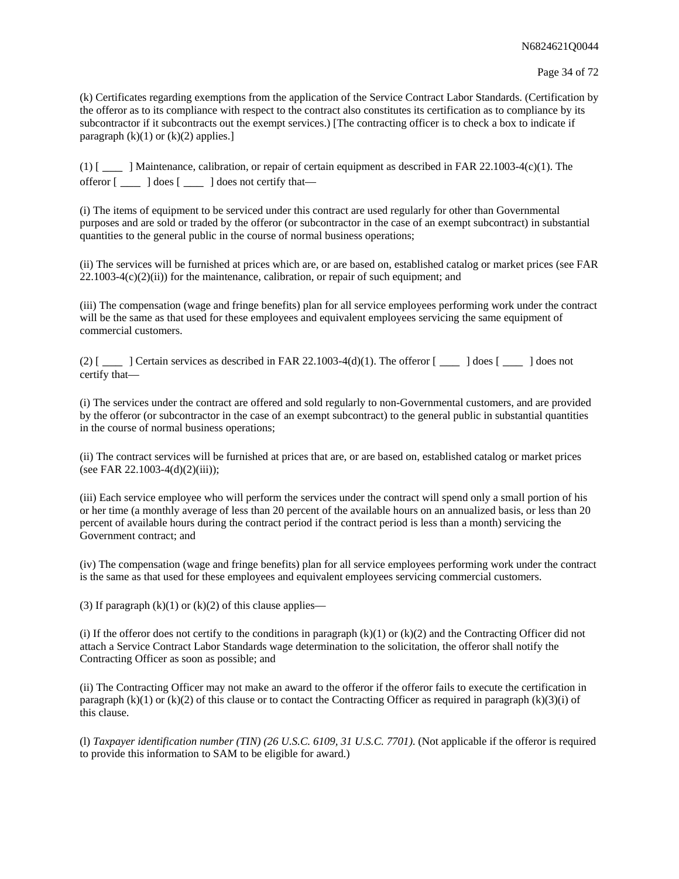(k) Certificates regarding exemptions from the application of the Service Contract Labor Standards. (Certification by the offeror as to its compliance with respect to the contract also constitutes its certification as to compliance by its subcontractor if it subcontracts out the exempt services.) [The contracting officer is to check a box to indicate if paragraph (k)(1) or (k)(2) applies.]

(1) [ ____ ] Maintenance, calibration, or repair of certain equipment as described in FAR 22.1003-4(c)(1). The offeror [ ____ ] does [ ____ ] does not certify that—

(i) The items of equipment to be serviced under this contract are used regularly for other than Governmental purposes and are sold or traded by the offeror (or subcontractor in the case of an exempt subcontract) in substantial quantities to the general public in the course of normal business operations;

(ii) The services will be furnished at prices which are, or are based on, established catalog or market prices (see FAR 22.1003-4(c)(2)(ii)) for the maintenance, calibration, or repair of such equipment; and

(iii) The compensation (wage and fringe benefits) plan for all service employees performing work under the contract will be the same as that used for these employees and equivalent employees servicing the same equipment of commercial customers.

(2) [ ____ ] Certain services as described in FAR 22.1003-4(d)(1). The offeror [ ____ ] does [ ____ ] does not certify that—

(i) The services under the contract are offered and sold regularly to non-Governmental customers, and are provided by the offeror (or subcontractor in the case of an exempt subcontract) to the general public in substantial quantities in the course of normal business operations;

(ii) The contract services will be furnished at prices that are, or are based on, established catalog or market prices (see FAR 22.1003-4(d)(2)(iii));

(iii) Each service employee who will perform the services under the contract will spend only a small portion of his or her time (a monthly average of less than 20 percent of the available hours on an annualized basis, or less than 20 percent of available hours during the contract period if the contract period is less than a month) servicing the Government contract; and

(iv) The compensation (wage and fringe benefits) plan for all service employees performing work under the contract is the same as that used for these employees and equivalent employees servicing commercial customers.

(3) If paragraph (k)(1) or (k)(2) of this clause applies—

(i) If the offeror does not certify to the conditions in paragraph (k)(1) or (k)(2) and the Contracting Officer did not attach a Service Contract Labor Standards wage determination to the solicitation, the offeror shall notify the Contracting Officer as soon as possible; and

(ii) The Contracting Officer may not make an award to the offeror if the offeror fails to execute the certification in paragraph (k)(1) or (k)(2) of this clause or to contact the Contracting Officer as required in paragraph (k)(3)(i) of this clause.

(l) *Taxpayer identification number (TIN) (26 U.S.C. 6109, 31 U.S.C. 7701).* (Not applicable if the offeror is required to provide this information to SAM to be eligible for award.)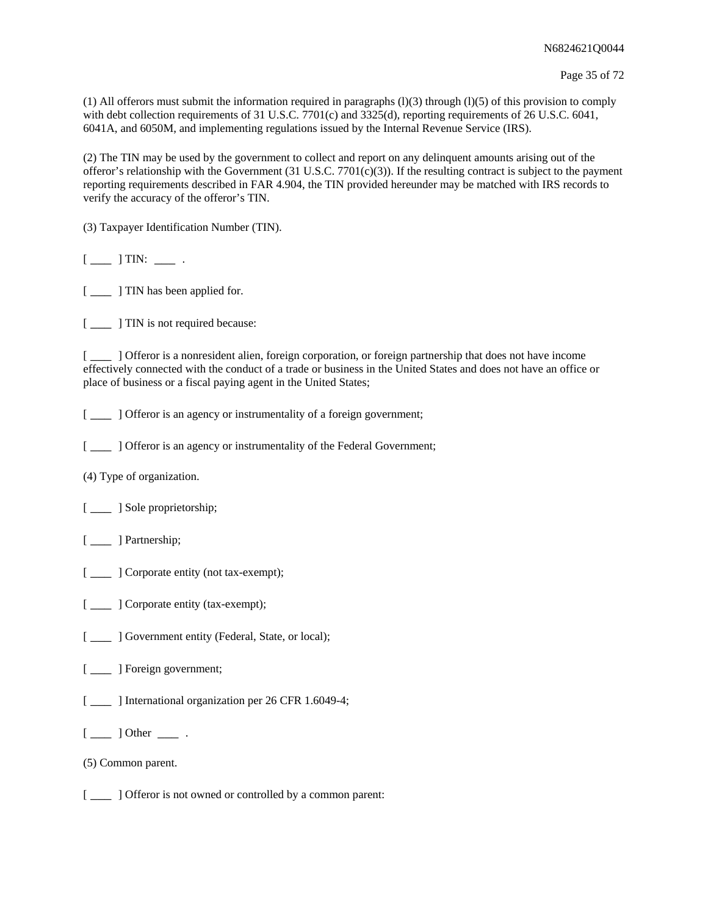(1) All offerors must submit the information required in paragraphs (l)(3) through (l)(5) of this provision to comply with debt collection requirements of 31 U.S.C. 7701(c) and 3325(d), reporting requirements of 26 U.S.C. 6041, 6041A, and 6050M, and implementing regulations issued by the Internal Revenue Service (IRS).

(2) The TIN may be used by the government to collect and report on any delinquent amounts arising out of the offeror's relationship with the Government (31 U.S.C. 7701(c)(3)). If the resulting contract is subject to the payment reporting requirements described in FAR 4.904, the TIN provided hereunder may be matched with IRS records to verify the accuracy of the offeror's TIN.

(3) Taxpayer Identification Number (TIN).

[ ____ ] TIN: ____ .

[ ____ ] TIN has been applied for.

[ ____ ] TIN is not required because:

[ ____ ] Offeror is a nonresident alien, foreign corporation, or foreign partnership that does not have income effectively connected with the conduct of a trade or business in the United States and does not have an office or place of business or a fiscal paying agent in the United States;

[ ____ ] Offeror is an agency or instrumentality of a foreign government;

[ ____ ] Offeror is an agency or instrumentality of the Federal Government;

(4) Type of organization.

[ ____ ] Sole proprietorship;

[ ____ ] Partnership;

[ ____ ] Corporate entity (not tax-exempt);

[ ____ ] Corporate entity (tax-exempt);

[ ____ ] Government entity (Federal, State, or local);

[ ____ ] Foreign government;

[ ____ ] International organization per 26 CFR 1.6049-4;

[ ____ ] Other ____ .

(5) Common parent.

[ ____ ] Offeror is not owned or controlled by a common parent: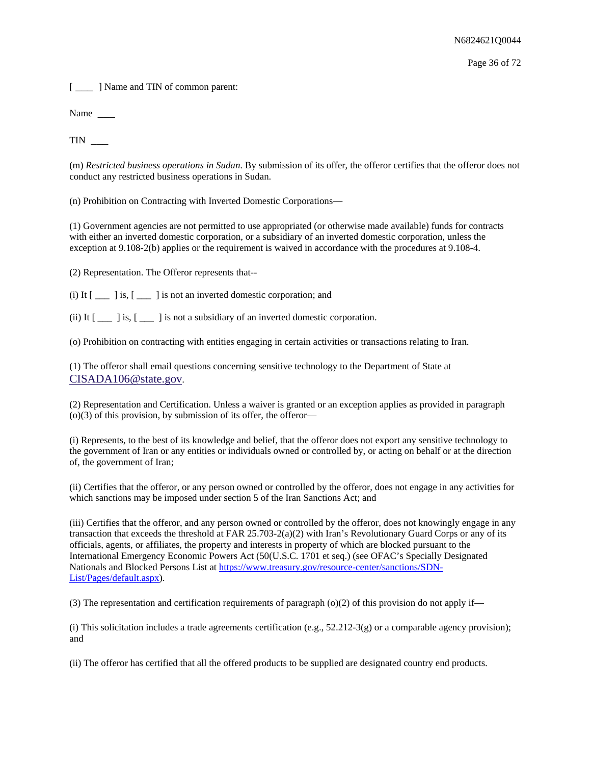[ ____ ] Name and TIN of common parent:

Name ____

TIN ____

(m) *Restricted business operations in Sudan*. By submission of its offer, the offeror certifies that the offeror does not conduct any restricted business operations in Sudan.

(n) Prohibition on Contracting with Inverted Domestic Corporations—

(1) Government agencies are not permitted to use appropriated (or otherwise made available) funds for contracts with either an inverted domestic corporation, or a subsidiary of an inverted domestic corporation, unless the exception at 9.108-2(b) applies or the requirement is waived in accordance with the procedures at 9.108-4.

(2) Representation. The Offeror represents that--

(i) It [ ___ ] is, [ ___ ] is not an inverted domestic corporation; and

(ii) It [ ___ ] is, [ ___ ] is not a subsidiary of an inverted domestic corporation.

(o) Prohibition on contracting with entities engaging in certain activities or transactions relating to Iran.

(1) The offeror shall email questions concerning sensitive technology to the Department of State at CISADA106@state.gov.

(2) Representation and Certification. Unless a waiver is granted or an exception applies as provided in paragraph (o)(3) of this provision, by submission of its offer, the offeror—

(i) Represents, to the best of its knowledge and belief, that the offeror does not export any sensitive technology to the government of Iran or any entities or individuals owned or controlled by, or acting on behalf or at the direction of, the government of Iran;

(ii) Certifies that the offeror, or any person owned or controlled by the offeror, does not engage in any activities for which sanctions may be imposed under section 5 of the Iran Sanctions Act; and

(iii) Certifies that the offeror, and any person owned or controlled by the offeror, does not knowingly engage in any transaction that exceeds the threshold at FAR 25.703-2(a)(2) with Iran's Revolutionary Guard Corps or any of its officials, agents, or affiliates, the property and interests in property of which are blocked pursuant to the International Emergency Economic Powers Act (50(U.S.C. 1701 et seq.) (see OFAC's Specially Designated Nationals and Blocked Persons List at https://www.treasury.gov/resource-center/sanctions/SDN-List/Pages/default.aspx).

(3) The representation and certification requirements of paragraph (o)(2) of this provision do not apply if—

(i) This solicitation includes a trade agreements certification (e.g., 52.212-3(g) or a comparable agency provision); and

(ii) The offeror has certified that all the offered products to be supplied are designated country end products.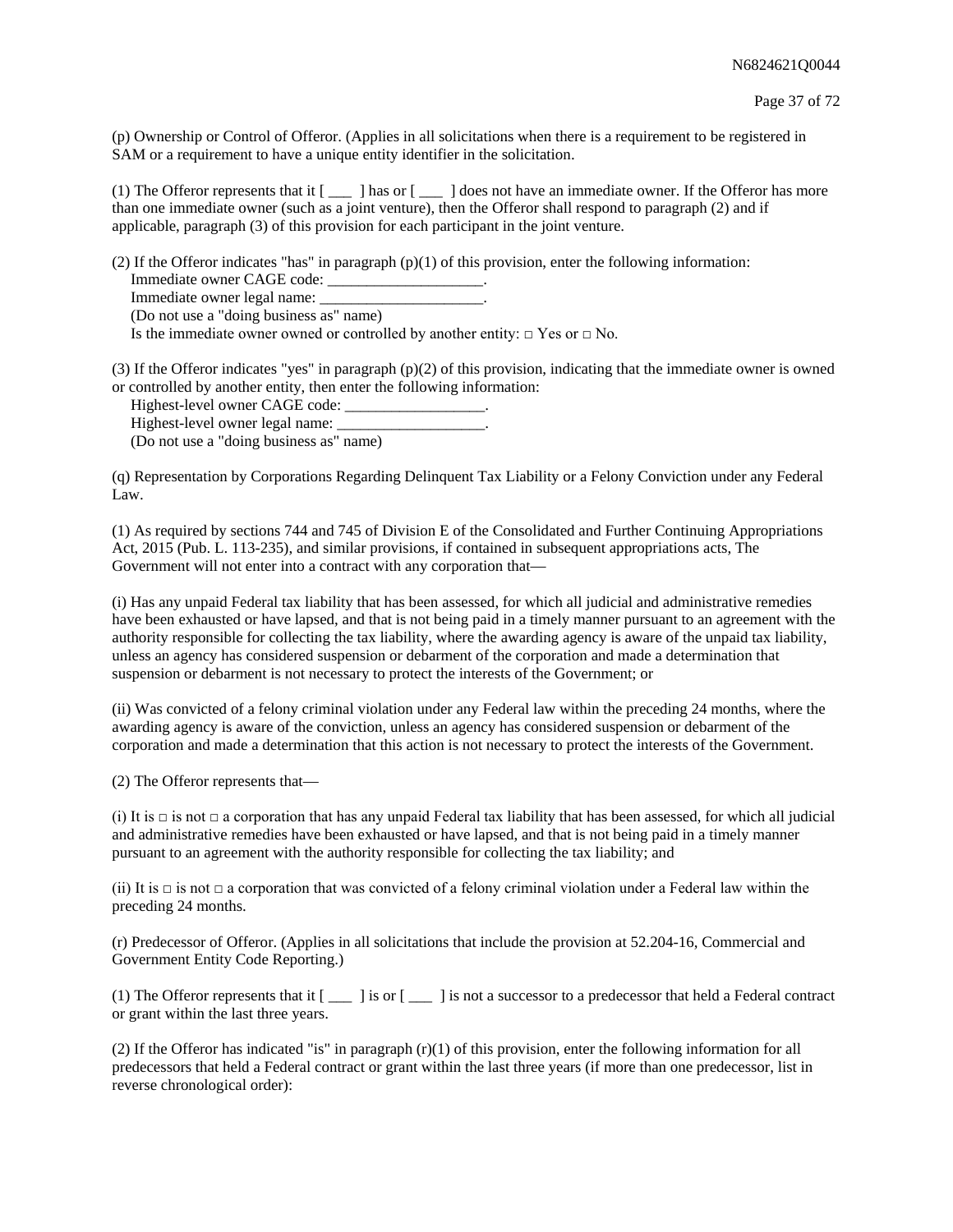(p) Ownership or Control of Offeror. (Applies in all solicitations when there is a requirement to be registered in SAM or a requirement to have a unique entity identifier in the solicitation.

(1) The Offeror represents that it [ ___ ] has or [ ___ ] does not have an immediate owner. If the Offeror has more than one immediate owner (such as a joint venture), then the Offeror shall respond to paragraph (2) and if applicable, paragraph (3) of this provision for each participant in the joint venture.

(2) If the Offeror indicates "has" in paragraph (p)(1) of this provision, enter the following information:
Immediate owner CAGE code: ____________________.
Immediate owner legal name: _____________________.
(Do not use a "doing business as" name)
Is the immediate owner owned or controlled by another entity: □ Yes or □ No.

(3) If the Offeror indicates "yes" in paragraph (p)(2) of this provision, indicating that the immediate owner is owned or controlled by another entity, then enter the following information:
Highest-level owner CAGE code: __________________.
Highest-level owner legal name: ___________________.
(Do not use a "doing business as" name)

(q) Representation by Corporations Regarding Delinquent Tax Liability or a Felony Conviction under any Federal Law.

(1) As required by sections 744 and 745 of Division E of the Consolidated and Further Continuing Appropriations Act, 2015 (Pub. L. 113-235), and similar provisions, if contained in subsequent appropriations acts, The Government will not enter into a contract with any corporation that—

(i) Has any unpaid Federal tax liability that has been assessed, for which all judicial and administrative remedies have been exhausted or have lapsed, and that is not being paid in a timely manner pursuant to an agreement with the authority responsible for collecting the tax liability, where the awarding agency is aware of the unpaid tax liability, unless an agency has considered suspension or debarment of the corporation and made a determination that suspension or debarment is not necessary to protect the interests of the Government; or

(ii) Was convicted of a felony criminal violation under any Federal law within the preceding 24 months, where the awarding agency is aware of the conviction, unless an agency has considered suspension or debarment of the corporation and made a determination that this action is not necessary to protect the interests of the Government.

(2) The Offeror represents that—

(i) It is □ is not □ a corporation that has any unpaid Federal tax liability that has been assessed, for which all judicial and administrative remedies have been exhausted or have lapsed, and that is not being paid in a timely manner pursuant to an agreement with the authority responsible for collecting the tax liability; and

(ii) It is □ is not □ a corporation that was convicted of a felony criminal violation under a Federal law within the preceding 24 months.

(r) Predecessor of Offeror. (Applies in all solicitations that include the provision at 52.204-16, Commercial and Government Entity Code Reporting.)

(1) The Offeror represents that it [ ___ ] is or [ ___ ] is not a successor to a predecessor that held a Federal contract or grant within the last three years.

(2) If the Offeror has indicated "is" in paragraph (r)(1) of this provision, enter the following information for all predecessors that held a Federal contract or grant within the last three years (if more than one predecessor, list in reverse chronological order):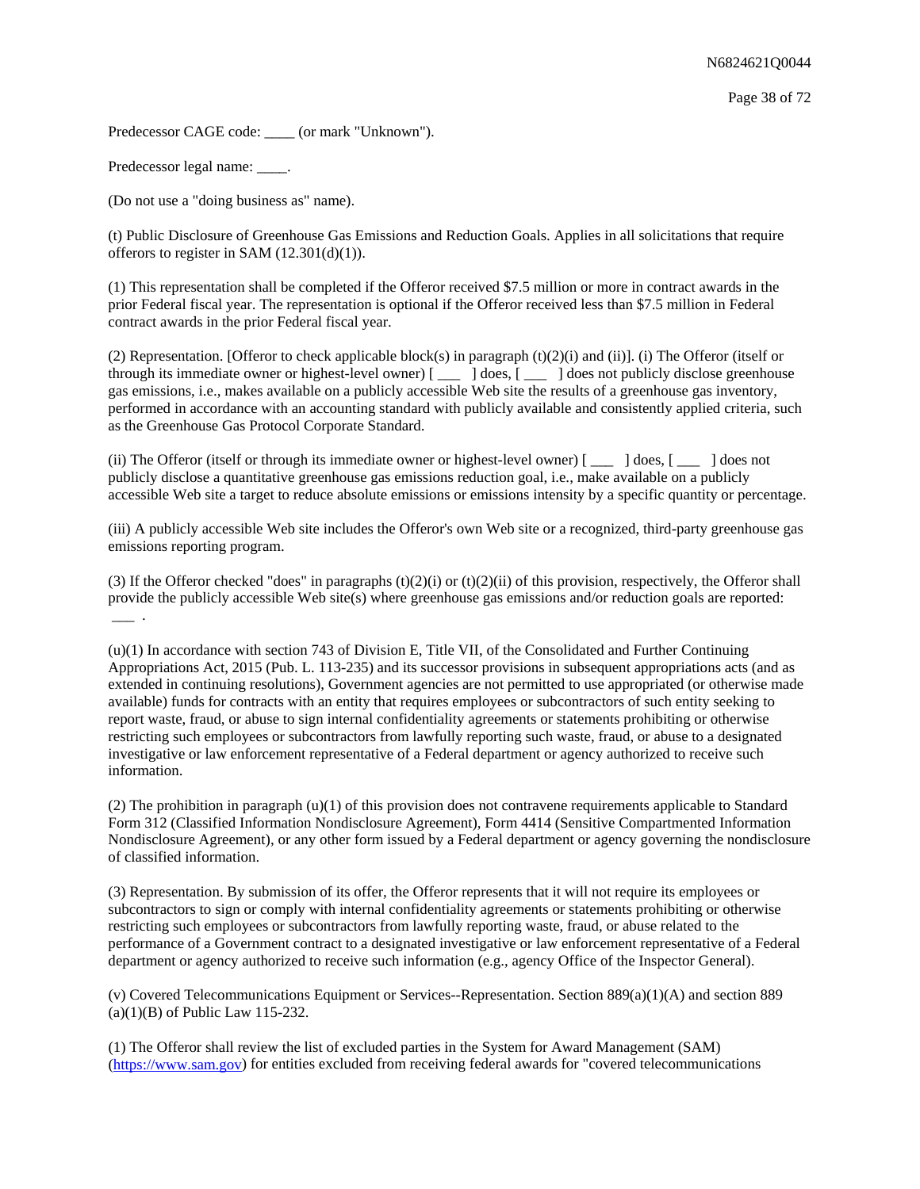Predecessor CAGE code: ____ (or mark "Unknown").

Predecessor legal name: ____.

(Do not use a "doing business as" name).

(t) Public Disclosure of Greenhouse Gas Emissions and Reduction Goals. Applies in all solicitations that require offerors to register in SAM (12.301(d)(1)).

(1) This representation shall be completed if the Offeror received $7.5 million or more in contract awards in the prior Federal fiscal year. The representation is optional if the Offeror received less than $7.5 million in Federal contract awards in the prior Federal fiscal year.

(2) Representation. [Offeror to check applicable block(s) in paragraph (t)(2)(i) and (ii)]. (i) The Offeror (itself or through its immediate owner or highest-level owner) [ ___ ] does, [ ___ ] does not publicly disclose greenhouse gas emissions, i.e., makes available on a publicly accessible Web site the results of a greenhouse gas inventory, performed in accordance with an accounting standard with publicly available and consistently applied criteria, such as the Greenhouse Gas Protocol Corporate Standard.

(ii) The Offeror (itself or through its immediate owner or highest-level owner) [ ___ ] does, [ ___ ] does not publicly disclose a quantitative greenhouse gas emissions reduction goal, i.e., make available on a publicly accessible Web site a target to reduce absolute emissions or emissions intensity by a specific quantity or percentage.

(iii) A publicly accessible Web site includes the Offeror's own Web site or a recognized, third-party greenhouse gas emissions reporting program.

(3) If the Offeror checked "does" in paragraphs (t)(2)(i) or (t)(2)(ii) of this provision, respectively, the Offeror shall provide the publicly accessible Web site(s) where greenhouse gas emissions and/or reduction goals are reported: ___ .

(u)(1) In accordance with section 743 of Division E, Title VII, of the Consolidated and Further Continuing Appropriations Act, 2015 (Pub. L. 113-235) and its successor provisions in subsequent appropriations acts (and as extended in continuing resolutions), Government agencies are not permitted to use appropriated (or otherwise made available) funds for contracts with an entity that requires employees or subcontractors of such entity seeking to report waste, fraud, or abuse to sign internal confidentiality agreements or statements prohibiting or otherwise restricting such employees or subcontractors from lawfully reporting such waste, fraud, or abuse to a designated investigative or law enforcement representative of a Federal department or agency authorized to receive such information.

(2) The prohibition in paragraph (u)(1) of this provision does not contravene requirements applicable to Standard Form 312 (Classified Information Nondisclosure Agreement), Form 4414 (Sensitive Compartmented Information Nondisclosure Agreement), or any other form issued by a Federal department or agency governing the nondisclosure of classified information.

(3) Representation. By submission of its offer, the Offeror represents that it will not require its employees or subcontractors to sign or comply with internal confidentiality agreements or statements prohibiting or otherwise restricting such employees or subcontractors from lawfully reporting waste, fraud, or abuse related to the performance of a Government contract to a designated investigative or law enforcement representative of a Federal department or agency authorized to receive such information (e.g., agency Office of the Inspector General).

(v) Covered Telecommunications Equipment or Services--Representation. Section 889(a)(1)(A) and section 889 (a)(1)(B) of Public Law 115-232.

(1) The Offeror shall review the list of excluded parties in the System for Award Management (SAM) (https://www.sam.gov) for entities excluded from receiving federal awards for "covered telecommunications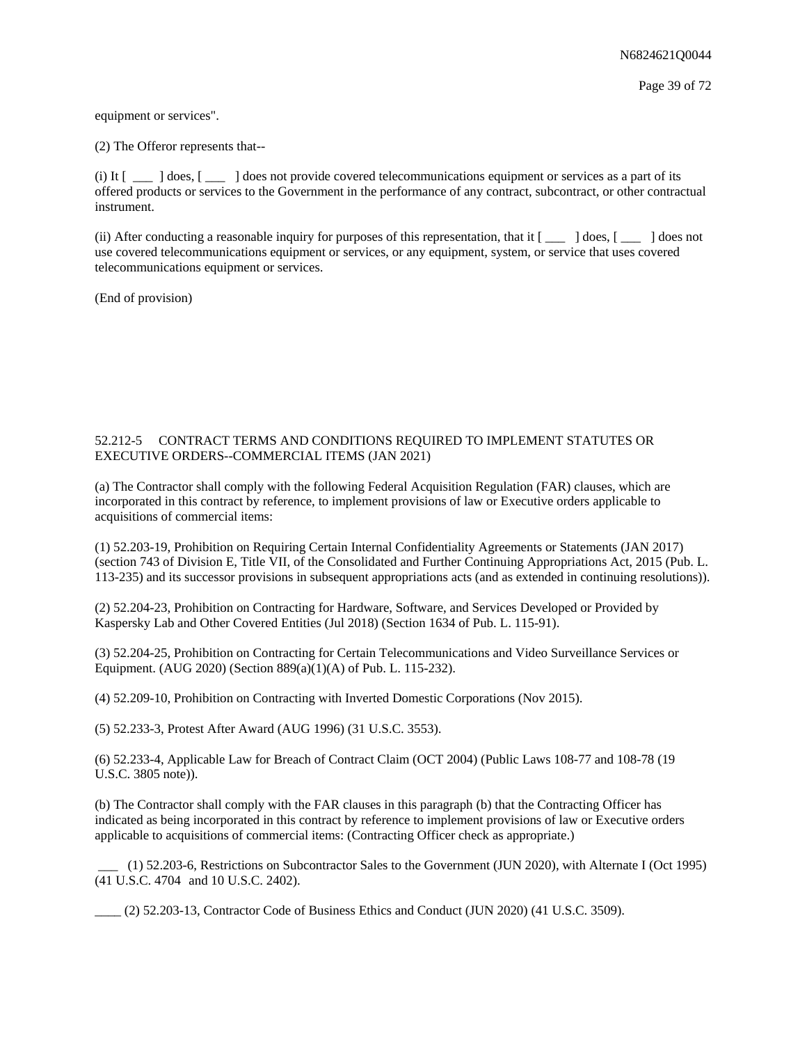equipment or services".

(2) The Offeror represents that--

(i) It [ ___ ] does, [ ___ ] does not provide covered telecommunications equipment or services as a part of its offered products or services to the Government in the performance of any contract, subcontract, or other contractual instrument.

(ii) After conducting a reasonable inquiry for purposes of this representation, that it [ ___ ] does, [ ___ ] does not use covered telecommunications equipment or services, or any equipment, system, or service that uses covered telecommunications equipment or services.

(End of provision)

52.212-5 CONTRACT TERMS AND CONDITIONS REQUIRED TO IMPLEMENT STATUTES OR EXECUTIVE ORDERS--COMMERCIAL ITEMS (JAN 2021)

(a) The Contractor shall comply with the following Federal Acquisition Regulation (FAR) clauses, which are incorporated in this contract by reference, to implement provisions of law or Executive orders applicable to acquisitions of commercial items:

(1) 52.203-19, Prohibition on Requiring Certain Internal Confidentiality Agreements or Statements (JAN 2017) (section 743 of Division E, Title VII, of the Consolidated and Further Continuing Appropriations Act, 2015 (Pub. L. 113-235) and its successor provisions in subsequent appropriations acts (and as extended in continuing resolutions)).

(2) 52.204-23, Prohibition on Contracting for Hardware, Software, and Services Developed or Provided by Kaspersky Lab and Other Covered Entities (Jul 2018) (Section 1634 of Pub. L. 115-91).

(3) 52.204-25, Prohibition on Contracting for Certain Telecommunications and Video Surveillance Services or Equipment. (AUG 2020) (Section 889(a)(1)(A) of Pub. L. 115-232).

(4) 52.209-10, Prohibition on Contracting with Inverted Domestic Corporations (Nov 2015).

(5) 52.233-3, Protest After Award (AUG 1996) (31 U.S.C. 3553).

(6) 52.233-4, Applicable Law for Breach of Contract Claim (OCT 2004) (Public Laws 108-77 and 108-78 (19 U.S.C. 3805 note)).

(b) The Contractor shall comply with the FAR clauses in this paragraph (b) that the Contracting Officer has indicated as being incorporated in this contract by reference to implement provisions of law or Executive orders applicable to acquisitions of commercial items: (Contracting Officer check as appropriate.)

___ (1) 52.203-6, Restrictions on Subcontractor Sales to the Government (JUN 2020), with Alternate I (Oct 1995) (41 U.S.C. 4704 and 10 U.S.C. 2402).

____ (2) 52.203-13, Contractor Code of Business Ethics and Conduct (JUN 2020) (41 U.S.C. 3509).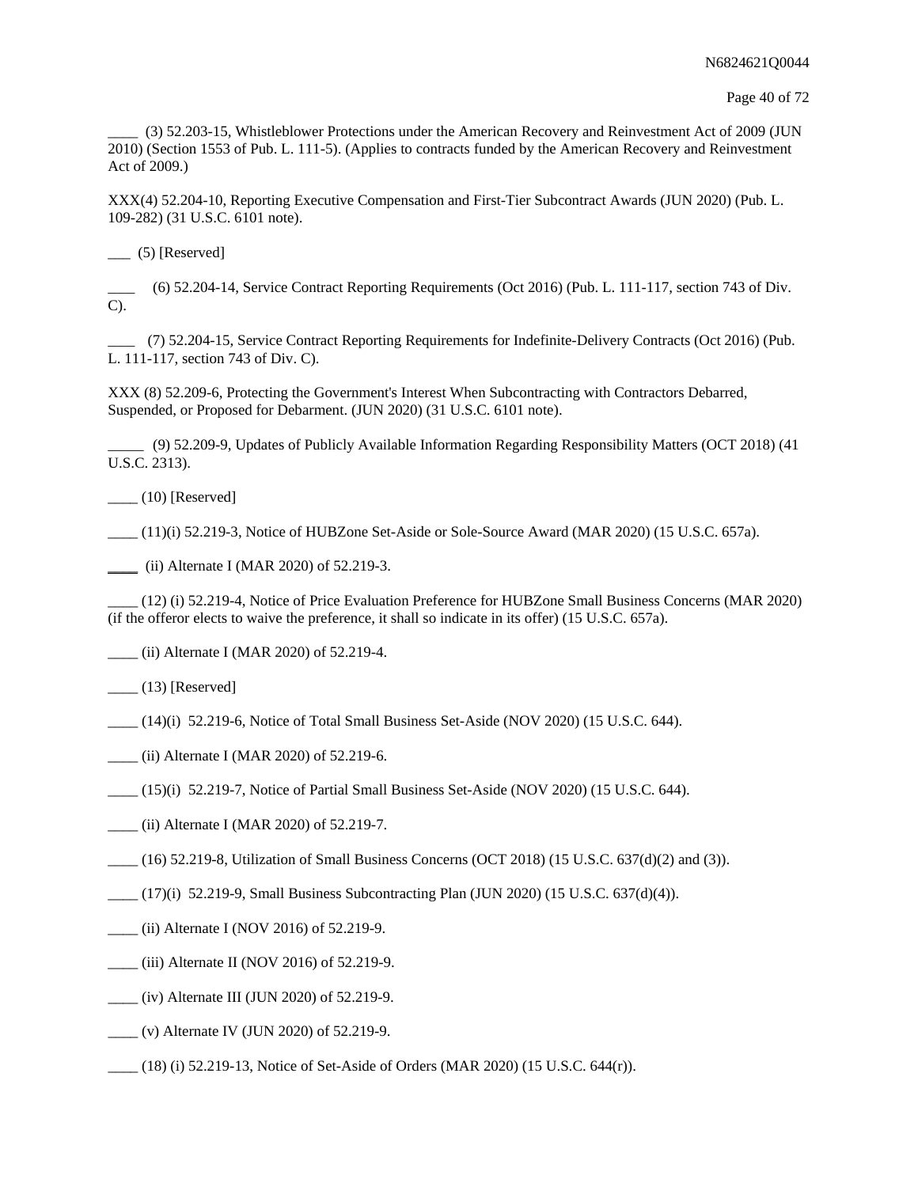____ (3) 52.203-15, Whistleblower Protections under the American Recovery and Reinvestment Act of 2009 (JUN 2010) (Section 1553 of Pub. L. 111-5). (Applies to contracts funded by the American Recovery and Reinvestment Act of 2009.)

XXX(4) 52.204-10, Reporting Executive Compensation and First-Tier Subcontract Awards (JUN 2020) (Pub. L. 109-282) (31 U.S.C. 6101 note).

___ (5) [Reserved]

____ (6) 52.204-14, Service Contract Reporting Requirements (Oct 2016) (Pub. L. 111-117, section 743 of Div. C).

____ (7) 52.204-15, Service Contract Reporting Requirements for Indefinite-Delivery Contracts (Oct 2016) (Pub. L. 111-117, section 743 of Div. C).

XXX (8) 52.209-6, Protecting the Government's Interest When Subcontracting with Contractors Debarred, Suspended, or Proposed for Debarment. (JUN 2020) (31 U.S.C. 6101 note).

_____ (9) 52.209-9, Updates of Publicly Available Information Regarding Responsibility Matters (OCT 2018) (41 U.S.C. 2313).

____ (10) [Reserved]

____ (11)(i) 52.219-3, Notice of HUBZone Set-Aside or Sole-Source Award (MAR 2020) (15 U.S.C. 657a).

____ (ii) Alternate I (MAR 2020) of 52.219-3.

____ (12) (i) 52.219-4, Notice of Price Evaluation Preference for HUBZone Small Business Concerns (MAR 2020) (if the offeror elects to waive the preference, it shall so indicate in its offer) (15 U.S.C. 657a).

____ (ii) Alternate I (MAR 2020) of 52.219-4.

____ (13) [Reserved]

____ (14)(i) 52.219-6, Notice of Total Small Business Set-Aside (NOV 2020) (15 U.S.C. 644).

____ (ii) Alternate I (MAR 2020) of 52.219-6.

____ (15)(i) 52.219-7, Notice of Partial Small Business Set-Aside (NOV 2020) (15 U.S.C. 644).

____ (ii) Alternate I (MAR 2020) of 52.219-7.

____ (16) 52.219-8, Utilization of Small Business Concerns (OCT 2018) (15 U.S.C. 637(d)(2) and (3)).

____ (17)(i) 52.219-9, Small Business Subcontracting Plan (JUN 2020) (15 U.S.C. 637(d)(4)).

____ (ii) Alternate I (NOV 2016) of 52.219-9.

____ (iii) Alternate II (NOV 2016) of 52.219-9.

____ (iv) Alternate III (JUN 2020) of 52.219-9.

____ (v) Alternate IV (JUN 2020) of 52.219-9.

____ (18) (i) 52.219-13, Notice of Set-Aside of Orders (MAR 2020) (15 U.S.C. 644(r)).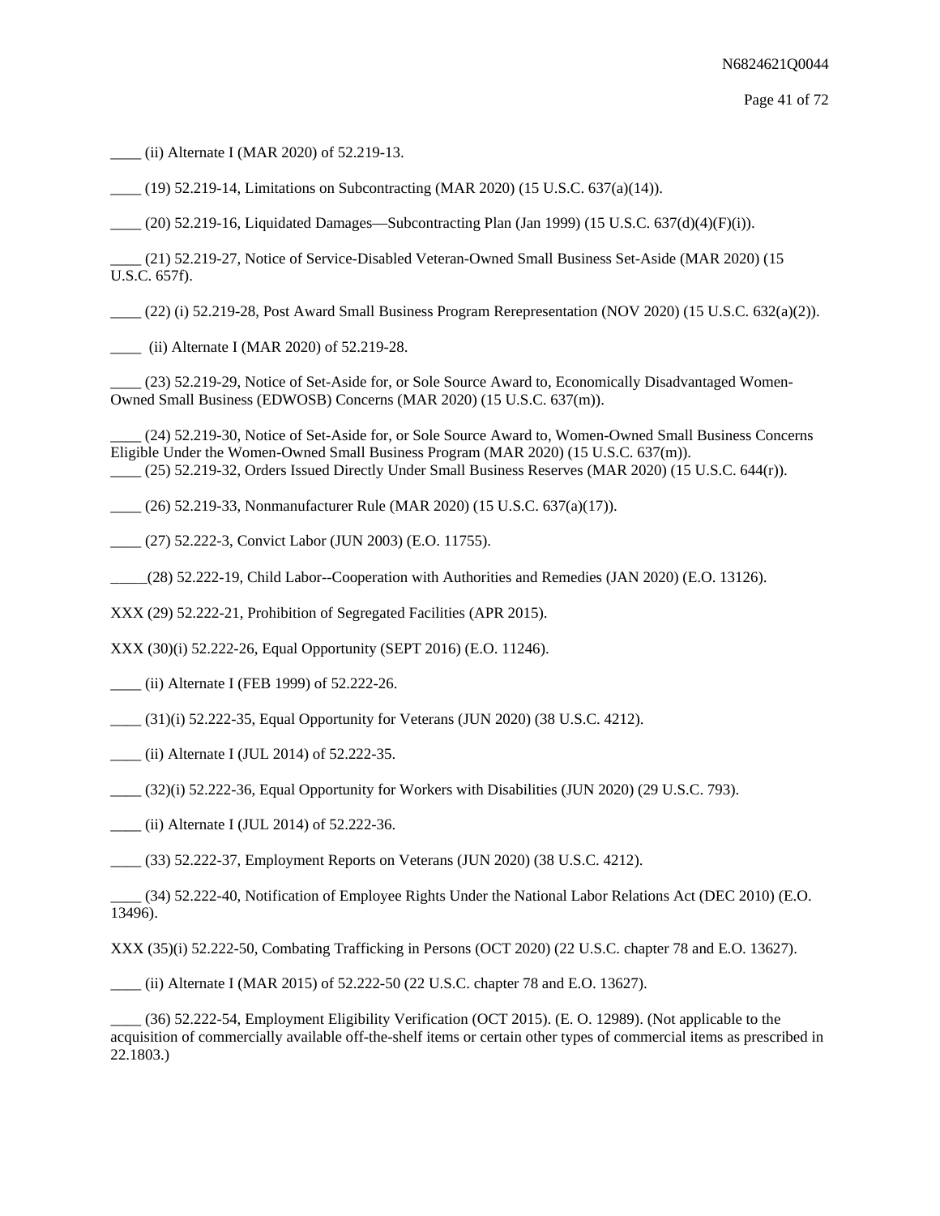____ (ii) Alternate I (MAR 2020) of 52.219-13.

____ (19) 52.219-14, Limitations on Subcontracting (MAR 2020) (15 U.S.C. 637(a)(14)).

____ (20) 52.219-16, Liquidated Damages—Subcontracting Plan (Jan 1999) (15 U.S.C. 637(d)(4)(F)(i)).

____ (21) 52.219-27, Notice of Service-Disabled Veteran-Owned Small Business Set-Aside (MAR 2020) (15 U.S.C. 657f).

____ (22) (i) 52.219-28, Post Award Small Business Program Rerepresentation (NOV 2020) (15 U.S.C. 632(a)(2)).

____ (ii) Alternate I (MAR 2020) of 52.219-28.

____ (23) 52.219-29, Notice of Set-Aside for, or Sole Source Award to, Economically Disadvantaged Women-Owned Small Business (EDWOSB) Concerns (MAR 2020) (15 U.S.C. 637(m)).

____ (24) 52.219-30, Notice of Set-Aside for, or Sole Source Award to, Women-Owned Small Business Concerns Eligible Under the Women-Owned Small Business Program (MAR 2020) (15 U.S.C. 637(m)).
____ (25) 52.219-32, Orders Issued Directly Under Small Business Reserves (MAR 2020) (15 U.S.C. 644(r)).

____ (26) 52.219-33, Nonmanufacturer Rule (MAR 2020) (15 U.S.C. 637(a)(17)).

____ (27) 52.222-3, Convict Labor (JUN 2003) (E.O. 11755).

_____(28) 52.222-19, Child Labor--Cooperation with Authorities and Remedies (JAN 2020) (E.O. 13126).

XXX (29) 52.222-21, Prohibition of Segregated Facilities (APR 2015).

XXX (30)(i) 52.222-26, Equal Opportunity (SEPT 2016) (E.O. 11246).

____ (ii) Alternate I (FEB 1999) of 52.222-26.

____ (31)(i) 52.222-35, Equal Opportunity for Veterans (JUN 2020) (38 U.S.C. 4212).

____ (ii) Alternate I (JUL 2014) of 52.222-35.

____ (32)(i) 52.222-36, Equal Opportunity for Workers with Disabilities (JUN 2020) (29 U.S.C. 793).

____ (ii) Alternate I (JUL 2014) of 52.222-36.

____ (33) 52.222-37, Employment Reports on Veterans (JUN 2020) (38 U.S.C. 4212).

____ (34) 52.222-40, Notification of Employee Rights Under the National Labor Relations Act (DEC 2010) (E.O. 13496).

XXX (35)(i) 52.222-50, Combating Trafficking in Persons (OCT 2020) (22 U.S.C. chapter 78 and E.O. 13627).

____ (ii) Alternate I (MAR 2015) of 52.222-50 (22 U.S.C. chapter 78 and E.O. 13627).

____ (36) 52.222-54, Employment Eligibility Verification (OCT 2015). (E. O. 12989). (Not applicable to the acquisition of commercially available off-the-shelf items or certain other types of commercial items as prescribed in 22.1803.)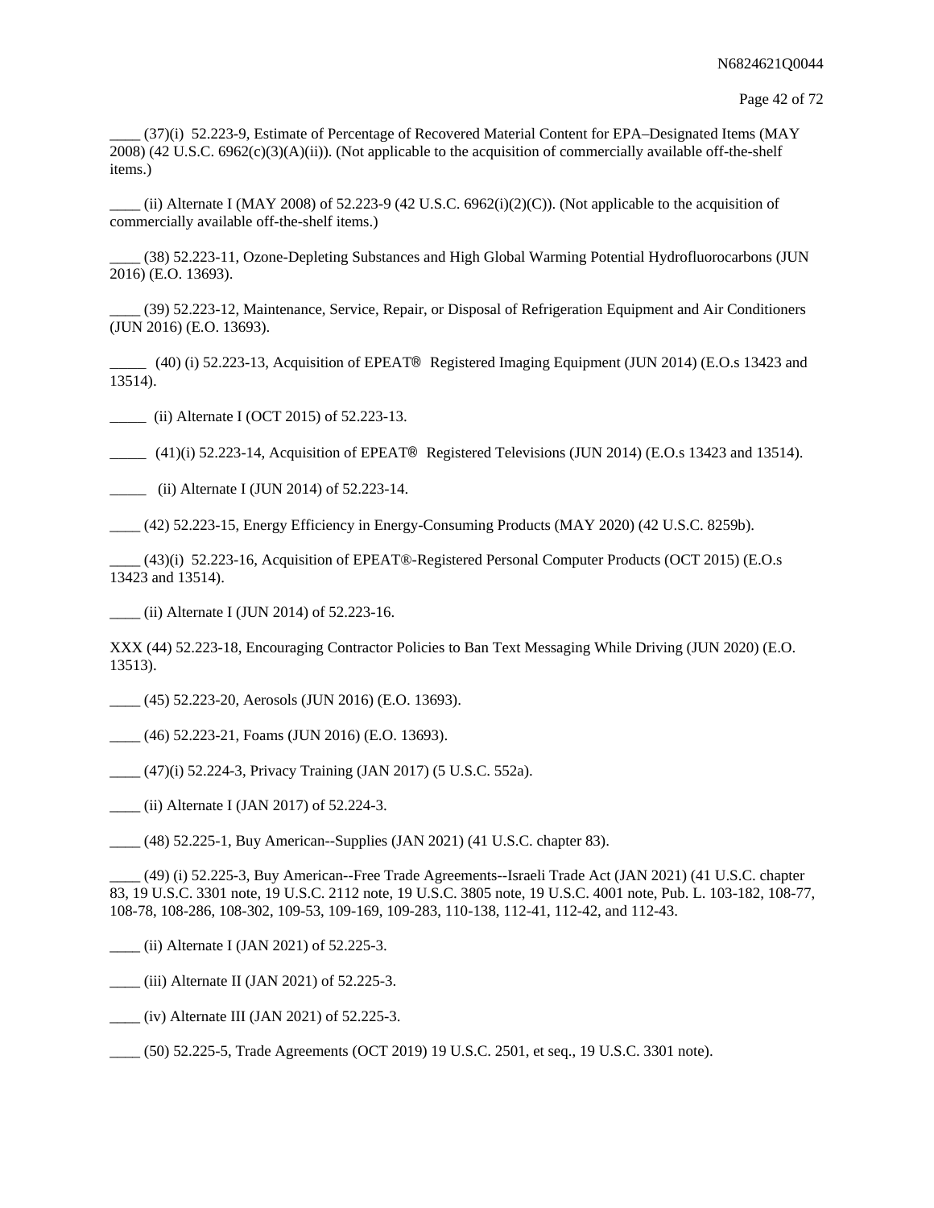____ (37)(i) 52.223-9, Estimate of Percentage of Recovered Material Content for EPA–Designated Items (MAY 2008) (42 U.S.C. 6962(c)(3)(A)(ii)). (Not applicable to the acquisition of commercially available off-the-shelf items.)

____ (ii) Alternate I (MAY 2008) of 52.223-9 (42 U.S.C. 6962(i)(2)(C)). (Not applicable to the acquisition of commercially available off-the-shelf items.)

____ (38) 52.223-11, Ozone-Depleting Substances and High Global Warming Potential Hydrofluorocarbons (JUN 2016) (E.O. 13693).

____ (39) 52.223-12, Maintenance, Service, Repair, or Disposal of Refrigeration Equipment and Air Conditioners (JUN 2016) (E.O. 13693).

_____ (40) (i) 52.223-13, Acquisition of EPEAT® Registered Imaging Equipment (JUN 2014) (E.O.s 13423 and 13514).

_____ (ii) Alternate I (OCT 2015) of 52.223-13.

_____ (41)(i) 52.223-14, Acquisition of EPEAT® Registered Televisions (JUN 2014) (E.O.s 13423 and 13514).

_____ (ii) Alternate I (JUN 2014) of 52.223-14.

____ (42) 52.223-15, Energy Efficiency in Energy-Consuming Products (MAY 2020) (42 U.S.C. 8259b).

____ (43)(i) 52.223-16, Acquisition of EPEAT®-Registered Personal Computer Products (OCT 2015) (E.O.s 13423 and 13514).

____ (ii) Alternate I (JUN 2014) of 52.223-16.

XXX (44) 52.223-18, Encouraging Contractor Policies to Ban Text Messaging While Driving (JUN 2020) (E.O. 13513).

____ (45) 52.223-20, Aerosols (JUN 2016) (E.O. 13693).

____ (46) 52.223-21, Foams (JUN 2016) (E.O. 13693).

____ (47)(i) 52.224-3, Privacy Training (JAN 2017) (5 U.S.C. 552a).

____ (ii) Alternate I (JAN 2017) of 52.224-3.

____ (48) 52.225-1, Buy American--Supplies (JAN 2021) (41 U.S.C. chapter 83).

____ (49) (i) 52.225-3, Buy American--Free Trade Agreements--Israeli Trade Act (JAN 2021) (41 U.S.C. chapter 83, 19 U.S.C. 3301 note, 19 U.S.C. 2112 note, 19 U.S.C. 3805 note, 19 U.S.C. 4001 note, Pub. L. 103-182, 108-77, 108-78, 108-286, 108-302, 109-53, 109-169, 109-283, 110-138, 112-41, 112-42, and 112-43.

____ (ii) Alternate I (JAN 2021) of 52.225-3.

____ (iii) Alternate II (JAN 2021) of 52.225-3.

____ (iv) Alternate III (JAN 2021) of 52.225-3.

____ (50) 52.225-5, Trade Agreements (OCT 2019) 19 U.S.C. 2501, et seq., 19 U.S.C. 3301 note).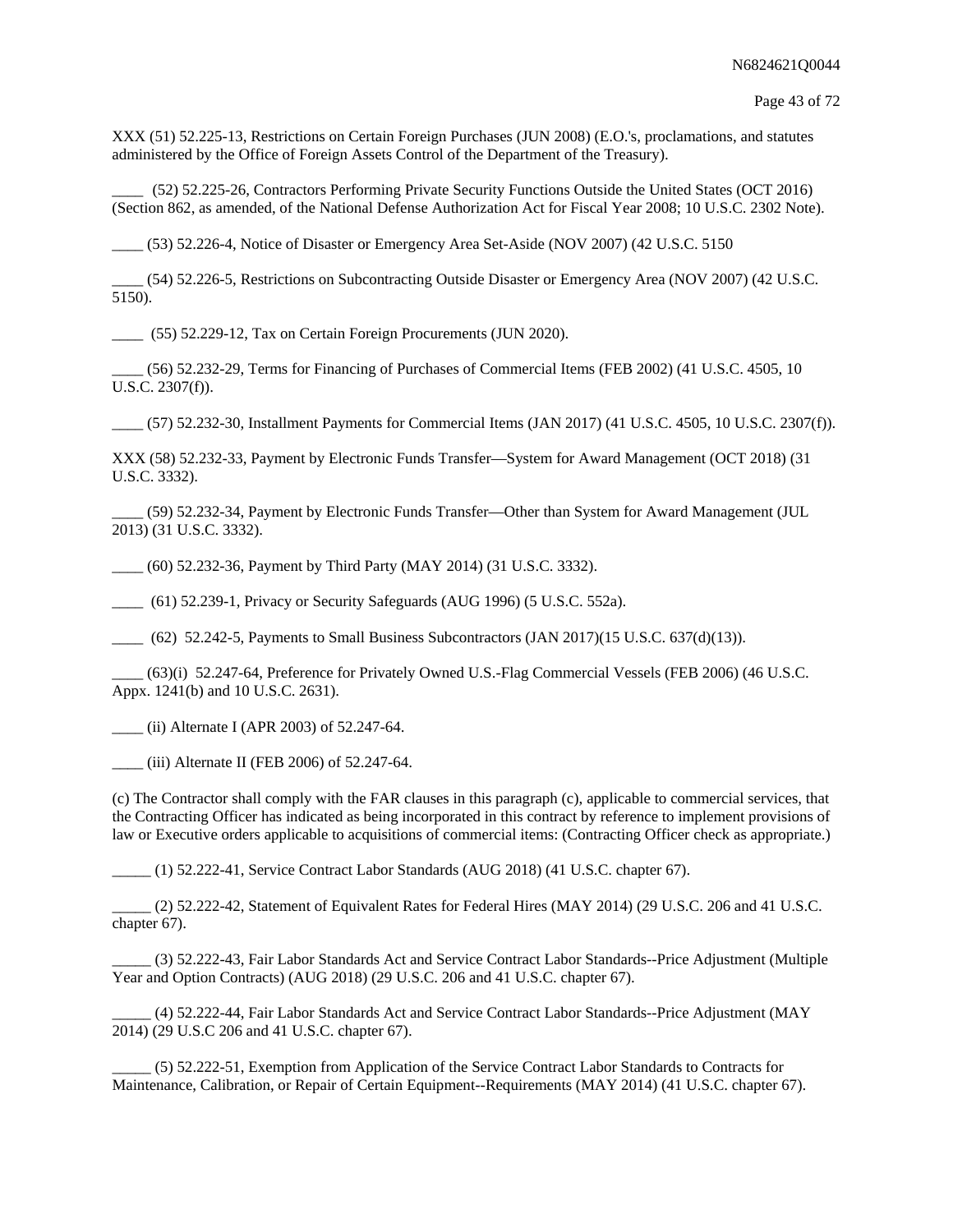XXX (51) 52.225-13, Restrictions on Certain Foreign Purchases (JUN 2008) (E.O.'s, proclamations, and statutes administered by the Office of Foreign Assets Control of the Department of the Treasury).

____ (52) 52.225-26, Contractors Performing Private Security Functions Outside the United States (OCT 2016) (Section 862, as amended, of the National Defense Authorization Act for Fiscal Year 2008; 10 U.S.C. 2302 Note).

____ (53) 52.226-4, Notice of Disaster or Emergency Area Set-Aside (NOV 2007) (42 U.S.C. 5150

____ (54) 52.226-5, Restrictions on Subcontracting Outside Disaster or Emergency Area (NOV 2007) (42 U.S.C. 5150).

____ (55) 52.229-12, Tax on Certain Foreign Procurements (JUN 2020).

____ (56) 52.232-29, Terms for Financing of Purchases of Commercial Items (FEB 2002) (41 U.S.C. 4505, 10 U.S.C. 2307(f)).

____ (57) 52.232-30, Installment Payments for Commercial Items (JAN 2017) (41 U.S.C. 4505, 10 U.S.C. 2307(f)).

XXX (58) 52.232-33, Payment by Electronic Funds Transfer—System for Award Management (OCT 2018) (31 U.S.C. 3332).

____ (59) 52.232-34, Payment by Electronic Funds Transfer—Other than System for Award Management (JUL 2013) (31 U.S.C. 3332).

____ (60) 52.232-36, Payment by Third Party (MAY 2014) (31 U.S.C. 3332).

____ (61) 52.239-1, Privacy or Security Safeguards (AUG 1996) (5 U.S.C. 552a).

____ (62) 52.242-5, Payments to Small Business Subcontractors (JAN 2017)(15 U.S.C. 637(d)(13)).

____ (63)(i) 52.247-64, Preference for Privately Owned U.S.-Flag Commercial Vessels (FEB 2006) (46 U.S.C. Appx. 1241(b) and 10 U.S.C. 2631).

____ (ii) Alternate I (APR 2003) of 52.247-64.

____ (iii) Alternate II (FEB 2006) of 52.247-64.

(c) The Contractor shall comply with the FAR clauses in this paragraph (c), applicable to commercial services, that the Contracting Officer has indicated as being incorporated in this contract by reference to implement provisions of law or Executive orders applicable to acquisitions of commercial items: (Contracting Officer check as appropriate.)

_____ (1) 52.222-41, Service Contract Labor Standards (AUG 2018) (41 U.S.C. chapter 67).

_____ (2) 52.222-42, Statement of Equivalent Rates for Federal Hires (MAY 2014) (29 U.S.C. 206 and 41 U.S.C. chapter 67).

_____ (3) 52.222-43, Fair Labor Standards Act and Service Contract Labor Standards--Price Adjustment (Multiple Year and Option Contracts) (AUG 2018) (29 U.S.C. 206 and 41 U.S.C. chapter 67).

_____ (4) 52.222-44, Fair Labor Standards Act and Service Contract Labor Standards--Price Adjustment (MAY 2014) (29 U.S.C 206 and 41 U.S.C. chapter 67).

_____ (5) 52.222-51, Exemption from Application of the Service Contract Labor Standards to Contracts for Maintenance, Calibration, or Repair of Certain Equipment--Requirements (MAY 2014) (41 U.S.C. chapter 67).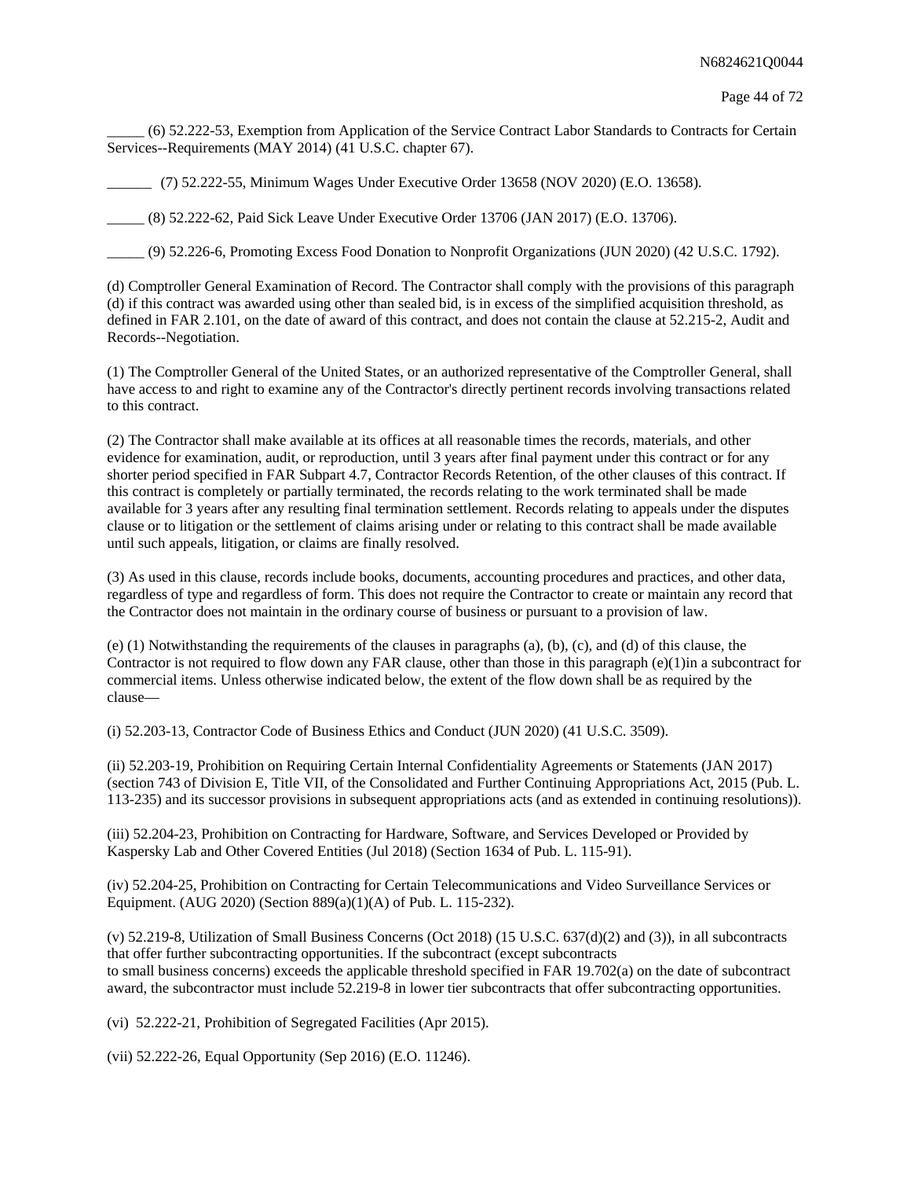_____ (6) 52.222-53, Exemption from Application of the Service Contract Labor Standards to Contracts for Certain Services--Requirements (MAY 2014) (41 U.S.C. chapter 67).

______ (7) 52.222-55, Minimum Wages Under Executive Order 13658 (NOV 2020) (E.O. 13658).

_____ (8) 52.222-62, Paid Sick Leave Under Executive Order 13706 (JAN 2017) (E.O. 13706).

_____ (9) 52.226-6, Promoting Excess Food Donation to Nonprofit Organizations (JUN 2020) (42 U.S.C. 1792).

(d) Comptroller General Examination of Record. The Contractor shall comply with the provisions of this paragraph (d) if this contract was awarded using other than sealed bid, is in excess of the simplified acquisition threshold, as defined in FAR 2.101, on the date of award of this contract, and does not contain the clause at 52.215-2, Audit and Records--Negotiation.

(1) The Comptroller General of the United States, or an authorized representative of the Comptroller General, shall have access to and right to examine any of the Contractor's directly pertinent records involving transactions related to this contract.

(2) The Contractor shall make available at its offices at all reasonable times the records, materials, and other evidence for examination, audit, or reproduction, until 3 years after final payment under this contract or for any shorter period specified in FAR Subpart 4.7, Contractor Records Retention, of the other clauses of this contract. If this contract is completely or partially terminated, the records relating to the work terminated shall be made available for 3 years after any resulting final termination settlement. Records relating to appeals under the disputes clause or to litigation or the settlement of claims arising under or relating to this contract shall be made available until such appeals, litigation, or claims are finally resolved.

(3) As used in this clause, records include books, documents, accounting procedures and practices, and other data, regardless of type and regardless of form. This does not require the Contractor to create or maintain any record that the Contractor does not maintain in the ordinary course of business or pursuant to a provision of law.

(e) (1) Notwithstanding the requirements of the clauses in paragraphs (a), (b), (c), and (d) of this clause, the Contractor is not required to flow down any FAR clause, other than those in this paragraph (e)(1)in a subcontract for commercial items. Unless otherwise indicated below, the extent of the flow down shall be as required by the clause—

(i) 52.203-13, Contractor Code of Business Ethics and Conduct (JUN 2020) (41 U.S.C. 3509).

(ii) 52.203-19, Prohibition on Requiring Certain Internal Confidentiality Agreements or Statements (JAN 2017) (section 743 of Division E, Title VII, of the Consolidated and Further Continuing Appropriations Act, 2015 (Pub. L. 113-235) and its successor provisions in subsequent appropriations acts (and as extended in continuing resolutions)).

(iii) 52.204-23, Prohibition on Contracting for Hardware, Software, and Services Developed or Provided by Kaspersky Lab and Other Covered Entities (Jul 2018) (Section 1634 of Pub. L. 115-91).

(iv) 52.204-25, Prohibition on Contracting for Certain Telecommunications and Video Surveillance Services or Equipment. (AUG 2020) (Section 889(a)(1)(A) of Pub. L. 115-232).

(v) 52.219-8, Utilization of Small Business Concerns (Oct 2018) (15 U.S.C. 637(d)(2) and (3)), in all subcontracts that offer further subcontracting opportunities. If the subcontract (except subcontracts to small business concerns) exceeds the applicable threshold specified in FAR 19.702(a) on the date of subcontract award, the subcontractor must include 52.219-8 in lower tier subcontracts that offer subcontracting opportunities.

(vi) 52.222-21, Prohibition of Segregated Facilities (Apr 2015).

(vii) 52.222-26, Equal Opportunity (Sep 2016) (E.O. 11246).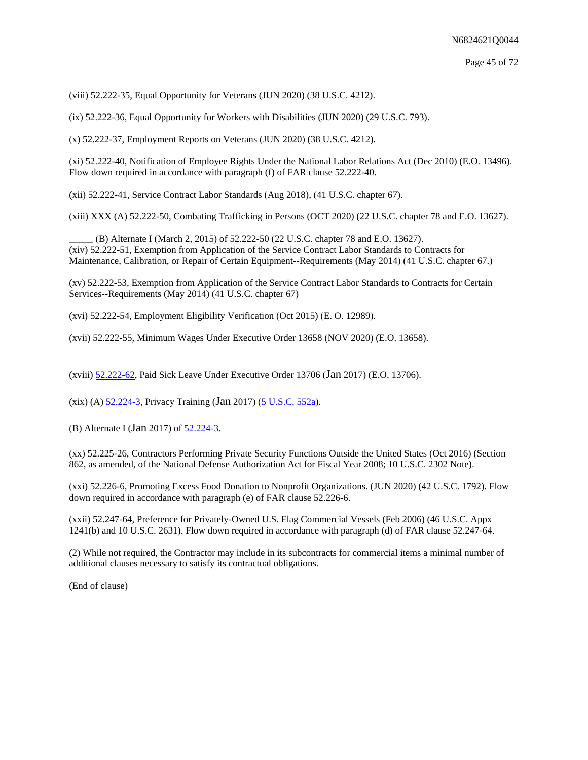(viii) 52.222-35, Equal Opportunity for Veterans (JUN 2020) (38 U.S.C. 4212).

(ix) 52.222-36, Equal Opportunity for Workers with Disabilities (JUN 2020) (29 U.S.C. 793).

(x) 52.222-37, Employment Reports on Veterans (JUN 2020) (38 U.S.C. 4212).

(xi) 52.222-40, Notification of Employee Rights Under the National Labor Relations Act (Dec 2010) (E.O. 13496). Flow down required in accordance with paragraph (f) of FAR clause 52.222-40.

(xii) 52.222-41, Service Contract Labor Standards (Aug 2018), (41 U.S.C. chapter 67).

(xiii) XXX (A) 52.222-50, Combating Trafficking in Persons (OCT 2020) (22 U.S.C. chapter 78 and E.O. 13627).

_____ (B) Alternate I (March 2, 2015) of 52.222-50 (22 U.S.C. chapter 78 and E.O. 13627).
(xiv) 52.222-51, Exemption from Application of the Service Contract Labor Standards to Contracts for Maintenance, Calibration, or Repair of Certain Equipment--Requirements (May 2014) (41 U.S.C. chapter 67.)

(xv) 52.222-53, Exemption from Application of the Service Contract Labor Standards to Contracts for Certain Services--Requirements (May 2014) (41 U.S.C. chapter 67)

(xvi) 52.222-54, Employment Eligibility Verification (Oct 2015) (E. O. 12989).

(xvii) 52.222-55, Minimum Wages Under Executive Order 13658 (NOV 2020) (E.O. 13658).

(xviii) 52.222-62, Paid Sick Leave Under Executive Order 13706 (Jan 2017) (E.O. 13706).

(xix) (A) 52.224-3, Privacy Training (Jan 2017) (5 U.S.C. 552a).

(B) Alternate I (Jan 2017) of 52.224-3.

(xx) 52.225-26, Contractors Performing Private Security Functions Outside the United States (Oct 2016) (Section 862, as amended, of the National Defense Authorization Act for Fiscal Year 2008; 10 U.S.C. 2302 Note).

(xxi) 52.226-6, Promoting Excess Food Donation to Nonprofit Organizations. (JUN 2020) (42 U.S.C. 1792). Flow down required in accordance with paragraph (e) of FAR clause 52.226-6.

(xxii) 52.247-64, Preference for Privately-Owned U.S. Flag Commercial Vessels (Feb 2006) (46 U.S.C. Appx 1241(b) and 10 U.S.C. 2631). Flow down required in accordance with paragraph (d) of FAR clause 52.247-64.

(2) While not required, the Contractor may include in its subcontracts for commercial items a minimal number of additional clauses necessary to satisfy its contractual obligations.

(End of clause)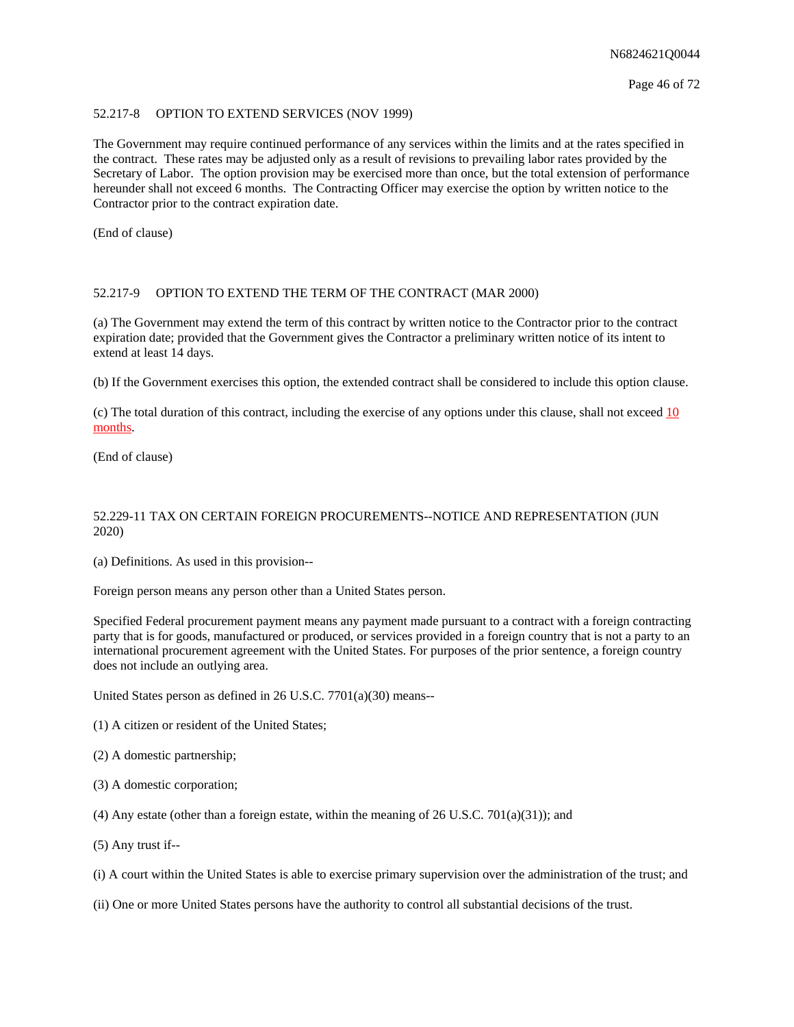52.217-8 OPTION TO EXTEND SERVICES (NOV 1999)

The Government may require continued performance of any services within the limits and at the rates specified in the contract. These rates may be adjusted only as a result of revisions to prevailing labor rates provided by the Secretary of Labor. The option provision may be exercised more than once, but the total extension of performance hereunder shall not exceed 6 months. The Contracting Officer may exercise the option by written notice to the Contractor prior to the contract expiration date.

(End of clause)

52.217-9 OPTION TO EXTEND THE TERM OF THE CONTRACT (MAR 2000)

(a) The Government may extend the term of this contract by written notice to the Contractor prior to the contract expiration date; provided that the Government gives the Contractor a preliminary written notice of its intent to extend at least 14 days.

(b) If the Government exercises this option, the extended contract shall be considered to include this option clause.

(c) The total duration of this contract, including the exercise of any options under this clause, shall not exceed 10 months.

(End of clause)

52.229-11 TAX ON CERTAIN FOREIGN PROCUREMENTS--NOTICE AND REPRESENTATION (JUN 2020)

(a) Definitions. As used in this provision--

Foreign person means any person other than a United States person.

Specified Federal procurement payment means any payment made pursuant to a contract with a foreign contracting party that is for goods, manufactured or produced, or services provided in a foreign country that is not a party to an international procurement agreement with the United States. For purposes of the prior sentence, a foreign country does not include an outlying area.

United States person as defined in 26 U.S.C. 7701(a)(30) means--

(1) A citizen or resident of the United States;

(2) A domestic partnership;

(3) A domestic corporation;

(4) Any estate (other than a foreign estate, within the meaning of 26 U.S.C. 701(a)(31)); and

(5) Any trust if--

(i) A court within the United States is able to exercise primary supervision over the administration of the trust; and

(ii) One or more United States persons have the authority to control all substantial decisions of the trust.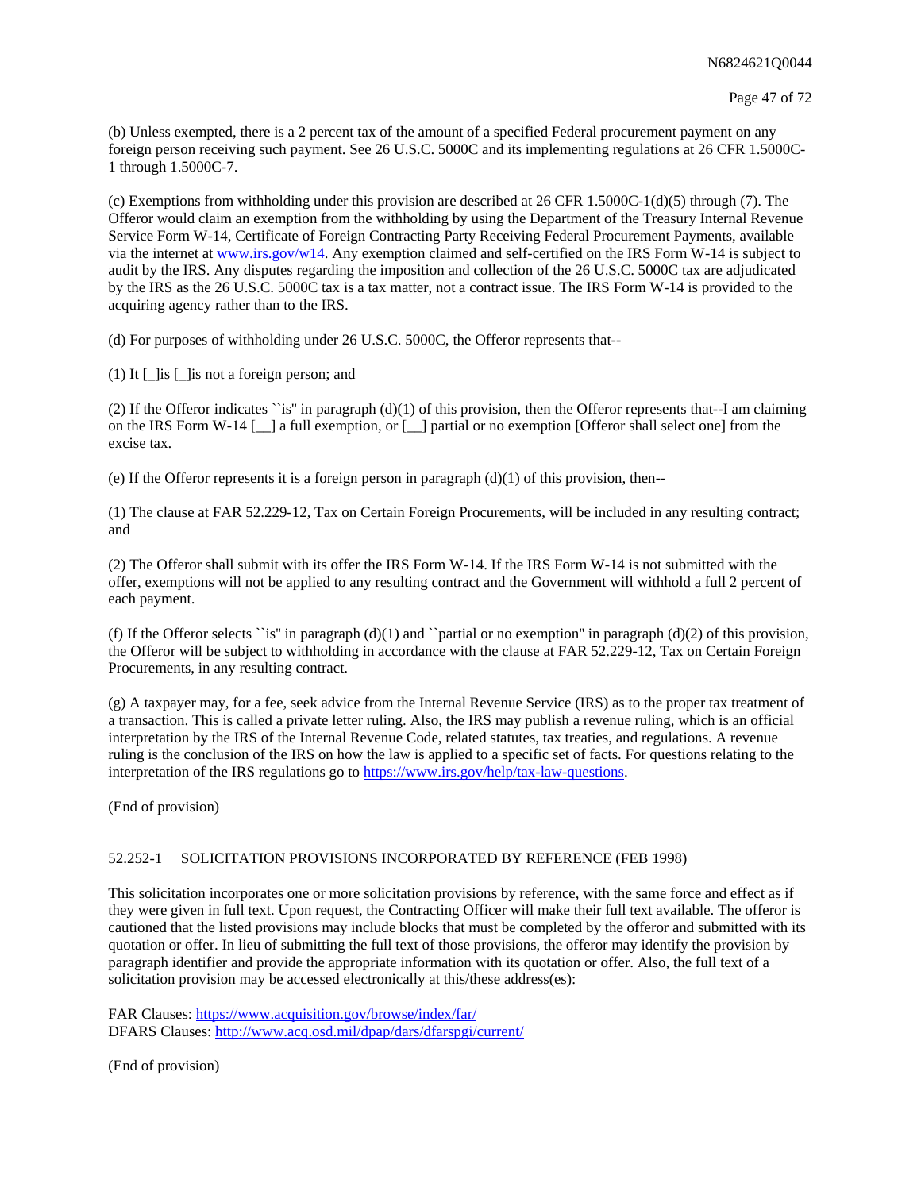(b) Unless exempted, there is a 2 percent tax of the amount of a specified Federal procurement payment on any foreign person receiving such payment. See 26 U.S.C. 5000C and its implementing regulations at 26 CFR 1.5000C-1 through 1.5000C-7.

(c) Exemptions from withholding under this provision are described at 26 CFR 1.5000C-1(d)(5) through (7). The Offeror would claim an exemption from the withholding by using the Department of the Treasury Internal Revenue Service Form W-14, Certificate of Foreign Contracting Party Receiving Federal Procurement Payments, available via the internet at [www.irs.gov/w14](www.irs.gov/w14). Any exemption claimed and self-certified on the IRS Form W-14 is subject to audit by the IRS. Any disputes regarding the imposition and collection of the 26 U.S.C. 5000C tax are adjudicated by the IRS as the 26 U.S.C. 5000C tax is a tax matter, not a contract issue. The IRS Form W-14 is provided to the acquiring agency rather than to the IRS.

(d) For purposes of withholding under 26 U.S.C. 5000C, the Offeror represents that--

(1) It [_]is [_]is not a foreign person; and

(2) If the Offeror indicates ``is'' in paragraph (d)(1) of this provision, then the Offeror represents that--I am claiming on the IRS Form W-14 [__] a full exemption, or [__] partial or no exemption [Offeror shall select one] from the excise tax.

(e) If the Offeror represents it is a foreign person in paragraph (d)(1) of this provision, then--

(1) The clause at FAR 52.229-12, Tax on Certain Foreign Procurements, will be included in any resulting contract; and

(2) The Offeror shall submit with its offer the IRS Form W-14. If the IRS Form W-14 is not submitted with the offer, exemptions will not be applied to any resulting contract and the Government will withhold a full 2 percent of each payment.

(f) If the Offeror selects ``is'' in paragraph (d)(1) and ``partial or no exemption'' in paragraph (d)(2) of this provision, the Offeror will be subject to withholding in accordance with the clause at FAR 52.229-12, Tax on Certain Foreign Procurements, in any resulting contract.

(g) A taxpayer may, for a fee, seek advice from the Internal Revenue Service (IRS) as to the proper tax treatment of a transaction. This is called a private letter ruling. Also, the IRS may publish a revenue ruling, which is an official interpretation by the IRS of the Internal Revenue Code, related statutes, tax treaties, and regulations. A revenue ruling is the conclusion of the IRS on how the law is applied to a specific set of facts. For questions relating to the interpretation of the IRS regulations go to [https://www.irs.gov/help/tax-law-questions](https://www.irs.gov/help/tax-law-questions).

(End of provision)

52.252-1 SOLICITATION PROVISIONS INCORPORATED BY REFERENCE (FEB 1998)

This solicitation incorporates one or more solicitation provisions by reference, with the same force and effect as if they were given in full text. Upon request, the Contracting Officer will make their full text available. The offeror is cautioned that the listed provisions may include blocks that must be completed by the offeror and submitted with its quotation or offer. In lieu of submitting the full text of those provisions, the offeror may identify the provision by paragraph identifier and provide the appropriate information with its quotation or offer. Also, the full text of a solicitation provision may be accessed electronically at this/these address(es):

FAR Clauses: [https://www.acquisition.gov/browse/index/far/](https://www.acquisition.gov/browse/index/far/)
DFARS Clauses: [http://www.acq.osd.mil/dpap/dars/dfarspgi/current/](http://www.acq.osd.mil/dpap/dars/dfarspgi/current/)

(End of provision)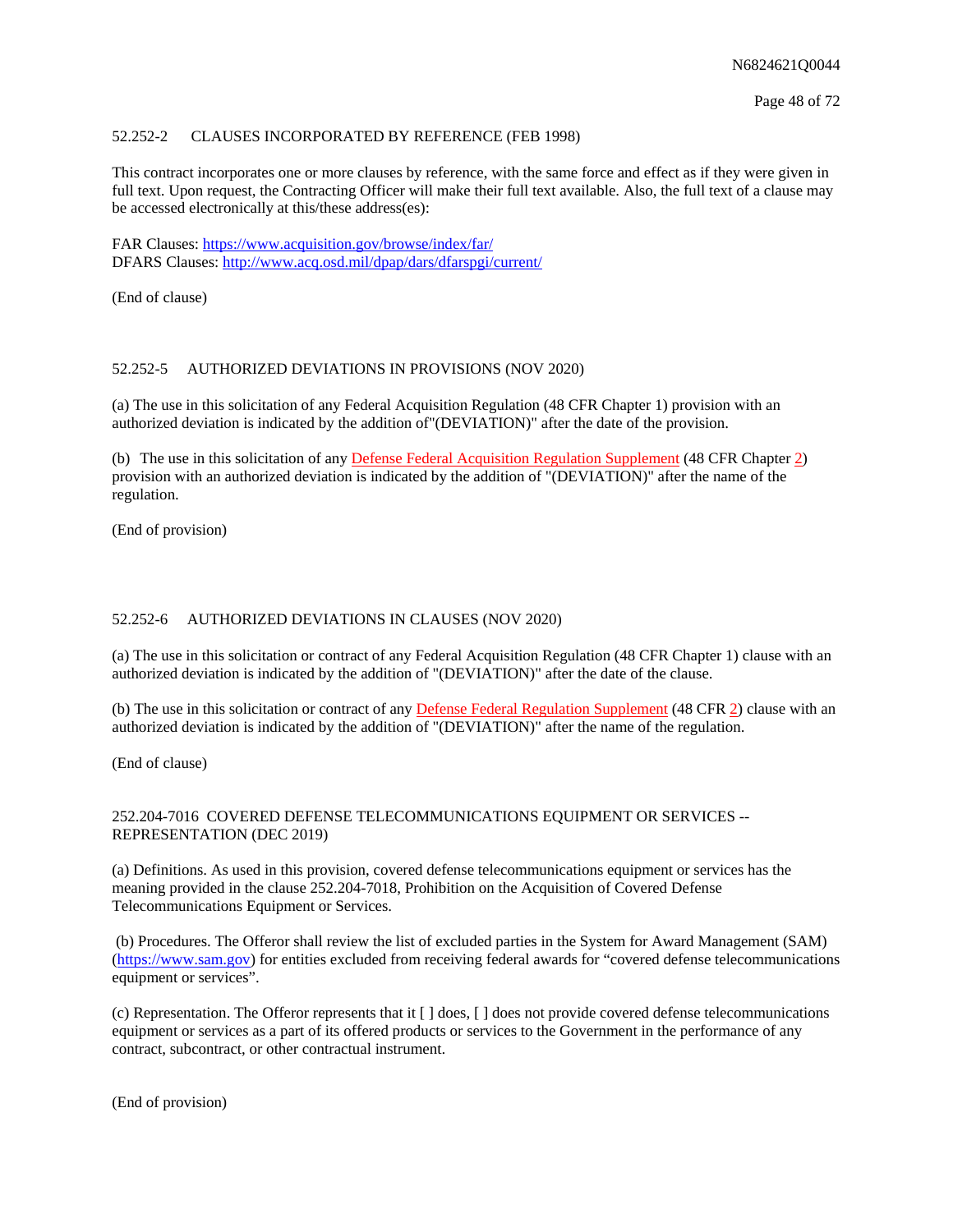52.252-2 CLAUSES INCORPORATED BY REFERENCE (FEB 1998)

This contract incorporates one or more clauses by reference, with the same force and effect as if they were given in full text. Upon request, the Contracting Officer will make their full text available. Also, the full text of a clause may be accessed electronically at this/these address(es):

FAR Clauses: https://www.acquisition.gov/browse/index/far/
DFARS Clauses: http://www.acq.osd.mil/dpap/dars/dfarspgi/current/

(End of clause)

52.252-5 AUTHORIZED DEVIATIONS IN PROVISIONS (NOV 2020)

(a) The use in this solicitation of any Federal Acquisition Regulation (48 CFR Chapter 1) provision with an authorized deviation is indicated by the addition of"(DEVIATION)" after the date of the provision.

(b) The use in this solicitation of any Defense Federal Acquisition Regulation Supplement (48 CFR Chapter 2) provision with an authorized deviation is indicated by the addition of "(DEVIATION)" after the name of the regulation.

(End of provision)

52.252-6 AUTHORIZED DEVIATIONS IN CLAUSES (NOV 2020)

(a) The use in this solicitation or contract of any Federal Acquisition Regulation (48 CFR Chapter 1) clause with an authorized deviation is indicated by the addition of "(DEVIATION)" after the date of the clause.

(b) The use in this solicitation or contract of any Defense Federal Regulation Supplement (48 CFR 2) clause with an authorized deviation is indicated by the addition of "(DEVIATION)" after the name of the regulation.

(End of clause)

252.204-7016 COVERED DEFENSE TELECOMMUNICATIONS EQUIPMENT OR SERVICES -- REPRESENTATION (DEC 2019)

(a) Definitions. As used in this provision, covered defense telecommunications equipment or services has the meaning provided in the clause 252.204-7018, Prohibition on the Acquisition of Covered Defense Telecommunications Equipment or Services.

(b) Procedures. The Offeror shall review the list of excluded parties in the System for Award Management (SAM) (https://www.sam.gov) for entities excluded from receiving federal awards for "covered defense telecommunications equipment or services".

(c) Representation. The Offeror represents that it [ ] does, [ ] does not provide covered defense telecommunications equipment or services as a part of its offered products or services to the Government in the performance of any contract, subcontract, or other contractual instrument.

(End of provision)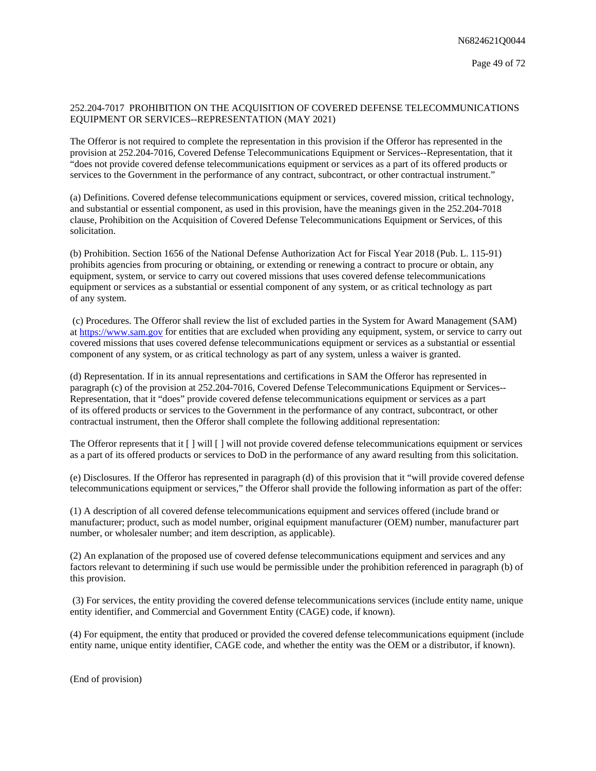252.204-7017 PROHIBITION ON THE ACQUISITION OF COVERED DEFENSE TELECOMMUNICATIONS EQUIPMENT OR SERVICES--REPRESENTATION (MAY 2021)

The Offeror is not required to complete the representation in this provision if the Offeror has represented in the provision at 252.204-7016, Covered Defense Telecommunications Equipment or Services--Representation, that it "does not provide covered defense telecommunications equipment or services as a part of its offered products or services to the Government in the performance of any contract, subcontract, or other contractual instrument."

(a) Definitions. Covered defense telecommunications equipment or services, covered mission, critical technology, and substantial or essential component, as used in this provision, have the meanings given in the 252.204-7018 clause, Prohibition on the Acquisition of Covered Defense Telecommunications Equipment or Services, of this solicitation.

(b) Prohibition. Section 1656 of the National Defense Authorization Act for Fiscal Year 2018 (Pub. L. 115-91) prohibits agencies from procuring or obtaining, or extending or renewing a contract to procure or obtain, any equipment, system, or service to carry out covered missions that uses covered defense telecommunications equipment or services as a substantial or essential component of any system, or as critical technology as part of any system.

(c) Procedures. The Offeror shall review the list of excluded parties in the System for Award Management (SAM) at https://www.sam.gov for entities that are excluded when providing any equipment, system, or service to carry out covered missions that uses covered defense telecommunications equipment or services as a substantial or essential component of any system, or as critical technology as part of any system, unless a waiver is granted.

(d) Representation. If in its annual representations and certifications in SAM the Offeror has represented in paragraph (c) of the provision at 252.204-7016, Covered Defense Telecommunications Equipment or Services--Representation, that it "does" provide covered defense telecommunications equipment or services as a part of its offered products or services to the Government in the performance of any contract, subcontract, or other contractual instrument, then the Offeror shall complete the following additional representation:

The Offeror represents that it [ ] will [ ] will not provide covered defense telecommunications equipment or services as a part of its offered products or services to DoD in the performance of any award resulting from this solicitation.

(e) Disclosures. If the Offeror has represented in paragraph (d) of this provision that it "will provide covered defense telecommunications equipment or services," the Offeror shall provide the following information as part of the offer:

(1) A description of all covered defense telecommunications equipment and services offered (include brand or manufacturer; product, such as model number, original equipment manufacturer (OEM) number, manufacturer part number, or wholesaler number; and item description, as applicable).

(2) An explanation of the proposed use of covered defense telecommunications equipment and services and any factors relevant to determining if such use would be permissible under the prohibition referenced in paragraph (b) of this provision.

(3) For services, the entity providing the covered defense telecommunications services (include entity name, unique entity identifier, and Commercial and Government Entity (CAGE) code, if known).

(4) For equipment, the entity that produced or provided the covered defense telecommunications equipment (include entity name, unique entity identifier, CAGE code, and whether the entity was the OEM or a distributor, if known).

(End of provision)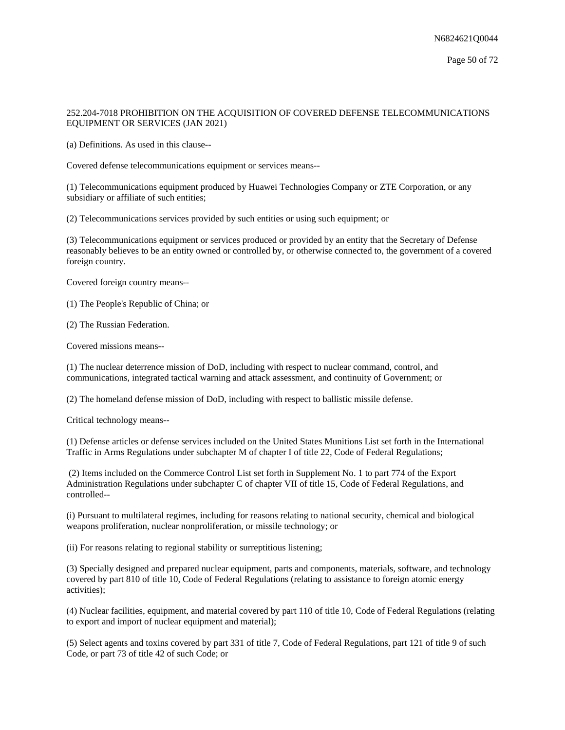252.204-7018 PROHIBITION ON THE ACQUISITION OF COVERED DEFENSE TELECOMMUNICATIONS EQUIPMENT OR SERVICES (JAN 2021)

(a) Definitions. As used in this clause--

Covered defense telecommunications equipment or services means--

(1) Telecommunications equipment produced by Huawei Technologies Company or ZTE Corporation, or any subsidiary or affiliate of such entities;

(2) Telecommunications services provided by such entities or using such equipment; or

(3) Telecommunications equipment or services produced or provided by an entity that the Secretary of Defense reasonably believes to be an entity owned or controlled by, or otherwise connected to, the government of a covered foreign country.

Covered foreign country means--

(1) The People's Republic of China; or

(2) The Russian Federation.

Covered missions means--

(1) The nuclear deterrence mission of DoD, including with respect to nuclear command, control, and communications, integrated tactical warning and attack assessment, and continuity of Government; or

(2) The homeland defense mission of DoD, including with respect to ballistic missile defense.

Critical technology means--

(1) Defense articles or defense services included on the United States Munitions List set forth in the International Traffic in Arms Regulations under subchapter M of chapter I of title 22, Code of Federal Regulations;

(2) Items included on the Commerce Control List set forth in Supplement No. 1 to part 774 of the Export Administration Regulations under subchapter C of chapter VII of title 15, Code of Federal Regulations, and controlled--

(i) Pursuant to multilateral regimes, including for reasons relating to national security, chemical and biological weapons proliferation, nuclear nonproliferation, or missile technology; or

(ii) For reasons relating to regional stability or surreptitious listening;

(3) Specially designed and prepared nuclear equipment, parts and components, materials, software, and technology covered by part 810 of title 10, Code of Federal Regulations (relating to assistance to foreign atomic energy activities);

(4) Nuclear facilities, equipment, and material covered by part 110 of title 10, Code of Federal Regulations (relating to export and import of nuclear equipment and material);

(5) Select agents and toxins covered by part 331 of title 7, Code of Federal Regulations, part 121 of title 9 of such Code, or part 73 of title 42 of such Code; or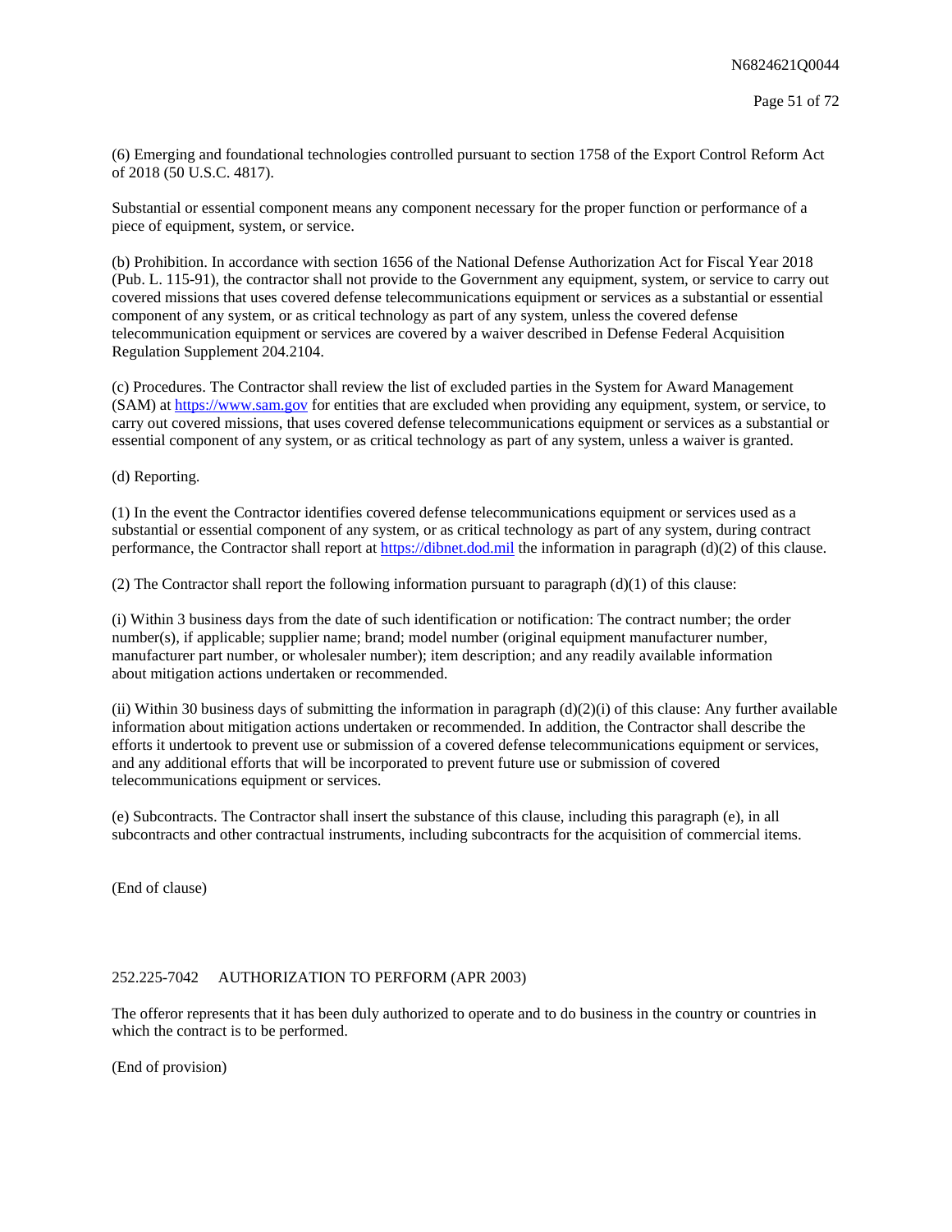(6) Emerging and foundational technologies controlled pursuant to section 1758 of the Export Control Reform Act of 2018 (50 U.S.C. 4817).

Substantial or essential component means any component necessary for the proper function or performance of a piece of equipment, system, or service.

(b) Prohibition. In accordance with section 1656 of the National Defense Authorization Act for Fiscal Year 2018 (Pub. L. 115-91), the contractor shall not provide to the Government any equipment, system, or service to carry out covered missions that uses covered defense telecommunications equipment or services as a substantial or essential component of any system, or as critical technology as part of any system, unless the covered defense telecommunication equipment or services are covered by a waiver described in Defense Federal Acquisition Regulation Supplement 204.2104.

(c) Procedures. The Contractor shall review the list of excluded parties in the System for Award Management (SAM) at https://www.sam.gov for entities that are excluded when providing any equipment, system, or service, to carry out covered missions, that uses covered defense telecommunications equipment or services as a substantial or essential component of any system, or as critical technology as part of any system, unless a waiver is granted.

(d) Reporting.

(1) In the event the Contractor identifies covered defense telecommunications equipment or services used as a substantial or essential component of any system, or as critical technology as part of any system, during contract performance, the Contractor shall report at https://dibnet.dod.mil the information in paragraph (d)(2) of this clause.

(2) The Contractor shall report the following information pursuant to paragraph (d)(1) of this clause:

(i) Within 3 business days from the date of such identification or notification: The contract number; the order number(s), if applicable; supplier name; brand; model number (original equipment manufacturer number, manufacturer part number, or wholesaler number); item description; and any readily available information about mitigation actions undertaken or recommended.

(ii) Within 30 business days of submitting the information in paragraph (d)(2)(i) of this clause: Any further available information about mitigation actions undertaken or recommended. In addition, the Contractor shall describe the efforts it undertook to prevent use or submission of a covered defense telecommunications equipment or services, and any additional efforts that will be incorporated to prevent future use or submission of covered telecommunications equipment or services.

(e) Subcontracts. The Contractor shall insert the substance of this clause, including this paragraph (e), in all subcontracts and other contractual instruments, including subcontracts for the acquisition of commercial items.

(End of clause)

252.225-7042 AUTHORIZATION TO PERFORM (APR 2003)

The offeror represents that it has been duly authorized to operate and to do business in the country or countries in which the contract is to be performed.

(End of provision)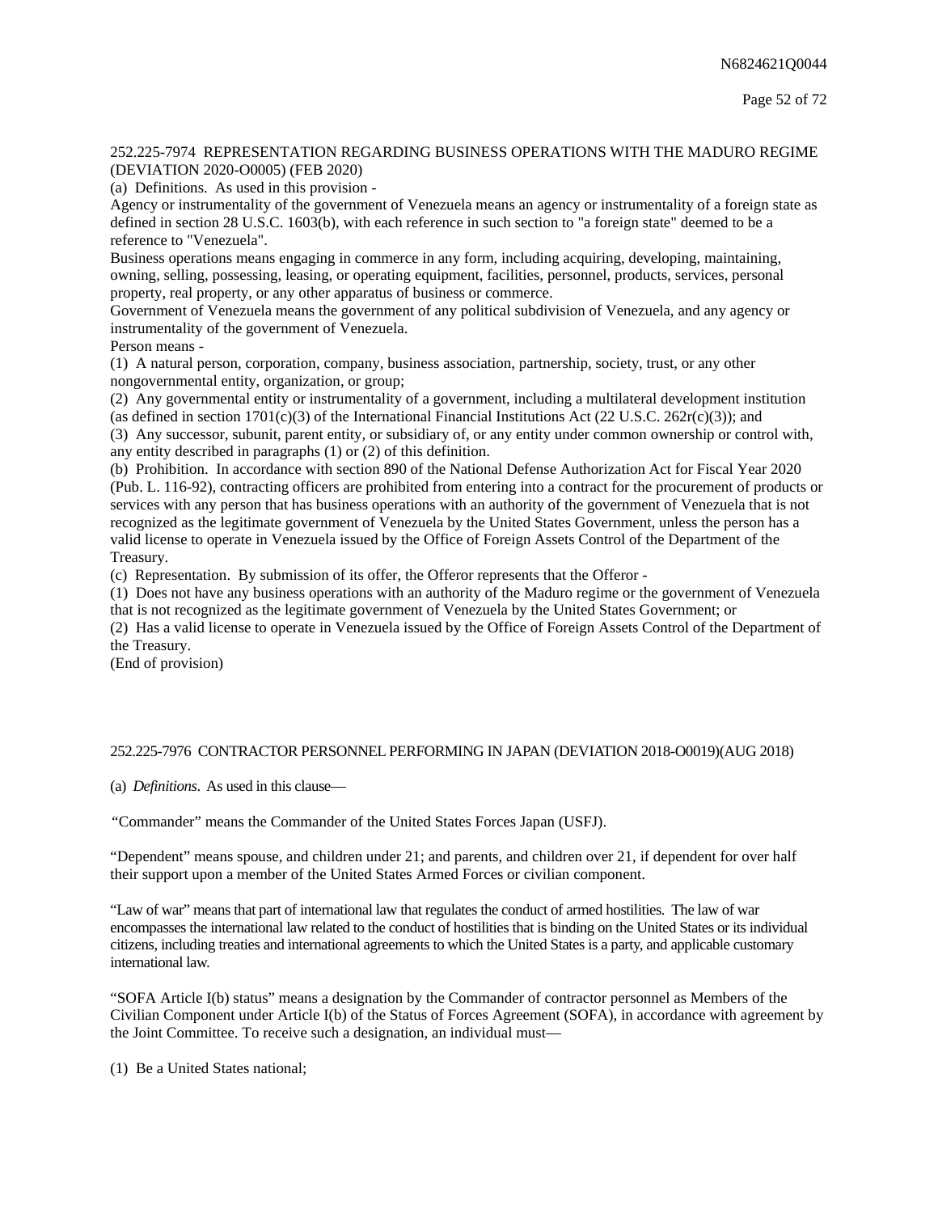252.225-7974 REPRESENTATION REGARDING BUSINESS OPERATIONS WITH THE MADURO REGIME (DEVIATION 2020-O0005) (FEB 2020)

(a) Definitions. As used in this provision -

Agency or instrumentality of the government of Venezuela means an agency or instrumentality of a foreign state as defined in section 28 U.S.C. 1603(b), with each reference in such section to "a foreign state" deemed to be a reference to "Venezuela".

Business operations means engaging in commerce in any form, including acquiring, developing, maintaining, owning, selling, possessing, leasing, or operating equipment, facilities, personnel, products, services, personal property, real property, or any other apparatus of business or commerce.

Government of Venezuela means the government of any political subdivision of Venezuela, and any agency or instrumentality of the government of Venezuela.

Person means -

(1) A natural person, corporation, company, business association, partnership, society, trust, or any other nongovernmental entity, organization, or group;

(2) Any governmental entity or instrumentality of a government, including a multilateral development institution (as defined in section 1701(c)(3) of the International Financial Institutions Act (22 U.S.C. 262r(c)(3)); and

(3) Any successor, subunit, parent entity, or subsidiary of, or any entity under common ownership or control with, any entity described in paragraphs (1) or (2) of this definition.

(b) Prohibition. In accordance with section 890 of the National Defense Authorization Act for Fiscal Year 2020 (Pub. L. 116-92), contracting officers are prohibited from entering into a contract for the procurement of products or services with any person that has business operations with an authority of the government of Venezuela that is not recognized as the legitimate government of Venezuela by the United States Government, unless the person has a valid license to operate in Venezuela issued by the Office of Foreign Assets Control of the Department of the Treasury.

(c) Representation. By submission of its offer, the Offeror represents that the Offeror -

(1) Does not have any business operations with an authority of the Maduro regime or the government of Venezuela that is not recognized as the legitimate government of Venezuela by the United States Government; or

(2) Has a valid license to operate in Venezuela issued by the Office of Foreign Assets Control of the Department of the Treasury.

(End of provision)

252.225-7976 CONTRACTOR PERSONNEL PERFORMING IN JAPAN (DEVIATION 2018-O0019)(AUG 2018)

(a) *Definitions*. As used in this clause—

"Commander" means the Commander of the United States Forces Japan (USFJ).

"Dependent" means spouse, and children under 21; and parents, and children over 21, if dependent for over half their support upon a member of the United States Armed Forces or civilian component.

"Law of war" means that part of international law that regulates the conduct of armed hostilities. The law of war encompasses the international law related to the conduct of hostilities that is binding on the United States or its individual citizens, including treaties and international agreements to which the United States is a party, and applicable customary international law.

"SOFA Article I(b) status" means a designation by the Commander of contractor personnel as Members of the Civilian Component under Article I(b) of the Status of Forces Agreement (SOFA), in accordance with agreement by the Joint Committee. To receive such a designation, an individual must—

(1) Be a United States national;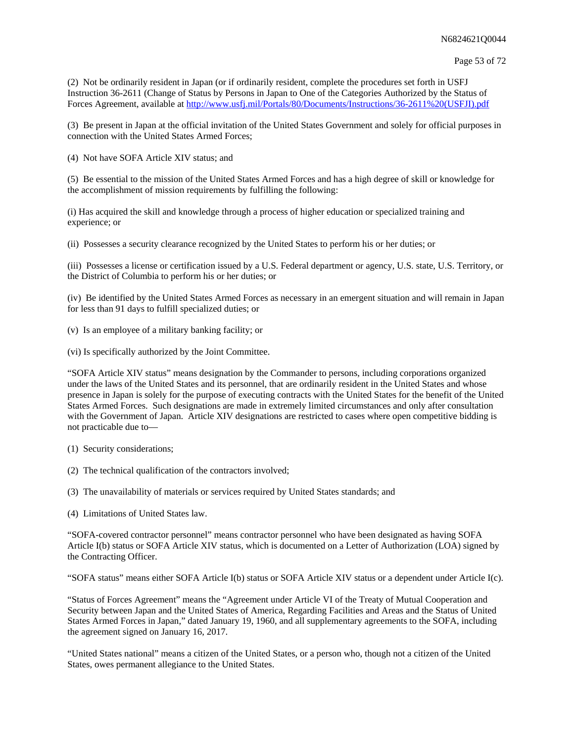(2) Not be ordinarily resident in Japan (or if ordinarily resident, complete the procedures set forth in USFJ Instruction 36-2611 (Change of Status by Persons in Japan to One of the Categories Authorized by the Status of Forces Agreement, available at [http://www.usfj.mil/Portals/80/Documents/Instructions/36-2611%20(USFJI).pdf](http://www.usfj.mil/Portals/80/Documents/Instructions/36-2611%20(USFJI).pdf)

(3) Be present in Japan at the official invitation of the United States Government and solely for official purposes in connection with the United States Armed Forces;

(4) Not have SOFA Article XIV status; and

(5) Be essential to the mission of the United States Armed Forces and has a high degree of skill or knowledge for the accomplishment of mission requirements by fulfilling the following:

(i) Has acquired the skill and knowledge through a process of higher education or specialized training and experience; or

(ii) Possesses a security clearance recognized by the United States to perform his or her duties; or

(iii) Possesses a license or certification issued by a U.S. Federal department or agency, U.S. state, U.S. Territory, or the District of Columbia to perform his or her duties; or

(iv) Be identified by the United States Armed Forces as necessary in an emergent situation and will remain in Japan for less than 91 days to fulfill specialized duties; or

(v) Is an employee of a military banking facility; or

(vi) Is specifically authorized by the Joint Committee.

"SOFA Article XIV status" means designation by the Commander to persons, including corporations organized under the laws of the United States and its personnel, that are ordinarily resident in the United States and whose presence in Japan is solely for the purpose of executing contracts with the United States for the benefit of the United States Armed Forces. Such designations are made in extremely limited circumstances and only after consultation with the Government of Japan. Article XIV designations are restricted to cases where open competitive bidding is not practicable due to—

(1) Security considerations;

(2) The technical qualification of the contractors involved;

(3) The unavailability of materials or services required by United States standards; and

(4) Limitations of United States law.

"SOFA-covered contractor personnel" means contractor personnel who have been designated as having SOFA Article I(b) status or SOFA Article XIV status, which is documented on a Letter of Authorization (LOA) signed by the Contracting Officer.

"SOFA status" means either SOFA Article I(b) status or SOFA Article XIV status or a dependent under Article I(c).

"Status of Forces Agreement" means the "Agreement under Article VI of the Treaty of Mutual Cooperation and Security between Japan and the United States of America, Regarding Facilities and Areas and the Status of United States Armed Forces in Japan," dated January 19, 1960, and all supplementary agreements to the SOFA, including the agreement signed on January 16, 2017.

"United States national" means a citizen of the United States, or a person who, though not a citizen of the United States, owes permanent allegiance to the United States.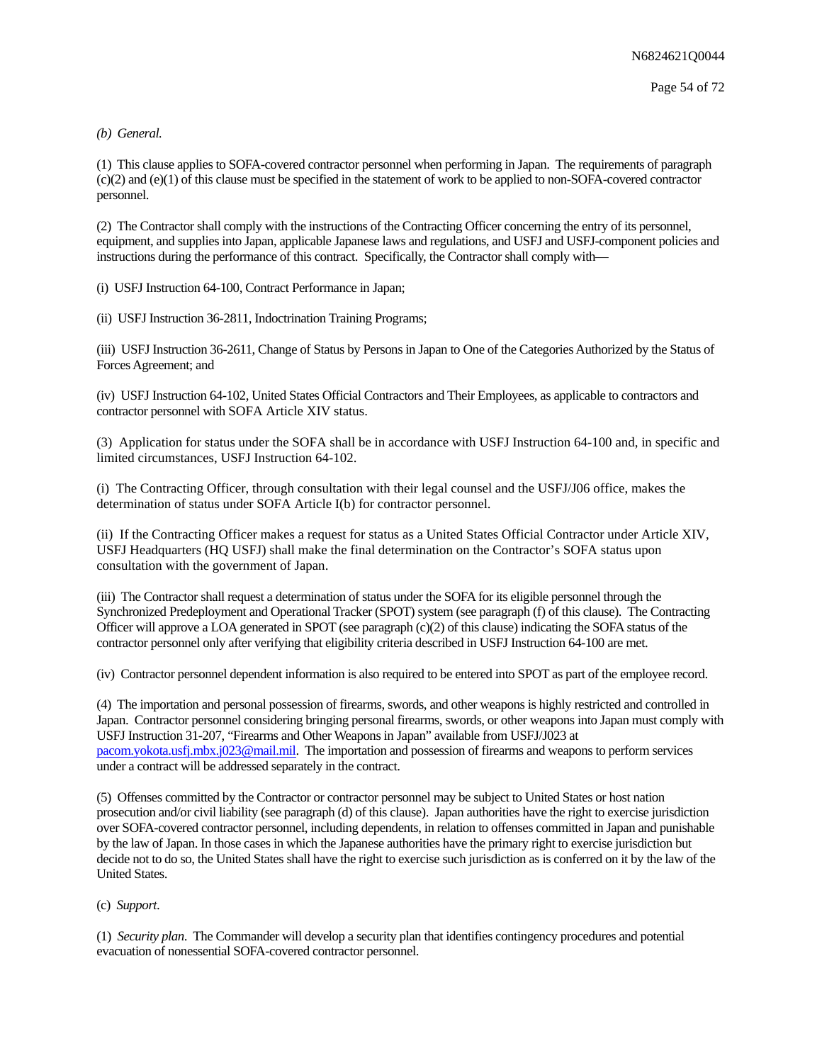*(b) General.*

(1) This clause applies to SOFA-covered contractor personnel when performing in Japan. The requirements of paragraph (c)(2) and (e)(1) of this clause must be specified in the statement of work to be applied to non-SOFA-covered contractor personnel.

(2) The Contractor shall comply with the instructions of the Contracting Officer concerning the entry of its personnel, equipment, and supplies into Japan, applicable Japanese laws and regulations, and USFJ and USFJ-component policies and instructions during the performance of this contract. Specifically, the Contractor shall comply with—

(i) USFJ Instruction 64-100, Contract Performance in Japan;

(ii) USFJ Instruction 36-2811, Indoctrination Training Programs;

(iii) USFJ Instruction 36-2611, Change of Status by Persons in Japan to One of the Categories Authorized by the Status of Forces Agreement; and

(iv) USFJ Instruction 64-102, United States Official Contractors and Their Employees, as applicable to contractors and contractor personnel with SOFA Article XIV status.

(3) Application for status under the SOFA shall be in accordance with USFJ Instruction 64-100 and, in specific and limited circumstances, USFJ Instruction 64-102.

(i) The Contracting Officer, through consultation with their legal counsel and the USFJ/J06 office, makes the determination of status under SOFA Article I(b) for contractor personnel.

(ii) If the Contracting Officer makes a request for status as a United States Official Contractor under Article XIV, USFJ Headquarters (HQ USFJ) shall make the final determination on the Contractor's SOFA status upon consultation with the government of Japan.

(iii) The Contractor shall request a determination of status under the SOFA for its eligible personnel through the Synchronized Predeployment and Operational Tracker (SPOT) system (see paragraph (f) of this clause). The Contracting Officer will approve a LOA generated in SPOT (see paragraph (c)(2) of this clause) indicating the SOFA status of the contractor personnel only after verifying that eligibility criteria described in USFJ Instruction 64-100 are met.

(iv) Contractor personnel dependent information is also required to be entered into SPOT as part of the employee record.

(4) The importation and personal possession of firearms, swords, and other weapons is highly restricted and controlled in Japan. Contractor personnel considering bringing personal firearms, swords, or other weapons into Japan must comply with USFJ Instruction 31-207, "Firearms and Other Weapons in Japan" available from USFJ/J023 at pacom.yokota.usfj.mbx.j023@mail.mil. The importation and possession of firearms and weapons to perform services under a contract will be addressed separately in the contract.

(5) Offenses committed by the Contractor or contractor personnel may be subject to United States or host nation prosecution and/or civil liability (see paragraph (d) of this clause). Japan authorities have the right to exercise jurisdiction over SOFA-covered contractor personnel, including dependents, in relation to offenses committed in Japan and punishable by the law of Japan. In those cases in which the Japanese authorities have the primary right to exercise jurisdiction but decide not to do so, the United States shall have the right to exercise such jurisdiction as is conferred on it by the law of the United States.

(c) *Support.*

(1) *Security plan.* The Commander will develop a security plan that identifies contingency procedures and potential evacuation of nonessential SOFA-covered contractor personnel.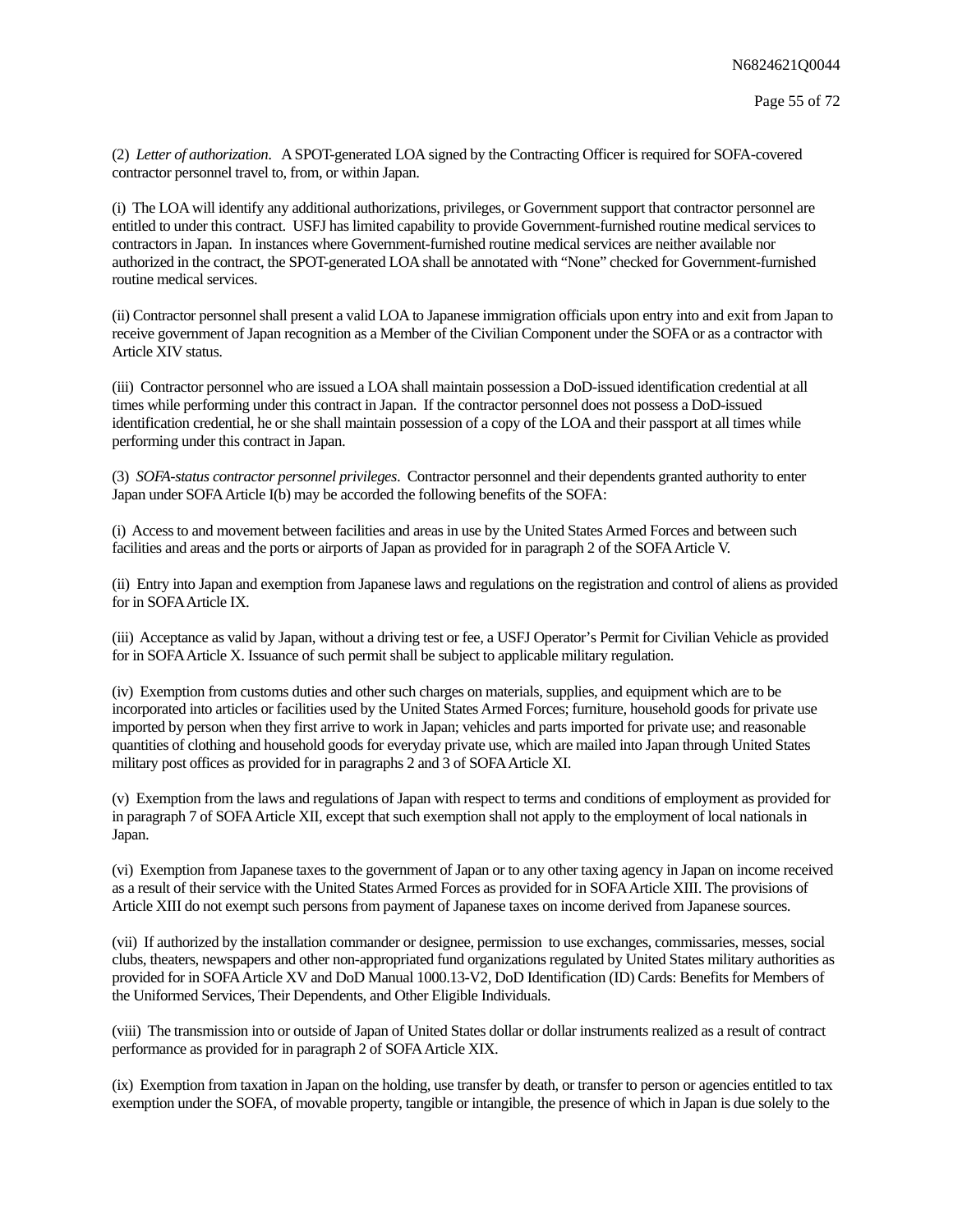(2) *Letter of authorization*. A SPOT-generated LOA signed by the Contracting Officer is required for SOFA-covered contractor personnel travel to, from, or within Japan.

(i) The LOA will identify any additional authorizations, privileges, or Government support that contractor personnel are entitled to under this contract. USFJ has limited capability to provide Government-furnished routine medical services to contractors in Japan. In instances where Government-furnished routine medical services are neither available nor authorized in the contract, the SPOT-generated LOA shall be annotated with "None" checked for Government-furnished routine medical services.

(ii) Contractor personnel shall present a valid LOA to Japanese immigration officials upon entry into and exit from Japan to receive government of Japan recognition as a Member of the Civilian Component under the SOFA or as a contractor with Article XIV status.

(iii) Contractor personnel who are issued a LOA shall maintain possession a DoD-issued identification credential at all times while performing under this contract in Japan. If the contractor personnel does not possess a DoD-issued identification credential, he or she shall maintain possession of a copy of the LOA and their passport at all times while performing under this contract in Japan.

(3) *SOFA-status contractor personnel privileges*. Contractor personnel and their dependents granted authority to enter Japan under SOFA Article I(b) may be accorded the following benefits of the SOFA:

(i) Access to and movement between facilities and areas in use by the United States Armed Forces and between such facilities and areas and the ports or airports of Japan as provided for in paragraph 2 of the SOFA Article V.

(ii) Entry into Japan and exemption from Japanese laws and regulations on the registration and control of aliens as provided for in SOFA Article IX.

(iii) Acceptance as valid by Japan, without a driving test or fee, a USFJ Operator's Permit for Civilian Vehicle as provided for in SOFA Article X. Issuance of such permit shall be subject to applicable military regulation.

(iv) Exemption from customs duties and other such charges on materials, supplies, and equipment which are to be incorporated into articles or facilities used by the United States Armed Forces; furniture, household goods for private use imported by person when they first arrive to work in Japan; vehicles and parts imported for private use; and reasonable quantities of clothing and household goods for everyday private use, which are mailed into Japan through United States military post offices as provided for in paragraphs 2 and 3 of SOFA Article XI.

(v) Exemption from the laws and regulations of Japan with respect to terms and conditions of employment as provided for in paragraph 7 of SOFA Article XII, except that such exemption shall not apply to the employment of local nationals in Japan.

(vi) Exemption from Japanese taxes to the government of Japan or to any other taxing agency in Japan on income received as a result of their service with the United States Armed Forces as provided for in SOFA Article XIII. The provisions of Article XIII do not exempt such persons from payment of Japanese taxes on income derived from Japanese sources.

(vii) If authorized by the installation commander or designee, permission to use exchanges, commissaries, messes, social clubs, theaters, newspapers and other non-appropriated fund organizations regulated by United States military authorities as provided for in SOFA Article XV and DoD Manual 1000.13-V2, DoD Identification (ID) Cards: Benefits for Members of the Uniformed Services, Their Dependents, and Other Eligible Individuals.

(viii) The transmission into or outside of Japan of United States dollar or dollar instruments realized as a result of contract performance as provided for in paragraph 2 of SOFA Article XIX.

(ix) Exemption from taxation in Japan on the holding, use transfer by death, or transfer to person or agencies entitled to tax exemption under the SOFA, of movable property, tangible or intangible, the presence of which in Japan is due solely to the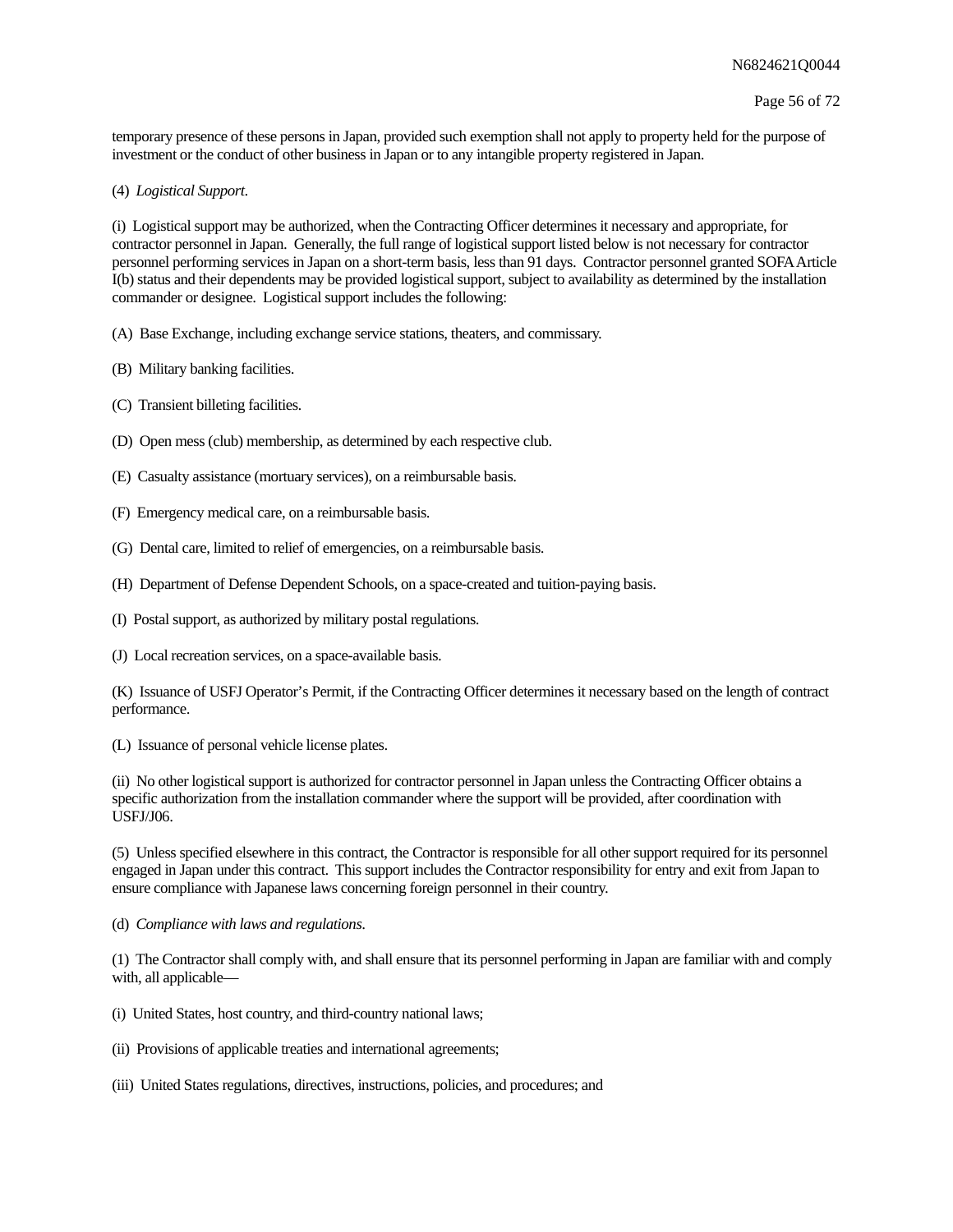temporary presence of these persons in Japan, provided such exemption shall not apply to property held for the purpose of investment or the conduct of other business in Japan or to any intangible property registered in Japan.

(4) *Logistical Support*.

(i) Logistical support may be authorized, when the Contracting Officer determines it necessary and appropriate, for contractor personnel in Japan. Generally, the full range of logistical support listed below is not necessary for contractor personnel performing services in Japan on a short-term basis, less than 91 days. Contractor personnel granted SOFA Article I(b) status and their dependents may be provided logistical support, subject to availability as determined by the installation commander or designee. Logistical support includes the following:

(A) Base Exchange, including exchange service stations, theaters, and commissary.

(B) Military banking facilities.

(C) Transient billeting facilities.

(D) Open mess (club) membership, as determined by each respective club.

(E) Casualty assistance (mortuary services), on a reimbursable basis.

(F) Emergency medical care, on a reimbursable basis.

(G) Dental care, limited to relief of emergencies, on a reimbursable basis.

(H) Department of Defense Dependent Schools, on a space-created and tuition-paying basis.

(I) Postal support, as authorized by military postal regulations.

(J) Local recreation services, on a space-available basis.

(K) Issuance of USFJ Operator's Permit, if the Contracting Officer determines it necessary based on the length of contract performance.

(L) Issuance of personal vehicle license plates.

(ii) No other logistical support is authorized for contractor personnel in Japan unless the Contracting Officer obtains a specific authorization from the installation commander where the support will be provided, after coordination with USFJ/J06.

(5) Unless specified elsewhere in this contract, the Contractor is responsible for all other support required for its personnel engaged in Japan under this contract. This support includes the Contractor responsibility for entry and exit from Japan to ensure compliance with Japanese laws concerning foreign personnel in their country.

(d) *Compliance with laws and regulations*.

(1) The Contractor shall comply with, and shall ensure that its personnel performing in Japan are familiar with and comply with, all applicable—

(i) United States, host country, and third-country national laws;

(ii) Provisions of applicable treaties and international agreements;

(iii) United States regulations, directives, instructions, policies, and procedures; and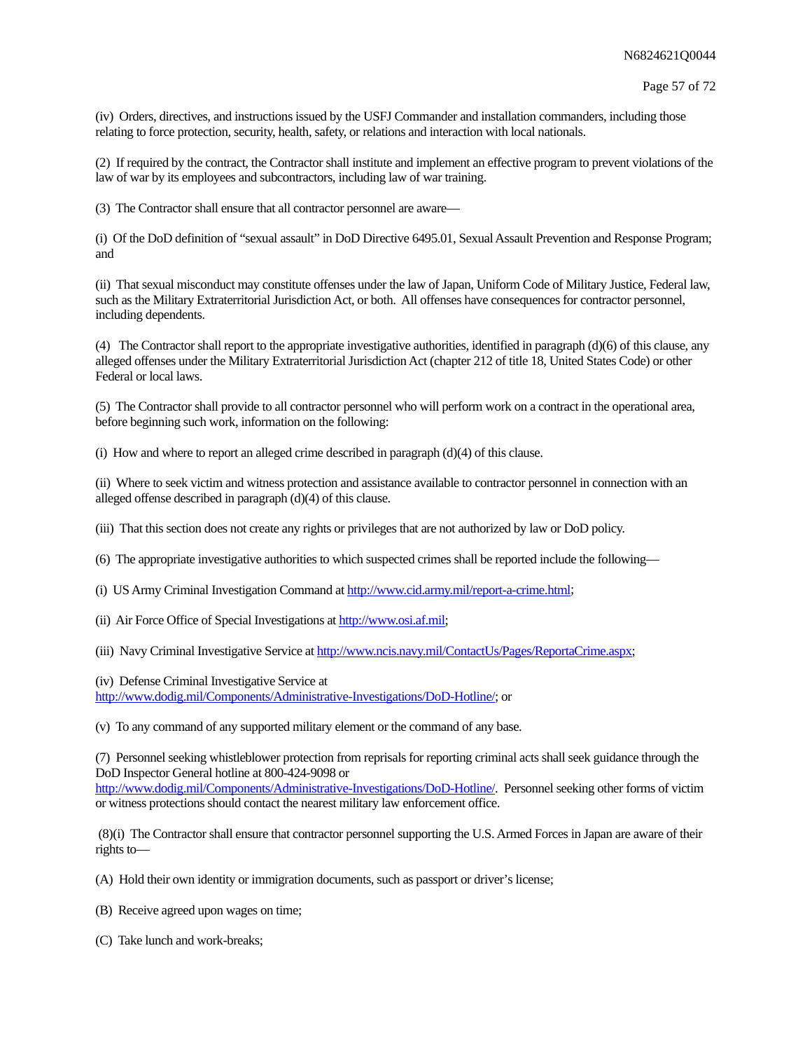(iv) Orders, directives, and instructions issued by the USFJ Commander and installation commanders, including those relating to force protection, security, health, safety, or relations and interaction with local nationals.

(2) If required by the contract, the Contractor shall institute and implement an effective program to prevent violations of the law of war by its employees and subcontractors, including law of war training.

(3) The Contractor shall ensure that all contractor personnel are aware—

(i) Of the DoD definition of "sexual assault" in DoD Directive 6495.01, Sexual Assault Prevention and Response Program; and

(ii) That sexual misconduct may constitute offenses under the law of Japan, Uniform Code of Military Justice, Federal law, such as the Military Extraterritorial Jurisdiction Act, or both. All offenses have consequences for contractor personnel, including dependents.

(4) The Contractor shall report to the appropriate investigative authorities, identified in paragraph (d)(6) of this clause, any alleged offenses under the Military Extraterritorial Jurisdiction Act (chapter 212 of title 18, United States Code) or other Federal or local laws.

(5) The Contractor shall provide to all contractor personnel who will perform work on a contract in the operational area, before beginning such work, information on the following:

(i) How and where to report an alleged crime described in paragraph (d)(4) of this clause.

(ii) Where to seek victim and witness protection and assistance available to contractor personnel in connection with an alleged offense described in paragraph (d)(4) of this clause.

(iii) That this section does not create any rights or privileges that are not authorized by law or DoD policy.

(6) The appropriate investigative authorities to which suspected crimes shall be reported include the following—

(i) US Army Criminal Investigation Command at http://www.cid.army.mil/report-a-crime.html;

(ii) Air Force Office of Special Investigations at http://www.osi.af.mil;

(iii) Navy Criminal Investigative Service at http://www.ncis.navy.mil/ContactUs/Pages/ReportaCrime.aspx;

(iv) Defense Criminal Investigative Service at http://www.dodig.mil/Components/Administrative-Investigations/DoD-Hotline/; or

(v) To any command of any supported military element or the command of any base.

(7) Personnel seeking whistleblower protection from reprisals for reporting criminal acts shall seek guidance through the DoD Inspector General hotline at 800-424-9098 or http://www.dodig.mil/Components/Administrative-Investigations/DoD-Hotline/. Personnel seeking other forms of victim or witness protections should contact the nearest military law enforcement office.

(8)(i) The Contractor shall ensure that contractor personnel supporting the U.S. Armed Forces in Japan are aware of their rights to—

(A) Hold their own identity or immigration documents, such as passport or driver's license;

(B) Receive agreed upon wages on time;

(C) Take lunch and work-breaks;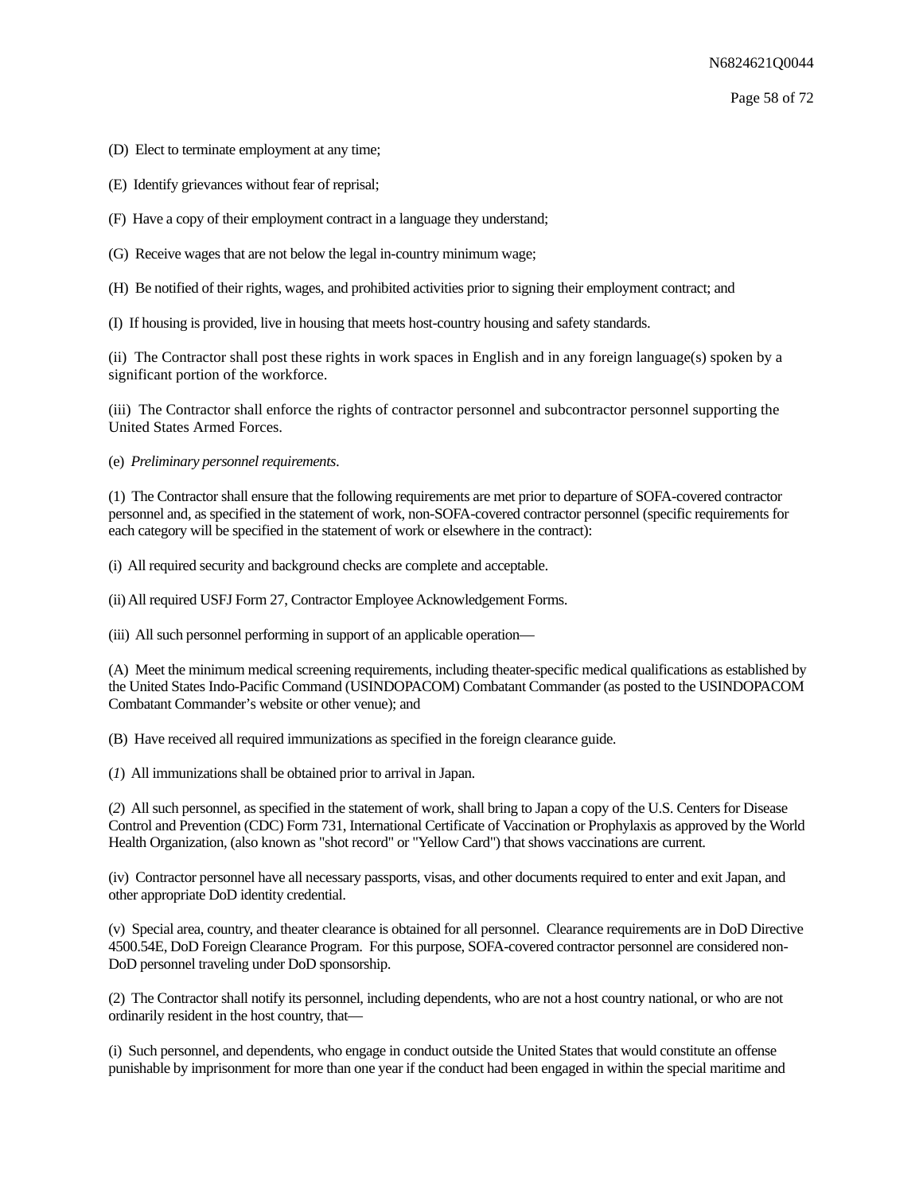(D) Elect to terminate employment at any time;

(E) Identify grievances without fear of reprisal;

(F) Have a copy of their employment contract in a language they understand;

(G) Receive wages that are not below the legal in-country minimum wage;

(H) Be notified of their rights, wages, and prohibited activities prior to signing their employment contract; and

(I) If housing is provided, live in housing that meets host-country housing and safety standards.

(ii) The Contractor shall post these rights in work spaces in English and in any foreign language(s) spoken by a significant portion of the workforce.

(iii) The Contractor shall enforce the rights of contractor personnel and subcontractor personnel supporting the United States Armed Forces.

(e) *Preliminary personnel requirements*.

(1) The Contractor shall ensure that the following requirements are met prior to departure of SOFA-covered contractor personnel and, as specified in the statement of work, non-SOFA-covered contractor personnel (specific requirements for each category will be specified in the statement of work or elsewhere in the contract):

(i) All required security and background checks are complete and acceptable.

(ii) All required USFJ Form 27, Contractor Employee Acknowledgement Forms.

(iii) All such personnel performing in support of an applicable operation—

(A) Meet the minimum medical screening requirements, including theater-specific medical qualifications as established by the United States Indo-Pacific Command (USINDOPACOM) Combatant Commander (as posted to the USINDOPACOM Combatant Commander's website or other venue); and

(B) Have received all required immunizations as specified in the foreign clearance guide.

(*1*) All immunizations shall be obtained prior to arrival in Japan.

(*2*) All such personnel, as specified in the statement of work, shall bring to Japan a copy of the U.S. Centers for Disease Control and Prevention (CDC) Form 731, International Certificate of Vaccination or Prophylaxis as approved by the World Health Organization, (also known as "shot record" or "Yellow Card") that shows vaccinations are current.

(iv) Contractor personnel have all necessary passports, visas, and other documents required to enter and exit Japan, and other appropriate DoD identity credential.

(v) Special area, country, and theater clearance is obtained for all personnel. Clearance requirements are in DoD Directive 4500.54E, DoD Foreign Clearance Program. For this purpose, SOFA-covered contractor personnel are considered non-DoD personnel traveling under DoD sponsorship.

(2) The Contractor shall notify its personnel, including dependents, who are not a host country national, or who are not ordinarily resident in the host country, that—

(i) Such personnel, and dependents, who engage in conduct outside the United States that would constitute an offense punishable by imprisonment for more than one year if the conduct had been engaged in within the special maritime and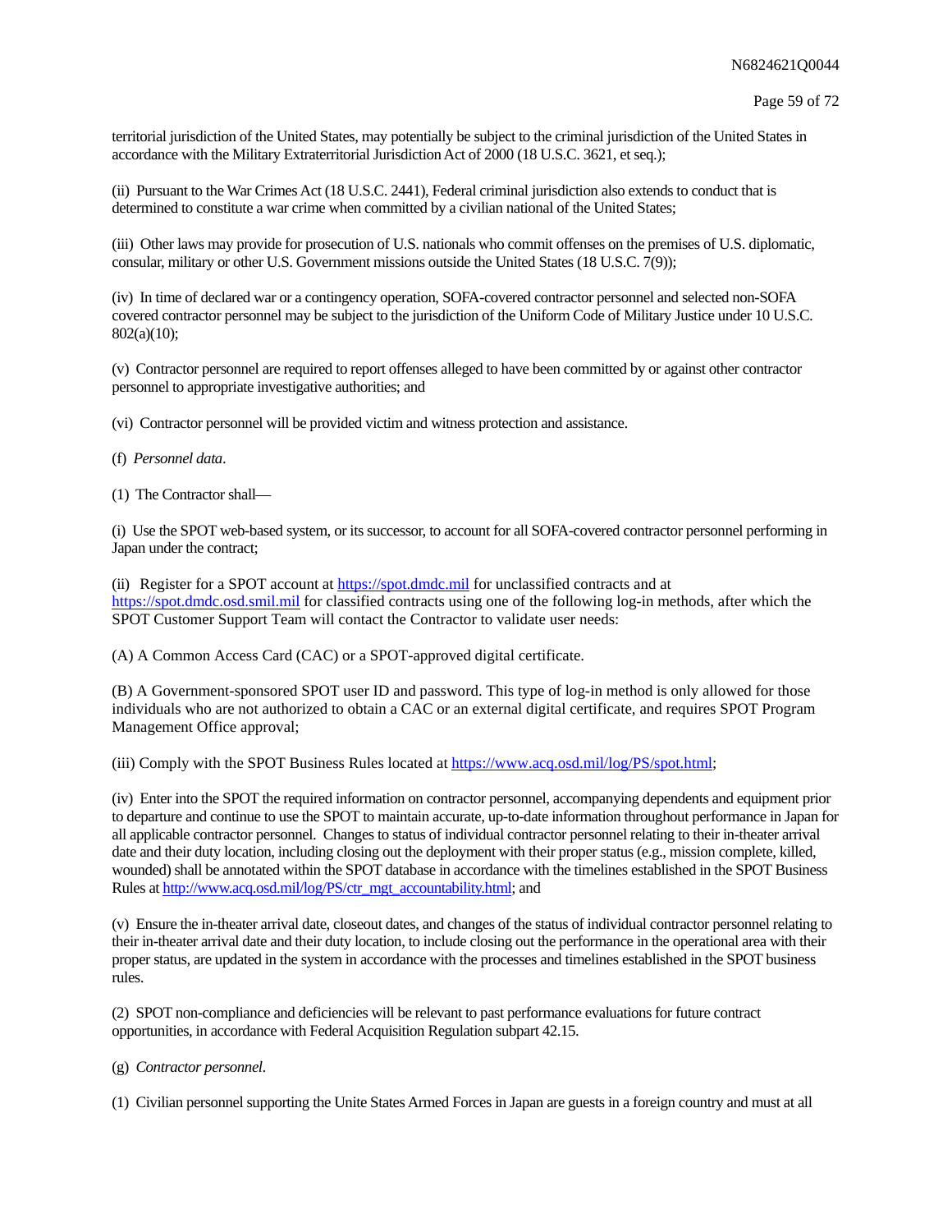territorial jurisdiction of the United States, may potentially be subject to the criminal jurisdiction of the United States in accordance with the Military Extraterritorial Jurisdiction Act of 2000 (18 U.S.C. 3621, et seq.);

(ii) Pursuant to the War Crimes Act (18 U.S.C. 2441), Federal criminal jurisdiction also extends to conduct that is determined to constitute a war crime when committed by a civilian national of the United States;

(iii) Other laws may provide for prosecution of U.S. nationals who commit offenses on the premises of U.S. diplomatic, consular, military or other U.S. Government missions outside the United States (18 U.S.C. 7(9));

(iv) In time of declared war or a contingency operation, SOFA-covered contractor personnel and selected non-SOFA covered contractor personnel may be subject to the jurisdiction of the Uniform Code of Military Justice under 10 U.S.C. 802(a)(10);

(v) Contractor personnel are required to report offenses alleged to have been committed by or against other contractor personnel to appropriate investigative authorities; and

(vi) Contractor personnel will be provided victim and witness protection and assistance.

(f) *Personnel data*.

(1) The Contractor shall—

(i) Use the SPOT web-based system, or its successor, to account for all SOFA-covered contractor personnel performing in Japan under the contract;

(ii) Register for a SPOT account at https://spot.dmdc.mil for unclassified contracts and at https://spot.dmdc.osd.smil.mil for classified contracts using one of the following log-in methods, after which the SPOT Customer Support Team will contact the Contractor to validate user needs:

(A) A Common Access Card (CAC) or a SPOT-approved digital certificate.

(B) A Government-sponsored SPOT user ID and password. This type of log-in method is only allowed for those individuals who are not authorized to obtain a CAC or an external digital certificate, and requires SPOT Program Management Office approval;

(iii) Comply with the SPOT Business Rules located at https://www.acq.osd.mil/log/PS/spot.html;

(iv) Enter into the SPOT the required information on contractor personnel, accompanying dependents and equipment prior to departure and continue to use the SPOT to maintain accurate, up-to-date information throughout performance in Japan for all applicable contractor personnel. Changes to status of individual contractor personnel relating to their in-theater arrival date and their duty location, including closing out the deployment with their proper status (e.g., mission complete, killed, wounded) shall be annotated within the SPOT database in accordance with the timelines established in the SPOT Business Rules at http://www.acq.osd.mil/log/PS/ctr_mgt_accountability.html; and

(v) Ensure the in-theater arrival date, closeout dates, and changes of the status of individual contractor personnel relating to their in-theater arrival date and their duty location, to include closing out the performance in the operational area with their proper status, are updated in the system in accordance with the processes and timelines established in the SPOT business rules.

(2) SPOT non-compliance and deficiencies will be relevant to past performance evaluations for future contract opportunities, in accordance with Federal Acquisition Regulation subpart 42.15.

(g) *Contractor personnel*.

(1) Civilian personnel supporting the Unite States Armed Forces in Japan are guests in a foreign country and must at all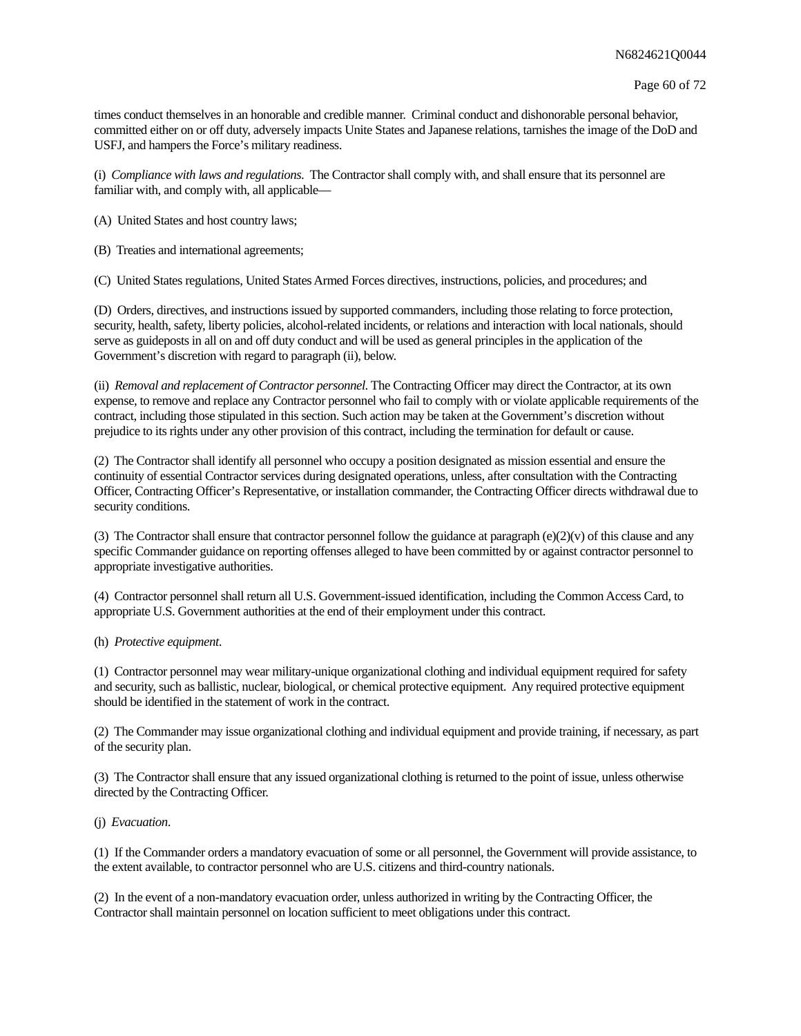times conduct themselves in an honorable and credible manner. Criminal conduct and dishonorable personal behavior, committed either on or off duty, adversely impacts Unite States and Japanese relations, tarnishes the image of the DoD and USFJ, and hampers the Force's military readiness.

(i) *Compliance with laws and regulations.* The Contractor shall comply with, and shall ensure that its personnel are familiar with, and comply with, all applicable—

(A) United States and host country laws;

(B) Treaties and international agreements;

(C) United States regulations, United States Armed Forces directives, instructions, policies, and procedures; and

(D) Orders, directives, and instructions issued by supported commanders, including those relating to force protection, security, health, safety, liberty policies, alcohol-related incidents, or relations and interaction with local nationals, should serve as guideposts in all on and off duty conduct and will be used as general principles in the application of the Government's discretion with regard to paragraph (ii), below.

(ii) *Removal and replacement of Contractor personnel.* The Contracting Officer may direct the Contractor, at its own expense, to remove and replace any Contractor personnel who fail to comply with or violate applicable requirements of the contract, including those stipulated in this section. Such action may be taken at the Government's discretion without prejudice to its rights under any other provision of this contract, including the termination for default or cause.

(2) The Contractor shall identify all personnel who occupy a position designated as mission essential and ensure the continuity of essential Contractor services during designated operations, unless, after consultation with the Contracting Officer, Contracting Officer's Representative, or installation commander, the Contracting Officer directs withdrawal due to security conditions.

(3) The Contractor shall ensure that contractor personnel follow the guidance at paragraph (e)(2)(v) of this clause and any specific Commander guidance on reporting offenses alleged to have been committed by or against contractor personnel to appropriate investigative authorities.

(4) Contractor personnel shall return all U.S. Government-issued identification, including the Common Access Card, to appropriate U.S. Government authorities at the end of their employment under this contract.

(h) *Protective equipment.*

(1) Contractor personnel may wear military-unique organizational clothing and individual equipment required for safety and security, such as ballistic, nuclear, biological, or chemical protective equipment. Any required protective equipment should be identified in the statement of work in the contract.

(2) The Commander may issue organizational clothing and individual equipment and provide training, if necessary, as part of the security plan.

(3) The Contractor shall ensure that any issued organizational clothing is returned to the point of issue, unless otherwise directed by the Contracting Officer.

(j) *Evacuation.*

(1) If the Commander orders a mandatory evacuation of some or all personnel, the Government will provide assistance, to the extent available, to contractor personnel who are U.S. citizens and third-country nationals.

(2) In the event of a non-mandatory evacuation order, unless authorized in writing by the Contracting Officer, the Contractor shall maintain personnel on location sufficient to meet obligations under this contract.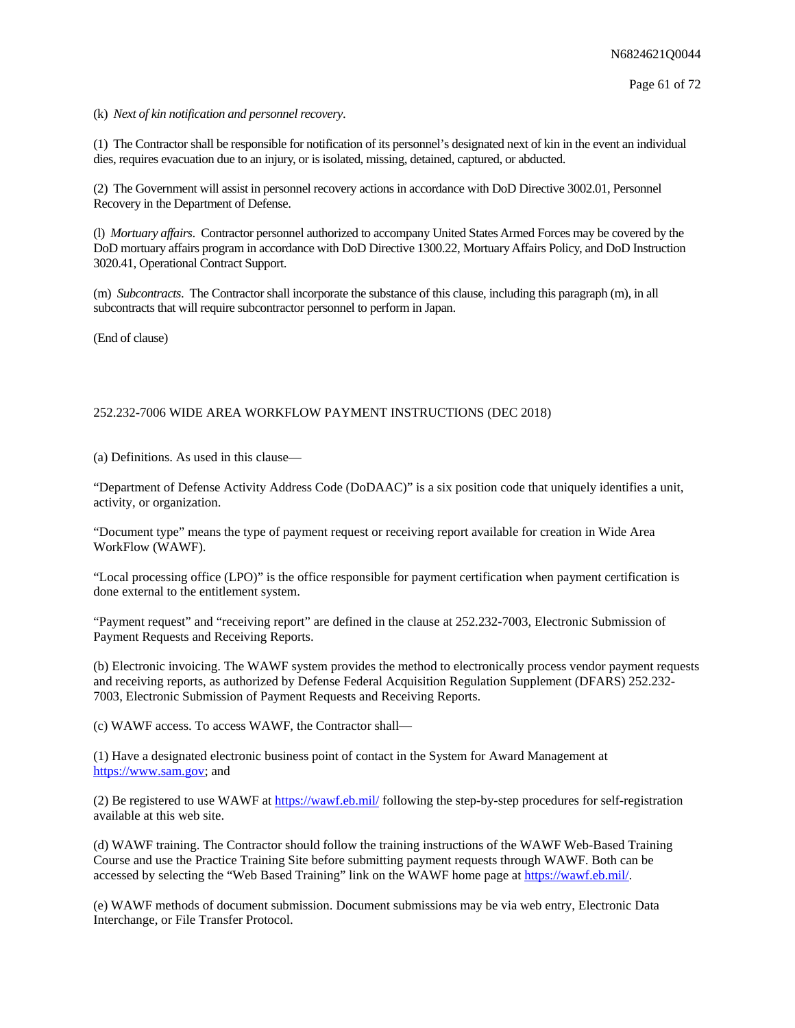(k) *Next of kin notification and personnel recovery*.

(1) The Contractor shall be responsible for notification of its personnel's designated next of kin in the event an individual dies, requires evacuation due to an injury, or is isolated, missing, detained, captured, or abducted.

(2) The Government will assist in personnel recovery actions in accordance with DoD Directive 3002.01, Personnel Recovery in the Department of Defense.

(l) *Mortuary affairs*. Contractor personnel authorized to accompany United States Armed Forces may be covered by the DoD mortuary affairs program in accordance with DoD Directive 1300.22, Mortuary Affairs Policy, and DoD Instruction 3020.41, Operational Contract Support.

(m) *Subcontracts*. The Contractor shall incorporate the substance of this clause, including this paragraph (m), in all subcontracts that will require subcontractor personnel to perform in Japan.

(End of clause)

252.232-7006 WIDE AREA WORKFLOW PAYMENT INSTRUCTIONS (DEC 2018)

(a) Definitions. As used in this clause—

"Department of Defense Activity Address Code (DoDAAC)" is a six position code that uniquely identifies a unit, activity, or organization.

"Document type" means the type of payment request or receiving report available for creation in Wide Area WorkFlow (WAWF).

"Local processing office (LPO)" is the office responsible for payment certification when payment certification is done external to the entitlement system.

"Payment request" and "receiving report" are defined in the clause at 252.232-7003, Electronic Submission of Payment Requests and Receiving Reports.

(b) Electronic invoicing. The WAWF system provides the method to electronically process vendor payment requests and receiving reports, as authorized by Defense Federal Acquisition Regulation Supplement (DFARS) 252.232-7003, Electronic Submission of Payment Requests and Receiving Reports.

(c) WAWF access. To access WAWF, the Contractor shall—

(1) Have a designated electronic business point of contact in the System for Award Management at https://www.sam.gov; and

(2) Be registered to use WAWF at https://wawf.eb.mil/ following the step-by-step procedures for self-registration available at this web site.

(d) WAWF training. The Contractor should follow the training instructions of the WAWF Web-Based Training Course and use the Practice Training Site before submitting payment requests through WAWF. Both can be accessed by selecting the "Web Based Training" link on the WAWF home page at https://wawf.eb.mil/.

(e) WAWF methods of document submission. Document submissions may be via web entry, Electronic Data Interchange, or File Transfer Protocol.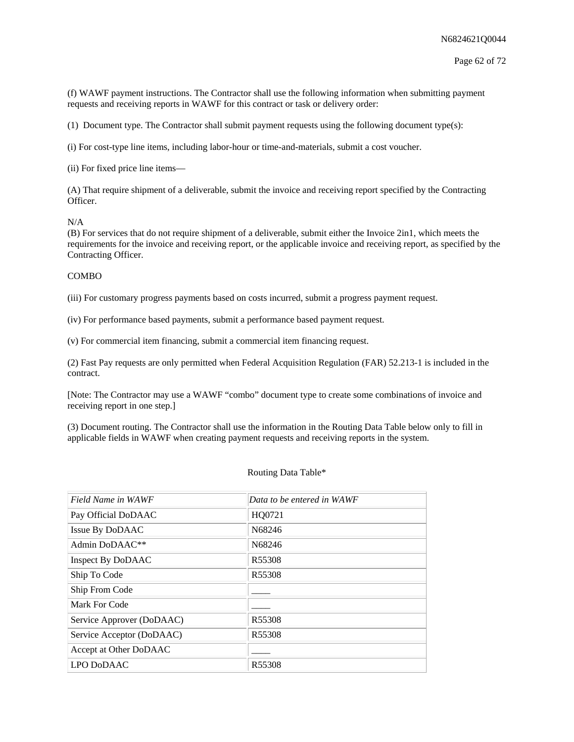(f) WAWF payment instructions. The Contractor shall use the following information when submitting payment requests and receiving reports in WAWF for this contract or task or delivery order:

(1) Document type. The Contractor shall submit payment requests using the following document type(s):

(i) For cost-type line items, including labor-hour or time-and-materials, submit a cost voucher.

(ii) For fixed price line items—

(A) That require shipment of a deliverable, submit the invoice and receiving report specified by the Contracting Officer.

N/A

(B) For services that do not require shipment of a deliverable, submit either the Invoice 2in1, which meets the requirements for the invoice and receiving report, or the applicable invoice and receiving report, as specified by the Contracting Officer.

COMBO

(iii) For customary progress payments based on costs incurred, submit a progress payment request.

(iv) For performance based payments, submit a performance based payment request.

(v) For commercial item financing, submit a commercial item financing request.

(2) Fast Pay requests are only permitted when Federal Acquisition Regulation (FAR) 52.213-1 is included in the contract.

[Note: The Contractor may use a WAWF "combo" document type to create some combinations of invoice and receiving report in one step.]

(3) Document routing. The Contractor shall use the information in the Routing Data Table below only to fill in applicable fields in WAWF when creating payment requests and receiving reports in the system.

Routing Data Table*

| *Field Name in WAWF* | *Data to be entered in WAWF* |
|---|---|
| Pay Official DoDAAC | HQ0721 |
| Issue By DoDAAC | N68246 |
| Admin DoDAAC** | N68246 |
| Inspect By DoDAAC | R55308 |
| Ship To Code | R55308 |
| Ship From Code | ____ |
| Mark For Code | ____ |
| Service Approver (DoDAAC) | R55308 |
| Service Acceptor (DoDAAC) | R55308 |
| Accept at Other DoDAAC | ____ |
| LPO DoDAAC | R55308 |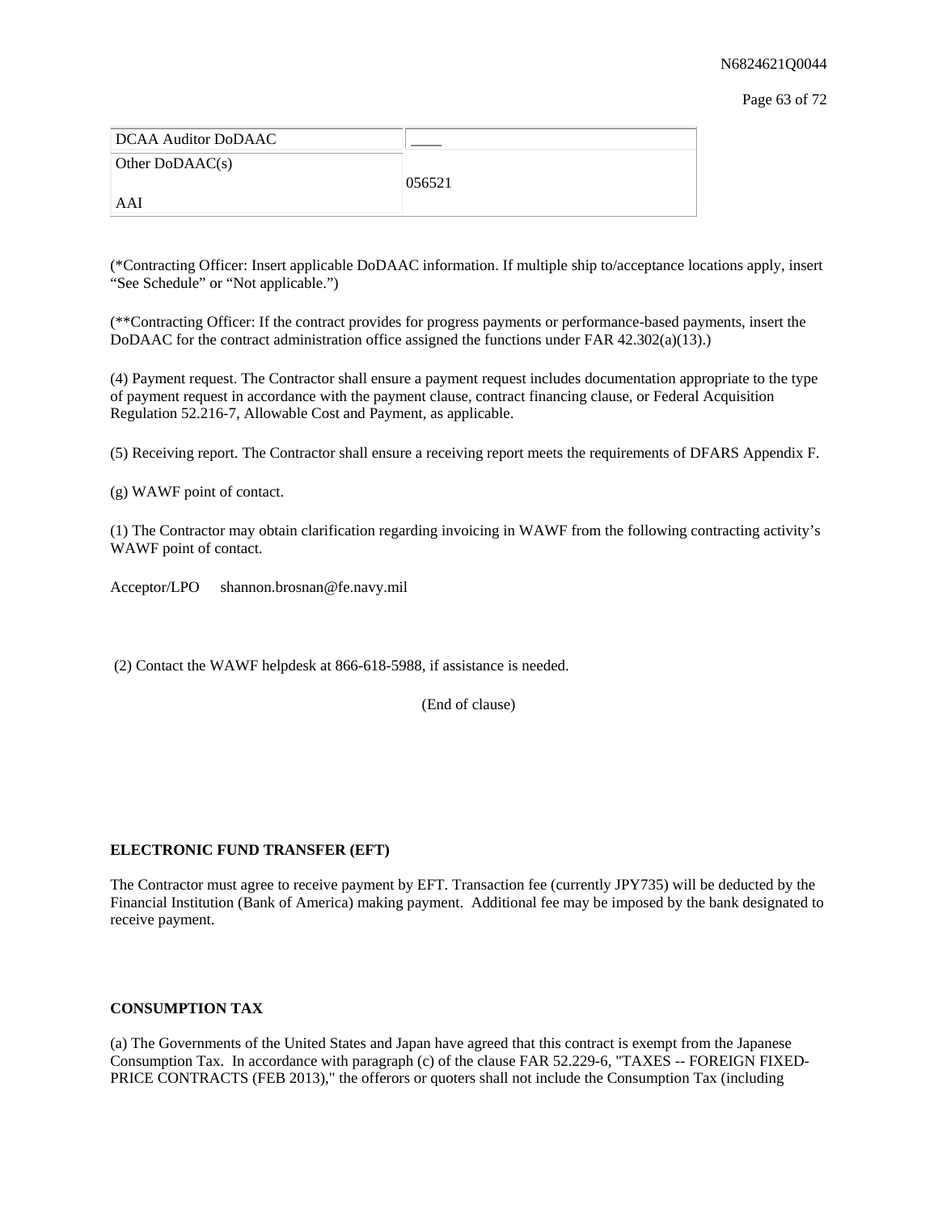| DCAA Auditor DoDAAC | ____ |
| --- | --- |
| Other DoDAAC(s)<br><br>AAI | 056521 |

(*Contracting Officer: Insert applicable DoDAAC information. If multiple ship to/acceptance locations apply, insert "See Schedule" or "Not applicable.")

(**Contracting Officer: If the contract provides for progress payments or performance-based payments, insert the DoDAAC for the contract administration office assigned the functions under FAR 42.302(a)(13).)

(4) Payment request. The Contractor shall ensure a payment request includes documentation appropriate to the type of payment request in accordance with the payment clause, contract financing clause, or Federal Acquisition Regulation 52.216-7, Allowable Cost and Payment, as applicable.

(5) Receiving report. The Contractor shall ensure a receiving report meets the requirements of DFARS Appendix F.

(g) WAWF point of contact.

(1) The Contractor may obtain clarification regarding invoicing in WAWF from the following contracting activity's WAWF point of contact.

Acceptor/LPO      shannon.brosnan@fe.navy.mil

(2) Contact the WAWF helpdesk at 866-618-5988, if assistance is needed.

(End of clause)

**ELECTRONIC FUND TRANSFER (EFT)**

The Contractor must agree to receive payment by EFT. Transaction fee (currently JPY735) will be deducted by the Financial Institution (Bank of America) making payment. Additional fee may be imposed by the bank designated to receive payment.

**CONSUMPTION TAX**

(a) The Governments of the United States and Japan have agreed that this contract is exempt from the Japanese Consumption Tax. In accordance with paragraph (c) of the clause FAR 52.229-6, "TAXES -- FOREIGN FIXED-PRICE CONTRACTS (FEB 2013)," the offerors or quoters shall not include the Consumption Tax (including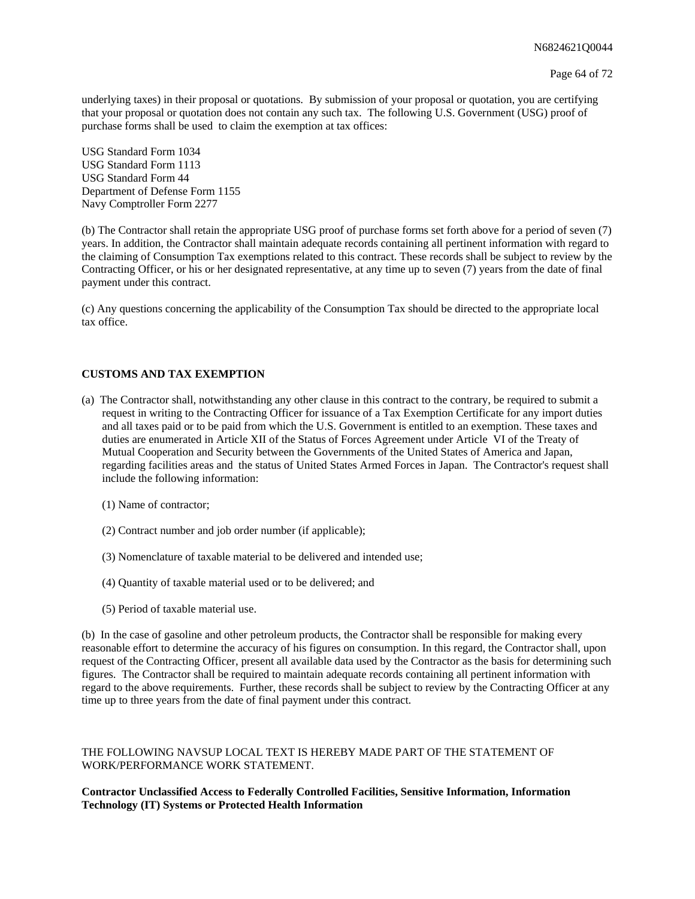underlying taxes) in their proposal or quotations. By submission of your proposal or quotation, you are certifying that your proposal or quotation does not contain any such tax. The following U.S. Government (USG) proof of purchase forms shall be used to claim the exemption at tax offices:

USG Standard Form 1034
USG Standard Form 1113
USG Standard Form 44
Department of Defense Form 1155
Navy Comptroller Form 2277

(b) The Contractor shall retain the appropriate USG proof of purchase forms set forth above for a period of seven (7) years. In addition, the Contractor shall maintain adequate records containing all pertinent information with regard to the claiming of Consumption Tax exemptions related to this contract. These records shall be subject to review by the Contracting Officer, or his or her designated representative, at any time up to seven (7) years from the date of final payment under this contract.

(c) Any questions concerning the applicability of the Consumption Tax should be directed to the appropriate local tax office.

**CUSTOMS AND TAX EXEMPTION**

(a) The Contractor shall, notwithstanding any other clause in this contract to the contrary, be required to submit a request in writing to the Contracting Officer for issuance of a Tax Exemption Certificate for any import duties and all taxes paid or to be paid from which the U.S. Government is entitled to an exemption. These taxes and duties are enumerated in Article XII of the Status of Forces Agreement under Article VI of the Treaty of Mutual Cooperation and Security between the Governments of the United States of America and Japan, regarding facilities areas and the status of United States Armed Forces in Japan. The Contractor's request shall include the following information:

(1) Name of contractor;

(2) Contract number and job order number (if applicable);

(3) Nomenclature of taxable material to be delivered and intended use;

(4) Quantity of taxable material used or to be delivered; and

(5) Period of taxable material use.

(b) In the case of gasoline and other petroleum products, the Contractor shall be responsible for making every reasonable effort to determine the accuracy of his figures on consumption. In this regard, the Contractor shall, upon request of the Contracting Officer, present all available data used by the Contractor as the basis for determining such figures. The Contractor shall be required to maintain adequate records containing all pertinent information with regard to the above requirements. Further, these records shall be subject to review by the Contracting Officer at any time up to three years from the date of final payment under this contract.

THE FOLLOWING NAVSUP LOCAL TEXT IS HEREBY MADE PART OF THE STATEMENT OF WORK/PERFORMANCE WORK STATEMENT.

**Contractor Unclassified Access to Federally Controlled Facilities, Sensitive Information, Information Technology (IT) Systems or Protected Health Information**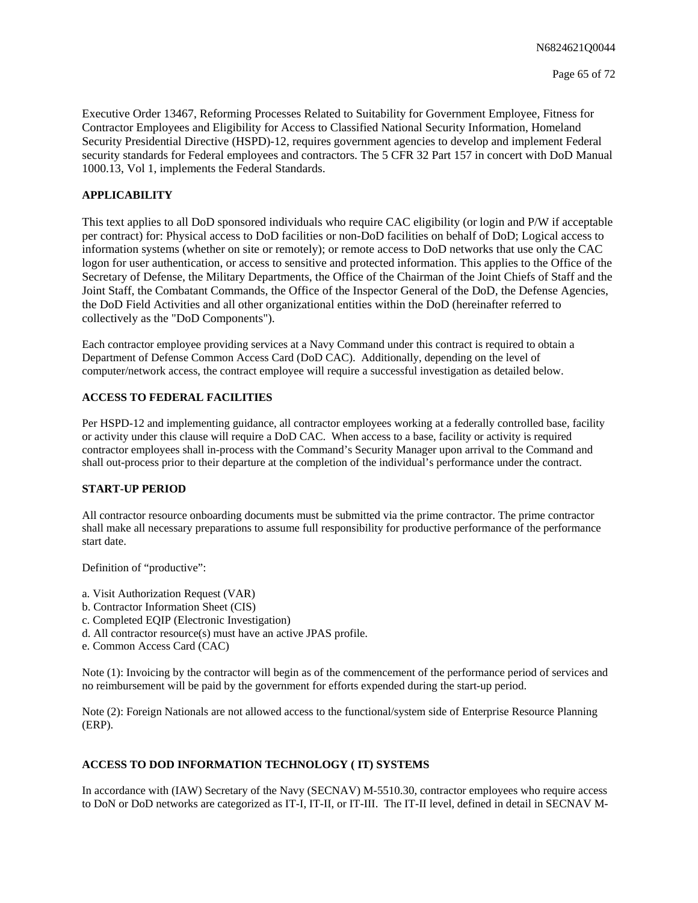Executive Order 13467, Reforming Processes Related to Suitability for Government Employee, Fitness for Contractor Employees and Eligibility for Access to Classified National Security Information, Homeland Security Presidential Directive (HSPD)-12, requires government agencies to develop and implement Federal security standards for Federal employees and contractors. The 5 CFR 32 Part 157 in concert with DoD Manual 1000.13, Vol 1, implements the Federal Standards.

**APPLICABILITY**

This text applies to all DoD sponsored individuals who require CAC eligibility (or login and P/W if acceptable per contract) for: Physical access to DoD facilities or non-DoD facilities on behalf of DoD; Logical access to information systems (whether on site or remotely); or remote access to DoD networks that use only the CAC logon for user authentication, or access to sensitive and protected information. This applies to the Office of the Secretary of Defense, the Military Departments, the Office of the Chairman of the Joint Chiefs of Staff and the Joint Staff, the Combatant Commands, the Office of the Inspector General of the DoD, the Defense Agencies, the DoD Field Activities and all other organizational entities within the DoD (hereinafter referred to collectively as the "DoD Components").

Each contractor employee providing services at a Navy Command under this contract is required to obtain a Department of Defense Common Access Card (DoD CAC). Additionally, depending on the level of computer/network access, the contract employee will require a successful investigation as detailed below.

**ACCESS TO FEDERAL FACILITIES**

Per HSPD-12 and implementing guidance, all contractor employees working at a federally controlled base, facility or activity under this clause will require a DoD CAC. When access to a base, facility or activity is required contractor employees shall in-process with the Command's Security Manager upon arrival to the Command and shall out-process prior to their departure at the completion of the individual's performance under the contract.

**START-UP PERIOD**

All contractor resource onboarding documents must be submitted via the prime contractor. The prime contractor shall make all necessary preparations to assume full responsibility for productive performance of the performance start date.

Definition of "productive":

a. Visit Authorization Request (VAR)
b. Contractor Information Sheet (CIS)
c. Completed EQIP (Electronic Investigation)
d. All contractor resource(s) must have an active JPAS profile.
e. Common Access Card (CAC)

Note (1): Invoicing by the contractor will begin as of the commencement of the performance period of services and no reimbursement will be paid by the government for efforts expended during the start-up period.

Note (2): Foreign Nationals are not allowed access to the functional/system side of Enterprise Resource Planning (ERP).

**ACCESS TO DOD INFORMATION TECHNOLOGY ( IT) SYSTEMS**

In accordance with (IAW) Secretary of the Navy (SECNAV) M-5510.30, contractor employees who require access to DoN or DoD networks are categorized as IT-I, IT-II, or IT-III. The IT-II level, defined in detail in SECNAV M-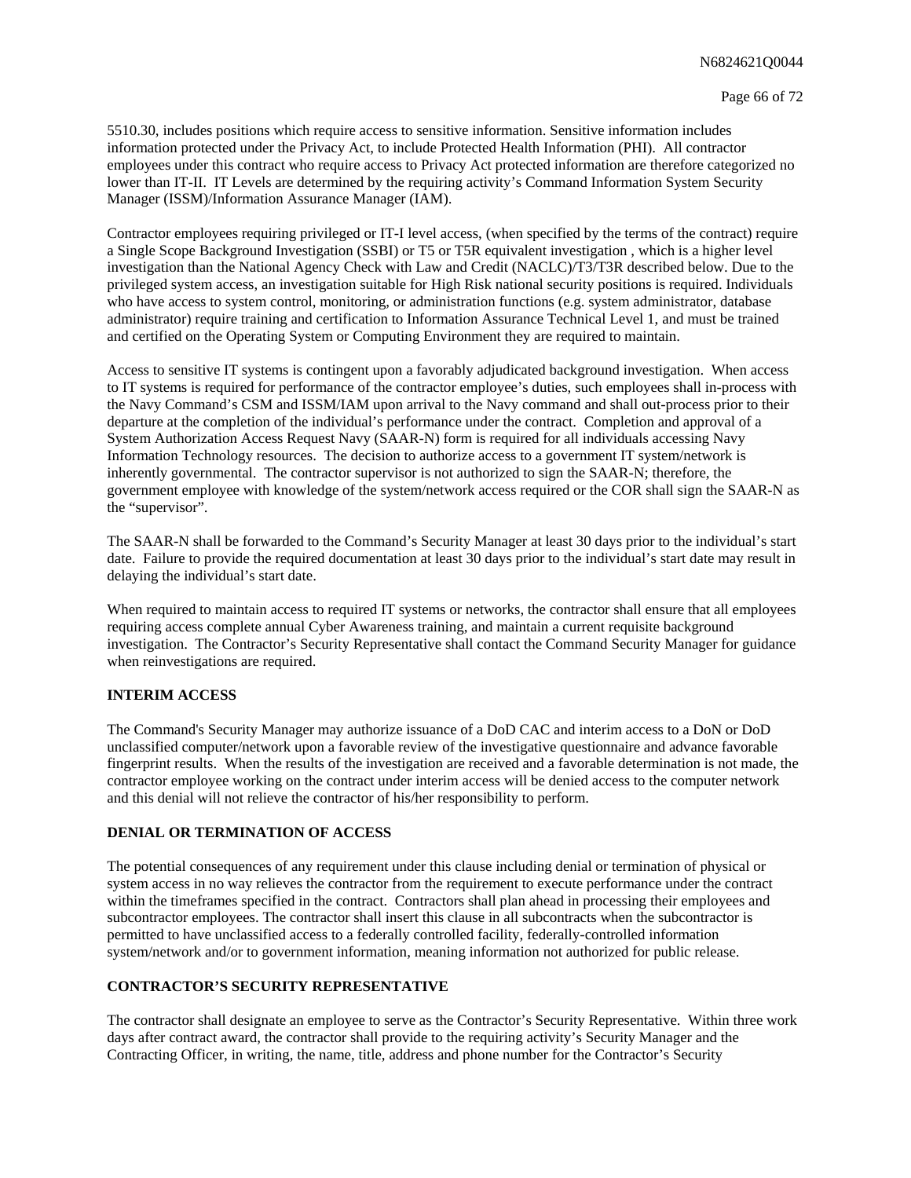5510.30, includes positions which require access to sensitive information. Sensitive information includes information protected under the Privacy Act, to include Protected Health Information (PHI). All contractor employees under this contract who require access to Privacy Act protected information are therefore categorized no lower than IT-II. IT Levels are determined by the requiring activity's Command Information System Security Manager (ISSM)/Information Assurance Manager (IAM).

Contractor employees requiring privileged or IT-I level access, (when specified by the terms of the contract) require a Single Scope Background Investigation (SSBI) or T5 or T5R equivalent investigation , which is a higher level investigation than the National Agency Check with Law and Credit (NACLC)/T3/T3R described below. Due to the privileged system access, an investigation suitable for High Risk national security positions is required. Individuals who have access to system control, monitoring, or administration functions (e.g. system administrator, database administrator) require training and certification to Information Assurance Technical Level 1, and must be trained and certified on the Operating System or Computing Environment they are required to maintain.

Access to sensitive IT systems is contingent upon a favorably adjudicated background investigation. When access to IT systems is required for performance of the contractor employee's duties, such employees shall in-process with the Navy Command's CSM and ISSM/IAM upon arrival to the Navy command and shall out-process prior to their departure at the completion of the individual's performance under the contract. Completion and approval of a System Authorization Access Request Navy (SAAR-N) form is required for all individuals accessing Navy Information Technology resources. The decision to authorize access to a government IT system/network is inherently governmental. The contractor supervisor is not authorized to sign the SAAR-N; therefore, the government employee with knowledge of the system/network access required or the COR shall sign the SAAR-N as the "supervisor".

The SAAR-N shall be forwarded to the Command's Security Manager at least 30 days prior to the individual's start date. Failure to provide the required documentation at least 30 days prior to the individual's start date may result in delaying the individual's start date.

When required to maintain access to required IT systems or networks, the contractor shall ensure that all employees requiring access complete annual Cyber Awareness training, and maintain a current requisite background investigation. The Contractor's Security Representative shall contact the Command Security Manager for guidance when reinvestigations are required.

**INTERIM ACCESS**

The Command's Security Manager may authorize issuance of a DoD CAC and interim access to a DoN or DoD unclassified computer/network upon a favorable review of the investigative questionnaire and advance favorable fingerprint results. When the results of the investigation are received and a favorable determination is not made, the contractor employee working on the contract under interim access will be denied access to the computer network and this denial will not relieve the contractor of his/her responsibility to perform.

**DENIAL OR TERMINATION OF ACCESS**

The potential consequences of any requirement under this clause including denial or termination of physical or system access in no way relieves the contractor from the requirement to execute performance under the contract within the timeframes specified in the contract. Contractors shall plan ahead in processing their employees and subcontractor employees. The contractor shall insert this clause in all subcontracts when the subcontractor is permitted to have unclassified access to a federally controlled facility, federally-controlled information system/network and/or to government information, meaning information not authorized for public release.

**CONTRACTOR'S SECURITY REPRESENTATIVE**

The contractor shall designate an employee to serve as the Contractor's Security Representative. Within three work days after contract award, the contractor shall provide to the requiring activity's Security Manager and the Contracting Officer, in writing, the name, title, address and phone number for the Contractor's Security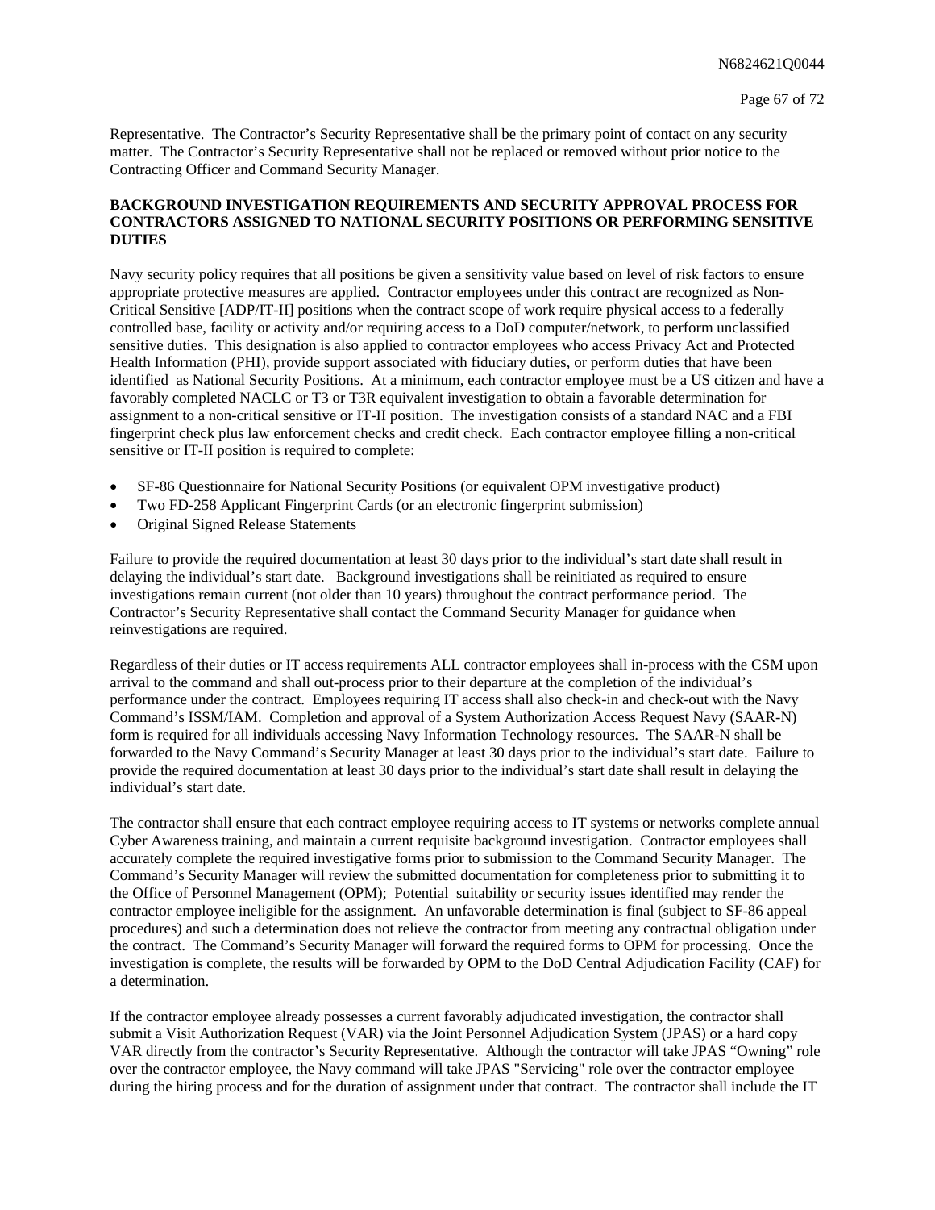Representative. The Contractor's Security Representative shall be the primary point of contact on any security matter. The Contractor's Security Representative shall not be replaced or removed without prior notice to the Contracting Officer and Command Security Manager.

**BACKGROUND INVESTIGATION REQUIREMENTS AND SECURITY APPROVAL PROCESS FOR CONTRACTORS ASSIGNED TO NATIONAL SECURITY POSITIONS OR PERFORMING SENSITIVE DUTIES**

Navy security policy requires that all positions be given a sensitivity value based on level of risk factors to ensure appropriate protective measures are applied. Contractor employees under this contract are recognized as Non-Critical Sensitive [ADP/IT-II] positions when the contract scope of work require physical access to a federally controlled base, facility or activity and/or requiring access to a DoD computer/network, to perform unclassified sensitive duties. This designation is also applied to contractor employees who access Privacy Act and Protected Health Information (PHI), provide support associated with fiduciary duties, or perform duties that have been identified as National Security Positions. At a minimum, each contractor employee must be a US citizen and have a favorably completed NACLC or T3 or T3R equivalent investigation to obtain a favorable determination for assignment to a non-critical sensitive or IT-II position. The investigation consists of a standard NAC and a FBI fingerprint check plus law enforcement checks and credit check. Each contractor employee filling a non-critical sensitive or IT-II position is required to complete:

- SF-86 Questionnaire for National Security Positions (or equivalent OPM investigative product)
- Two FD-258 Applicant Fingerprint Cards (or an electronic fingerprint submission)
- Original Signed Release Statements

Failure to provide the required documentation at least 30 days prior to the individual's start date shall result in delaying the individual's start date. Background investigations shall be reinitiated as required to ensure investigations remain current (not older than 10 years) throughout the contract performance period. The Contractor's Security Representative shall contact the Command Security Manager for guidance when reinvestigations are required.

Regardless of their duties or IT access requirements ALL contractor employees shall in-process with the CSM upon arrival to the command and shall out-process prior to their departure at the completion of the individual's performance under the contract. Employees requiring IT access shall also check-in and check-out with the Navy Command's ISSM/IAM. Completion and approval of a System Authorization Access Request Navy (SAAR-N) form is required for all individuals accessing Navy Information Technology resources. The SAAR-N shall be forwarded to the Navy Command's Security Manager at least 30 days prior to the individual's start date. Failure to provide the required documentation at least 30 days prior to the individual's start date shall result in delaying the individual's start date.

The contractor shall ensure that each contract employee requiring access to IT systems or networks complete annual Cyber Awareness training, and maintain a current requisite background investigation. Contractor employees shall accurately complete the required investigative forms prior to submission to the Command Security Manager. The Command's Security Manager will review the submitted documentation for completeness prior to submitting it to the Office of Personnel Management (OPM); Potential suitability or security issues identified may render the contractor employee ineligible for the assignment. An unfavorable determination is final (subject to SF-86 appeal procedures) and such a determination does not relieve the contractor from meeting any contractual obligation under the contract. The Command's Security Manager will forward the required forms to OPM for processing. Once the investigation is complete, the results will be forwarded by OPM to the DoD Central Adjudication Facility (CAF) for a determination.

If the contractor employee already possesses a current favorably adjudicated investigation, the contractor shall submit a Visit Authorization Request (VAR) via the Joint Personnel Adjudication System (JPAS) or a hard copy VAR directly from the contractor's Security Representative. Although the contractor will take JPAS "Owning" role over the contractor employee, the Navy command will take JPAS "Servicing" role over the contractor employee during the hiring process and for the duration of assignment under that contract. The contractor shall include the IT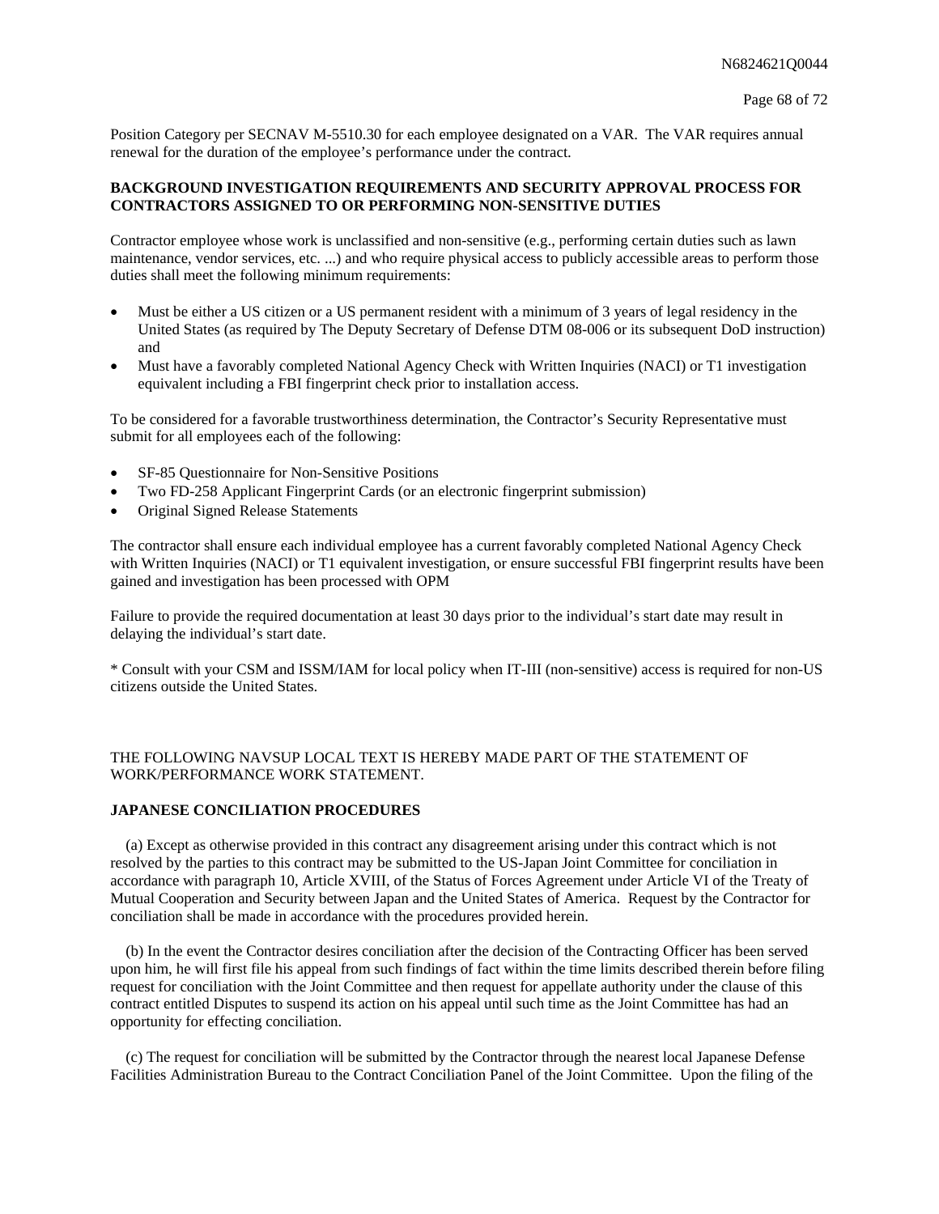Position Category per SECNAV M-5510.30 for each employee designated on a VAR. The VAR requires annual renewal for the duration of the employee's performance under the contract.

**BACKGROUND INVESTIGATION REQUIREMENTS AND SECURITY APPROVAL PROCESS FOR CONTRACTORS ASSIGNED TO OR PERFORMING NON-SENSITIVE DUTIES**

Contractor employee whose work is unclassified and non-sensitive (e.g., performing certain duties such as lawn maintenance, vendor services, etc. ...) and who require physical access to publicly accessible areas to perform those duties shall meet the following minimum requirements:

- Must be either a US citizen or a US permanent resident with a minimum of 3 years of legal residency in the United States (as required by The Deputy Secretary of Defense DTM 08-006 or its subsequent DoD instruction) and
- Must have a favorably completed National Agency Check with Written Inquiries (NACI) or T1 investigation equivalent including a FBI fingerprint check prior to installation access.

To be considered for a favorable trustworthiness determination, the Contractor's Security Representative must submit for all employees each of the following:

- SF-85 Questionnaire for Non-Sensitive Positions
- Two FD-258 Applicant Fingerprint Cards (or an electronic fingerprint submission)
- Original Signed Release Statements

The contractor shall ensure each individual employee has a current favorably completed National Agency Check with Written Inquiries (NACI) or T1 equivalent investigation, or ensure successful FBI fingerprint results have been gained and investigation has been processed with OPM

Failure to provide the required documentation at least 30 days prior to the individual's start date may result in delaying the individual's start date.

* Consult with your CSM and ISSM/IAM for local policy when IT-III (non-sensitive) access is required for non-US citizens outside the United States.

THE FOLLOWING NAVSUP LOCAL TEXT IS HEREBY MADE PART OF THE STATEMENT OF WORK/PERFORMANCE WORK STATEMENT.

**JAPANESE CONCILIATION PROCEDURES**

(a) Except as otherwise provided in this contract any disagreement arising under this contract which is not resolved by the parties to this contract may be submitted to the US-Japan Joint Committee for conciliation in accordance with paragraph 10, Article XVIII, of the Status of Forces Agreement under Article VI of the Treaty of Mutual Cooperation and Security between Japan and the United States of America. Request by the Contractor for conciliation shall be made in accordance with the procedures provided herein.

(b) In the event the Contractor desires conciliation after the decision of the Contracting Officer has been served upon him, he will first file his appeal from such findings of fact within the time limits described therein before filing request for conciliation with the Joint Committee and then request for appellate authority under the clause of this contract entitled Disputes to suspend its action on his appeal until such time as the Joint Committee has had an opportunity for effecting conciliation.

(c) The request for conciliation will be submitted by the Contractor through the nearest local Japanese Defense Facilities Administration Bureau to the Contract Conciliation Panel of the Joint Committee. Upon the filing of the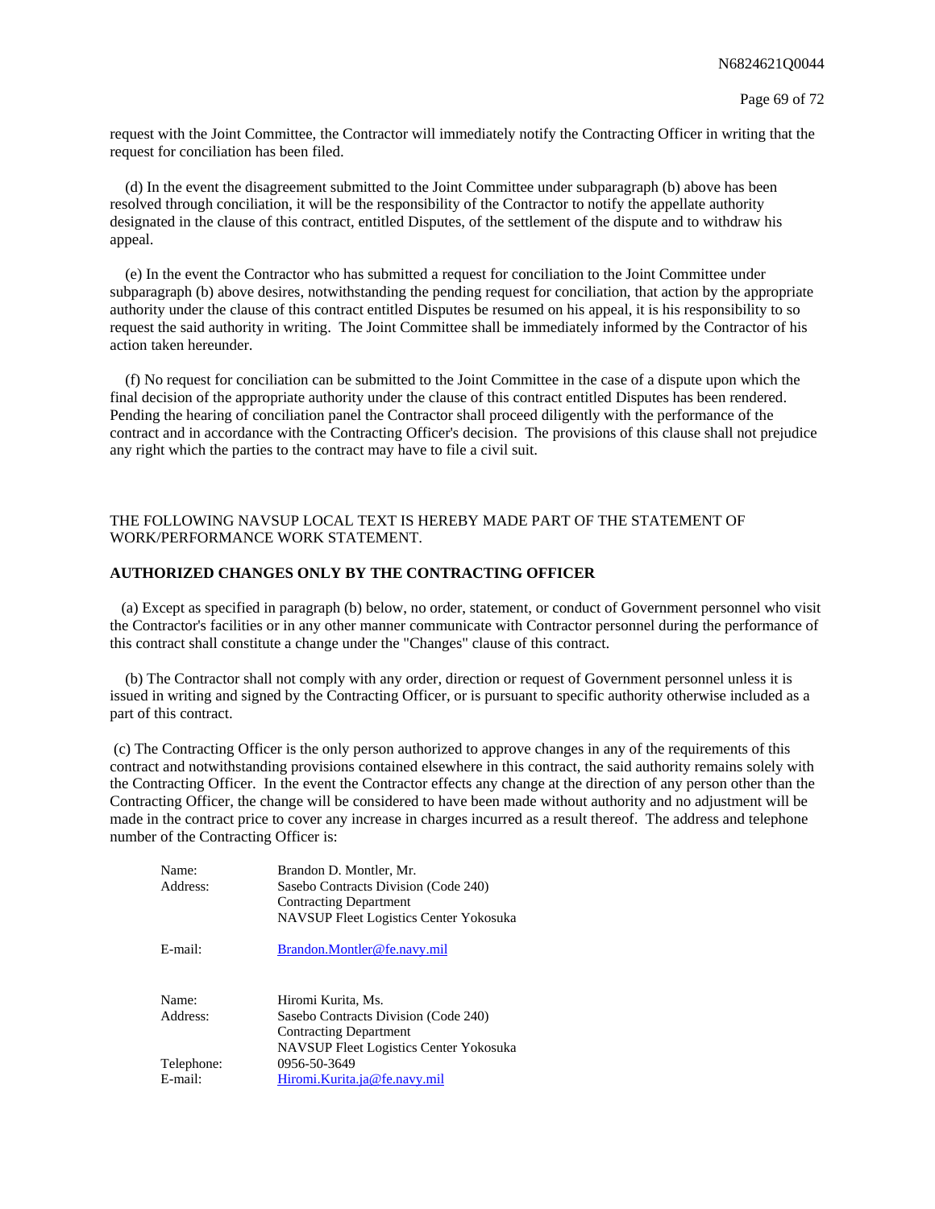request with the Joint Committee, the Contractor will immediately notify the Contracting Officer in writing that the request for conciliation has been filed.

(d) In the event the disagreement submitted to the Joint Committee under subparagraph (b) above has been resolved through conciliation, it will be the responsibility of the Contractor to notify the appellate authority designated in the clause of this contract, entitled Disputes, of the settlement of the dispute and to withdraw his appeal.

(e) In the event the Contractor who has submitted a request for conciliation to the Joint Committee under subparagraph (b) above desires, notwithstanding the pending request for conciliation, that action by the appropriate authority under the clause of this contract entitled Disputes be resumed on his appeal, it is his responsibility to so request the said authority in writing. The Joint Committee shall be immediately informed by the Contractor of his action taken hereunder.

(f) No request for conciliation can be submitted to the Joint Committee in the case of a dispute upon which the final decision of the appropriate authority under the clause of this contract entitled Disputes has been rendered. Pending the hearing of conciliation panel the Contractor shall proceed diligently with the performance of the contract and in accordance with the Contracting Officer's decision. The provisions of this clause shall not prejudice any right which the parties to the contract may have to file a civil suit.

THE FOLLOWING NAVSUP LOCAL TEXT IS HEREBY MADE PART OF THE STATEMENT OF WORK/PERFORMANCE WORK STATEMENT.

**AUTHORIZED CHANGES ONLY BY THE CONTRACTING OFFICER**

(a) Except as specified in paragraph (b) below, no order, statement, or conduct of Government personnel who visit the Contractor's facilities or in any other manner communicate with Contractor personnel during the performance of this contract shall constitute a change under the "Changes" clause of this contract.

(b) The Contractor shall not comply with any order, direction or request of Government personnel unless it is issued in writing and signed by the Contracting Officer, or is pursuant to specific authority otherwise included as a part of this contract.

(c) The Contracting Officer is the only person authorized to approve changes in any of the requirements of this contract and notwithstanding provisions contained elsewhere in this contract, the said authority remains solely with the Contracting Officer. In the event the Contractor effects any change at the direction of any person other than the Contracting Officer, the change will be considered to have been made without authority and no adjustment will be made in the contract price to cover any increase in charges incurred as a result thereof. The address and telephone number of the Contracting Officer is:

Name: Brandon D. Montler, Mr.
Address: Sasebo Contracts Division (Code 240)
Contracting Department
NAVSUP Fleet Logistics Center Yokosuka

E-mail: Brandon.Montler@fe.navy.mil

Name: Hiromi Kurita, Ms.
Address: Sasebo Contracts Division (Code 240)
Contracting Department
NAVSUP Fleet Logistics Center Yokosuka
Telephone: 0956-50-3649
E-mail: Hiromi.Kurita.ja@fe.navy.mil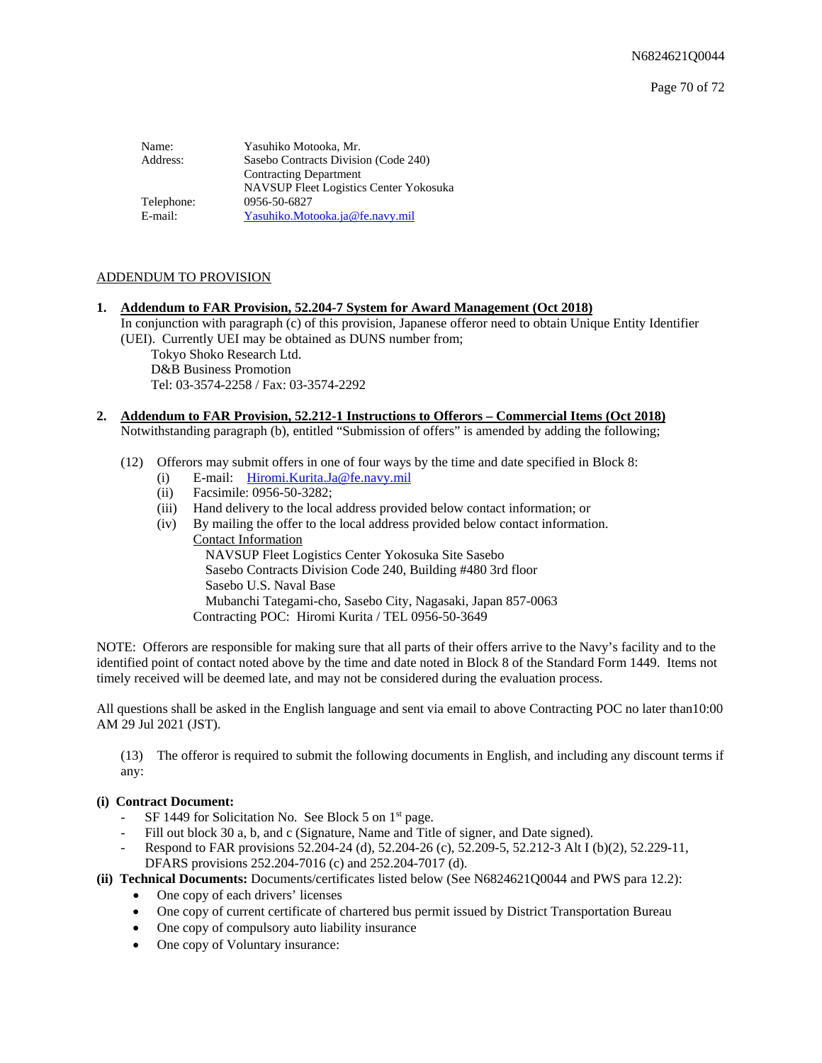| | |
|---|---|
| Name: | Yasuhiko Motooka, Mr. |
| Address: | Sasebo Contracts Division (Code 240) |
| | Contracting Department |
| | NAVSUP Fleet Logistics Center Yokosuka |
| Telephone: | 0956-50-6827 |
| E-mail: | Yasuhiko.Motooka.ja@fe.navy.mil |

ADDENDUM TO PROVISION

**1. Addendum to FAR Provision, 52.204-7 System for Award Management (Oct 2018)**

In conjunction with paragraph (c) of this provision, Japanese offeror need to obtain Unique Entity Identifier (UEI). Currently UEI may be obtained as DUNS number from;

Tokyo Shoko Research Ltd.
D&B Business Promotion
Tel: 03-3574-2258 / Fax: 03-3574-2292

**2. Addendum to FAR Provision, 52.212-1 Instructions to Offerors – Commercial Items (Oct 2018)**

Notwithstanding paragraph (b), entitled "Submission of offers" is amended by adding the following;

(12) Offerors may submit offers in one of four ways by the time and date specified in Block 8:

- (i) E-mail: Hiromi.Kurita.Ja@fe.navy.mil
- (ii) Facsimile: 0956-50-3282;
- (iii) Hand delivery to the local address provided below contact information; or
- (iv) By mailing the offer to the local address provided below contact information.

Contact Information

NAVSUP Fleet Logistics Center Yokosuka Site Sasebo
Sasebo Contracts Division Code 240, Building #480 3rd floor
Sasebo U.S. Naval Base
Mubanchi Tategami-cho, Sasebo City, Nagasaki, Japan 857-0063

Contracting POC: Hiromi Kurita / TEL 0956-50-3649

NOTE: Offerors are responsible for making sure that all parts of their offers arrive to the Navy's facility and to the identified point of contact noted above by the time and date noted in Block 8 of the Standard Form 1449. Items not timely received will be deemed late, and may not be considered during the evaluation process.

All questions shall be asked in the English language and sent via email to above Contracting POC no later than10:00 AM 29 Jul 2021 (JST).

(13) The offeror is required to submit the following documents in English, and including any discount terms if any:

**(i) Contract Document:**

- SF 1449 for Solicitation No. See Block 5 on 1st page.
- Fill out block 30 a, b, and c (Signature, Name and Title of signer, and Date signed).
- Respond to FAR provisions 52.204-24 (d), 52.204-26 (c), 52.209-5, 52.212-3 Alt I (b)(2), 52.229-11, DFARS provisions 252.204-7016 (c) and 252.204-7017 (d).

**(ii) Technical Documents:** Documents/certificates listed below (See N6824621Q0044 and PWS para 12.2):

- One copy of each drivers' licenses
- One copy of current certificate of chartered bus permit issued by District Transportation Bureau
- One copy of compulsory auto liability insurance
- One copy of Voluntary insurance: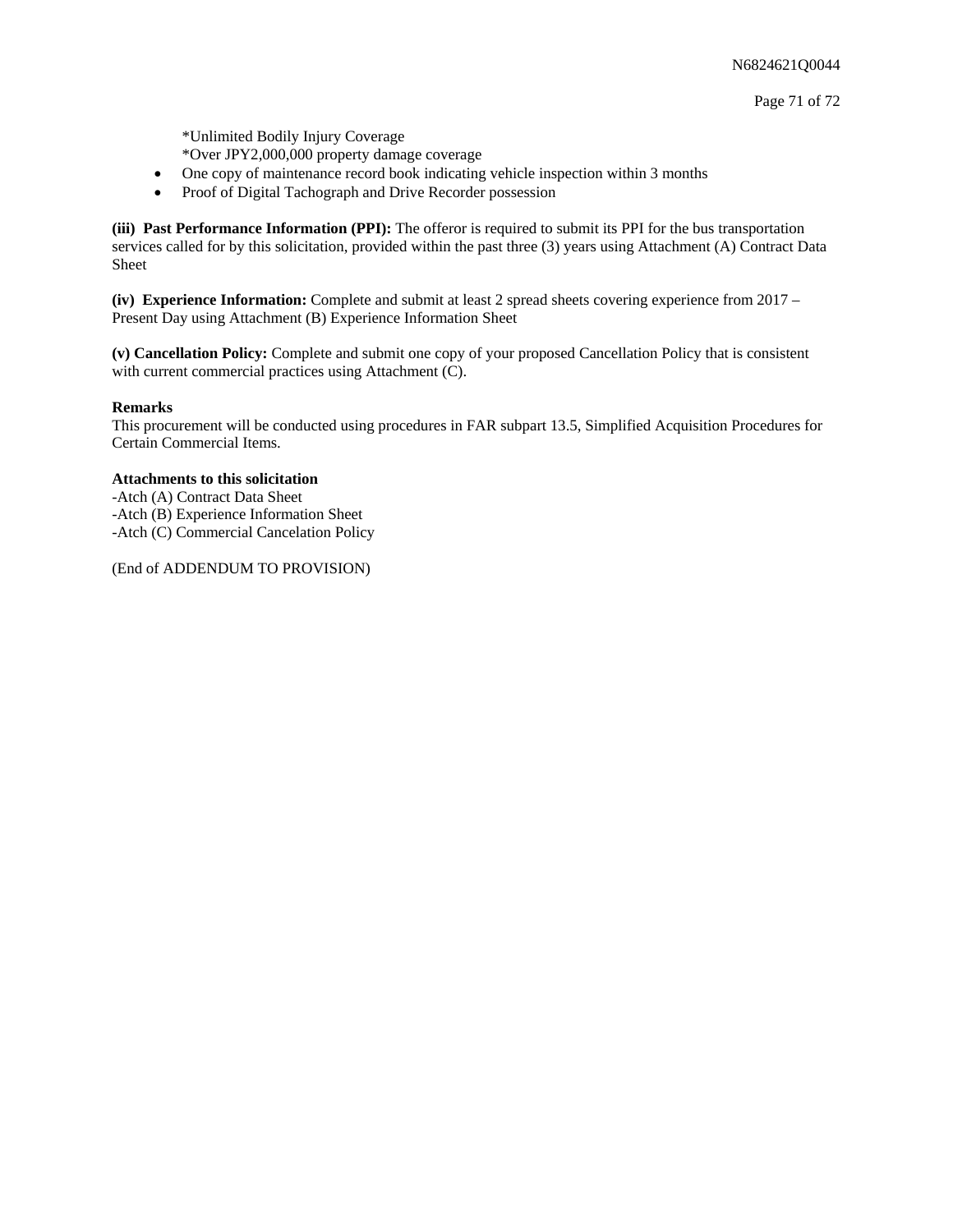*Unlimited Bodily Injury Coverage
*Over JPY2,000,000 property damage coverage

- One copy of maintenance record book indicating vehicle inspection within 3 months
- Proof of Digital Tachograph and Drive Recorder possession

**(iii) Past Performance Information (PPI):** The offeror is required to submit its PPI for the bus transportation services called for by this solicitation, provided within the past three (3) years using Attachment (A) Contract Data Sheet

**(iv) Experience Information:** Complete and submit at least 2 spread sheets covering experience from 2017 – Present Day using Attachment (B) Experience Information Sheet

**(v) Cancellation Policy:** Complete and submit one copy of your proposed Cancellation Policy that is consistent with current commercial practices using Attachment (C).

**Remarks**
This procurement will be conducted using procedures in FAR subpart 13.5, Simplified Acquisition Procedures for Certain Commercial Items.

**Attachments to this solicitation**
-Atch (A) Contract Data Sheet
-Atch (B) Experience Information Sheet
-Atch (C) Commercial Cancelation Policy

(End of ADDENDUM TO PROVISION)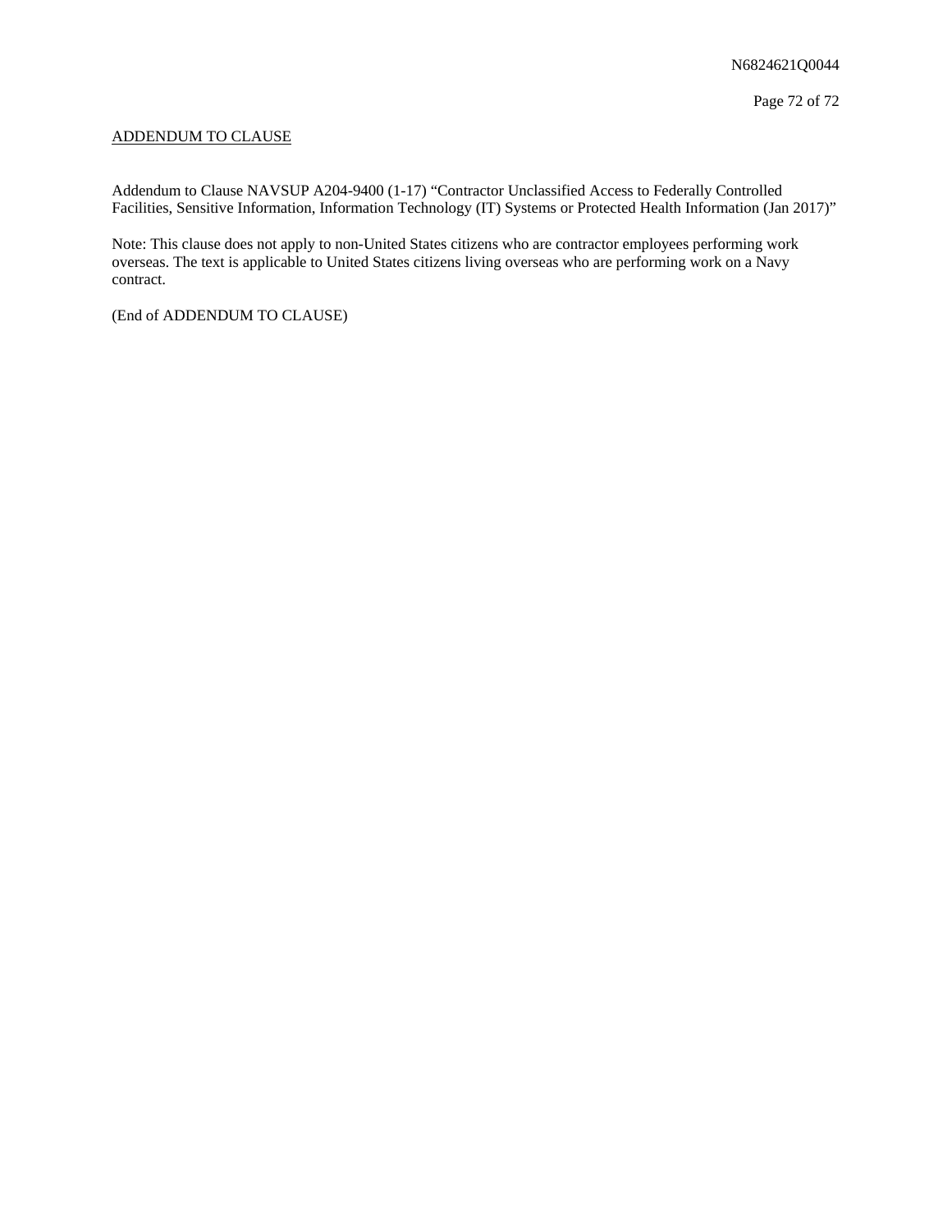ADDENDUM TO CLAUSE

Addendum to Clause NAVSUP A204-9400 (1-17) “Contractor Unclassified Access to Federally Controlled Facilities, Sensitive Information, Information Technology (IT) Systems or Protected Health Information (Jan 2017)”

Note: This clause does not apply to non-United States citizens who are contractor employees performing work overseas. The text is applicable to United States citizens living overseas who are performing work on a Navy contract.

(End of ADDENDUM TO CLAUSE)